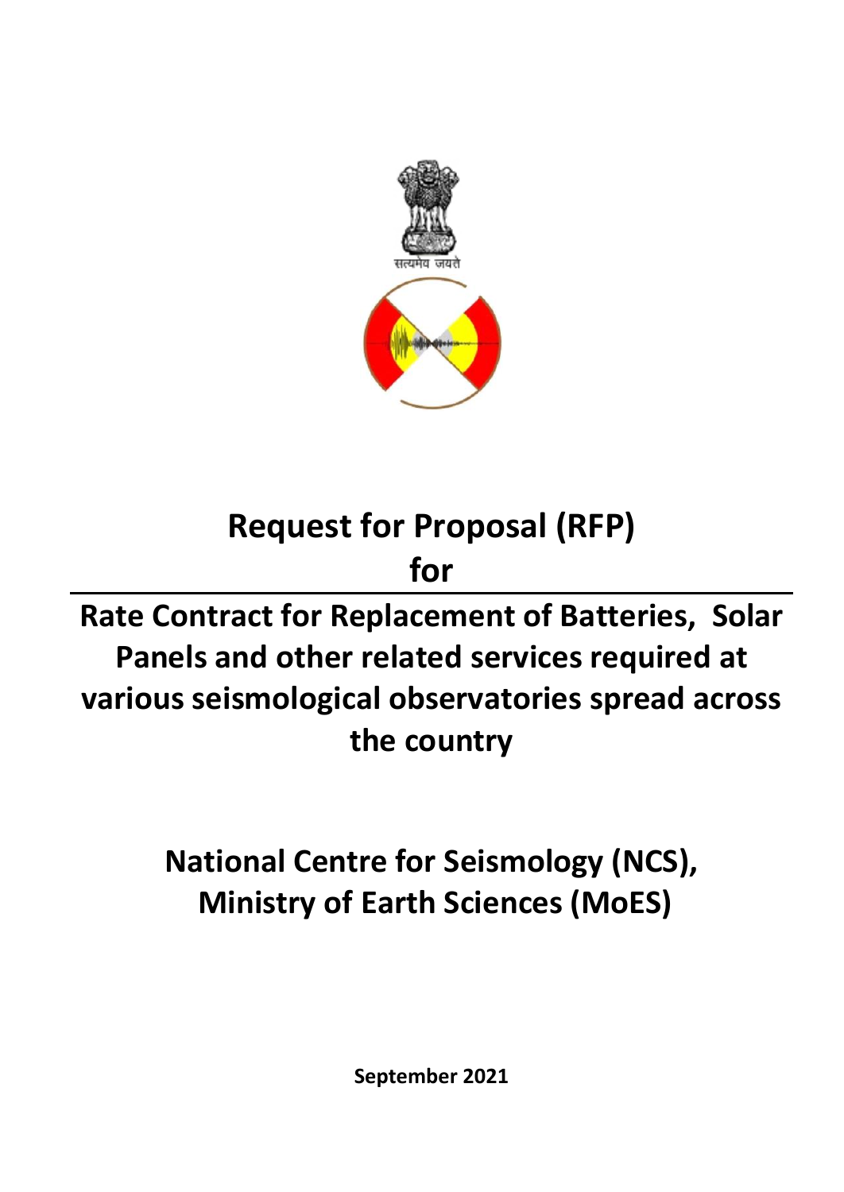# Request for Proposal (RFP)

# for

# Rate Contract for Replacement of Batteries, Solar Panels and other related services required at various seismological observatories spread across the country

## National Centre for Seismology (NCS), Ministry of Earth Sciences (MoES)

**September 2021**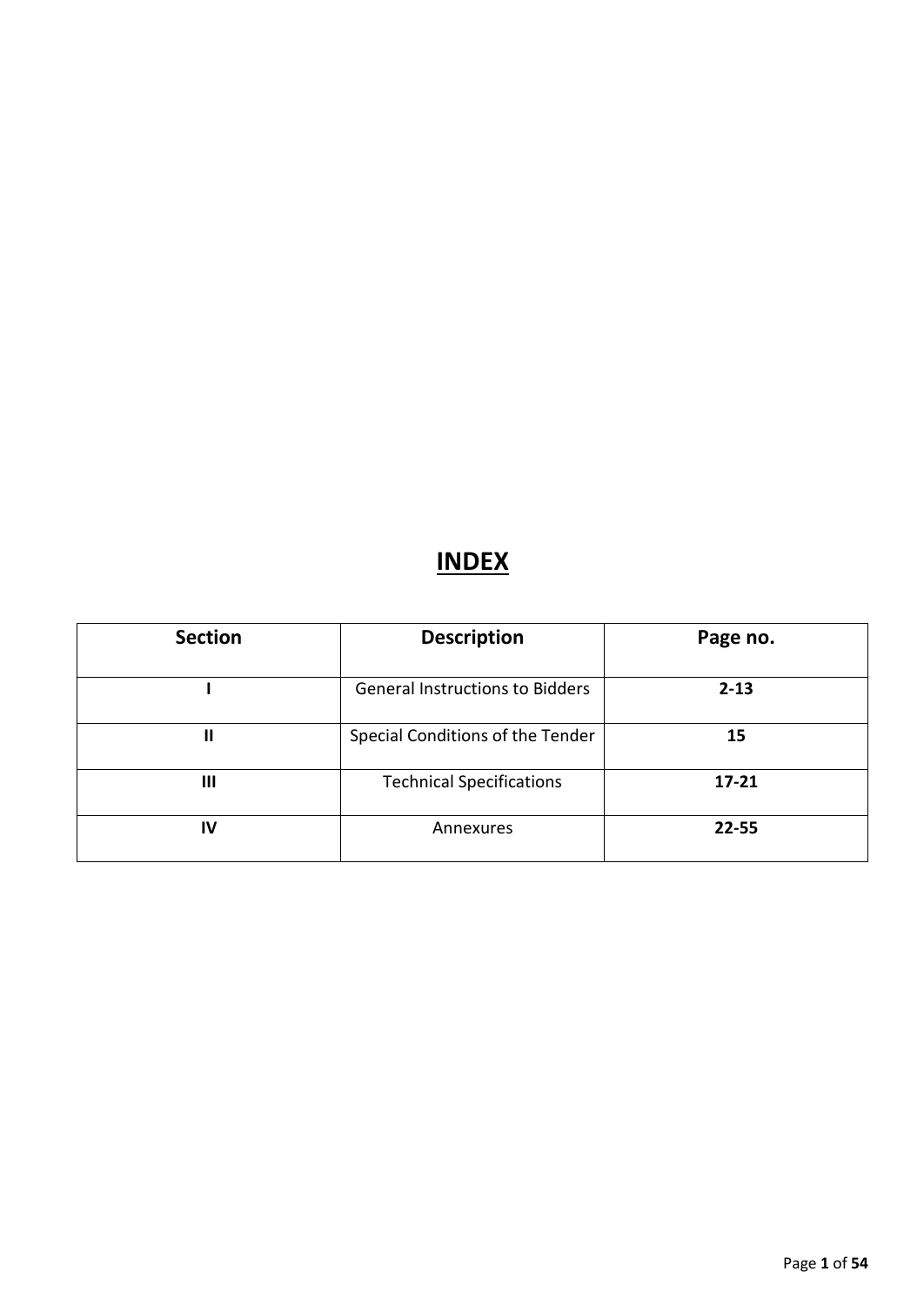# INDEX

| Section | Description | Page no. |
|---|---|---|
| I | General Instructions to Bidders | **2-13** |
| II | Special Conditions of the Tender | **15** |
| III | Technical Specifications | **17-21** |
| IV | Annexures | **22-55** |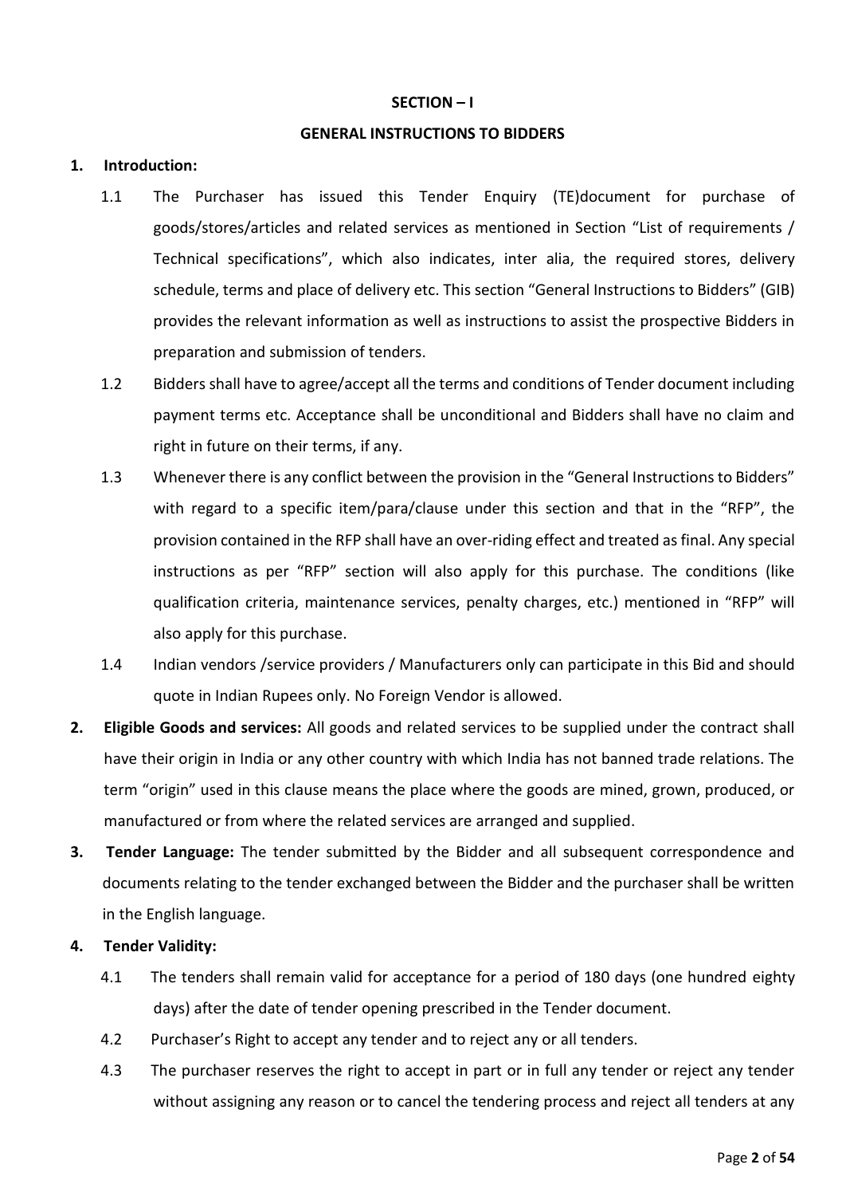## SECTION – I

## GENERAL INSTRUCTIONS TO BIDDERS

**1. Introduction:**

1.1 The Purchaser has issued this Tender Enquiry (TE)document for purchase of goods/stores/articles and related services as mentioned in Section "List of requirements / Technical specifications", which also indicates, inter alia, the required stores, delivery schedule, terms and place of delivery etc. This section "General Instructions to Bidders" (GIB) provides the relevant information as well as instructions to assist the prospective Bidders in preparation and submission of tenders.

1.2 Bidders shall have to agree/accept all the terms and conditions of Tender document including payment terms etc. Acceptance shall be unconditional and Bidders shall have no claim and right in future on their terms, if any.

1.3 Whenever there is any conflict between the provision in the "General Instructions to Bidders" with regard to a specific item/para/clause under this section and that in the "RFP", the provision contained in the RFP shall have an over-riding effect and treated as final. Any special instructions as per "RFP" section will also apply for this purchase. The conditions (like qualification criteria, maintenance services, penalty charges, etc.) mentioned in "RFP" will also apply for this purchase.

1.4 Indian vendors /service providers / Manufacturers only can participate in this Bid and should quote in Indian Rupees only. No Foreign Vendor is allowed.

**2. Eligible Goods and services:** All goods and related services to be supplied under the contract shall have their origin in India or any other country with which India has not banned trade relations. The term "origin" used in this clause means the place where the goods are mined, grown, produced, or manufactured or from where the related services are arranged and supplied.

**3. Tender Language:** The tender submitted by the Bidder and all subsequent correspondence and documents relating to the tender exchanged between the Bidder and the purchaser shall be written in the English language.

**4. Tender Validity:**

4.1 The tenders shall remain valid for acceptance for a period of 180 days (one hundred eighty days) after the date of tender opening prescribed in the Tender document.

4.2 Purchaser's Right to accept any tender and to reject any or all tenders.

4.3 The purchaser reserves the right to accept in part or in full any tender or reject any tender without assigning any reason or to cancel the tendering process and reject all tenders at any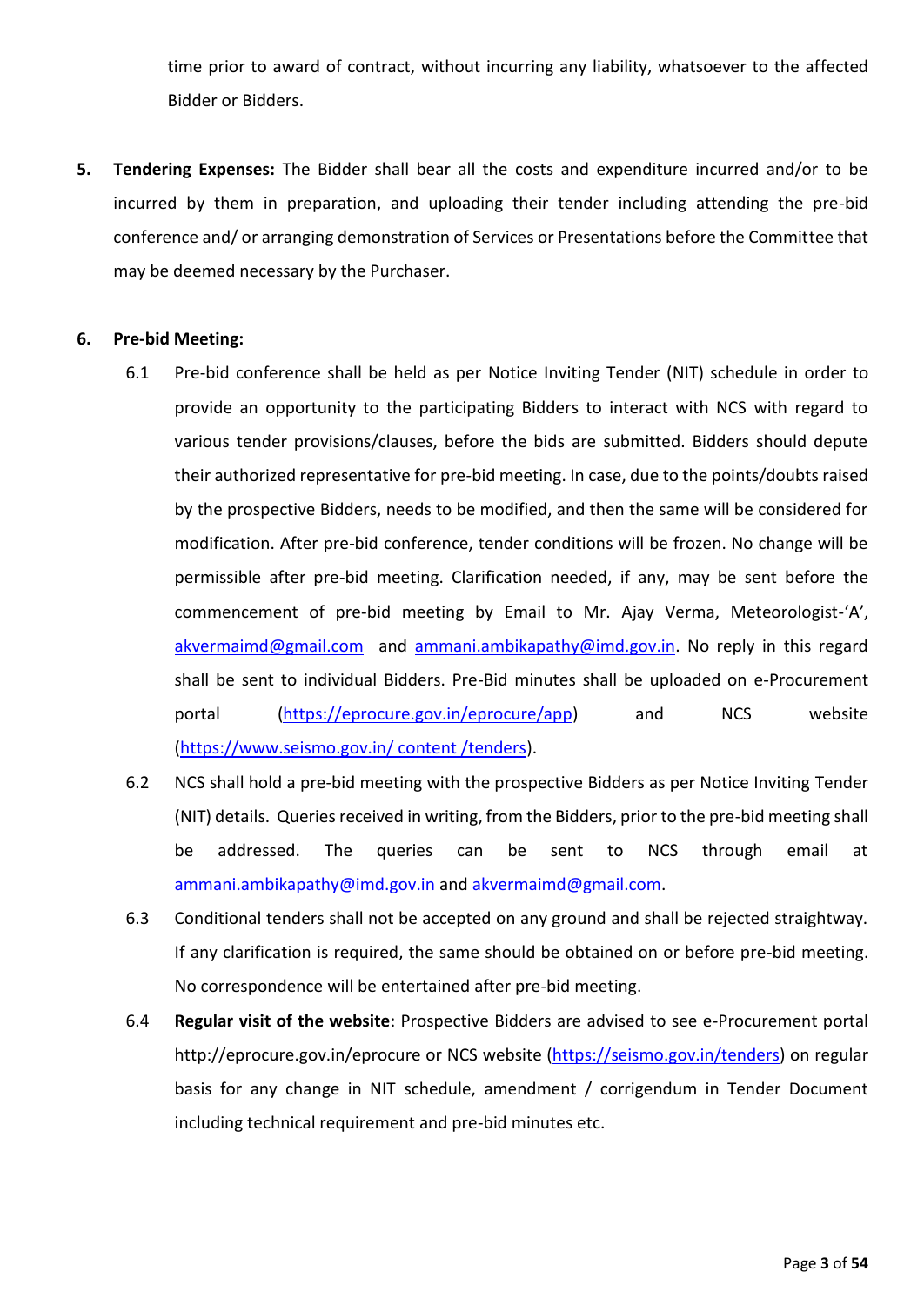time prior to award of contract, without incurring any liability, whatsoever to the affected Bidder or Bidders.

5. **Tendering Expenses:** The Bidder shall bear all the costs and expenditure incurred and/or to be incurred by them in preparation, and uploading their tender including attending the pre-bid conference and/ or arranging demonstration of Services or Presentations before the Committee that may be deemed necessary by the Purchaser.

6. **Pre-bid Meeting:**

   6.1 Pre-bid conference shall be held as per Notice Inviting Tender (NIT) schedule in order to provide an opportunity to the participating Bidders to interact with NCS with regard to various tender provisions/clauses, before the bids are submitted. Bidders should depute their authorized representative for pre-bid meeting. In case, due to the points/doubts raised by the prospective Bidders, needs to be modified, and then the same will be considered for modification. After pre-bid conference, tender conditions will be frozen. No change will be permissible after pre-bid meeting. Clarification needed, if any, may be sent before the commencement of pre-bid meeting by Email to Mr. Ajay Verma, Meteorologist-'A', akvermaimd@gmail.com and ammani.ambikapathy@imd.gov.in. No reply in this regard shall be sent to individual Bidders. Pre-Bid minutes shall be uploaded on e-Procurement portal (https://eprocure.gov.in/eprocure/app) and NCS website (https://www.seismo.gov.in/ content /tenders).

   6.2 NCS shall hold a pre-bid meeting with the prospective Bidders as per Notice Inviting Tender (NIT) details. Queries received in writing, from the Bidders, prior to the pre-bid meeting shall be addressed. The queries can be sent to NCS through email at ammani.ambikapathy@imd.gov.in and akvermaimd@gmail.com.

   6.3 Conditional tenders shall not be accepted on any ground and shall be rejected straightway. If any clarification is required, the same should be obtained on or before pre-bid meeting. No correspondence will be entertained after pre-bid meeting.

   6.4 **Regular visit of the website**: Prospective Bidders are advised to see e-Procurement portal http://eprocure.gov.in/eprocure or NCS website (https://seismo.gov.in/tenders) on regular basis for any change in NIT schedule, amendment / corrigendum in Tender Document including technical requirement and pre-bid minutes etc.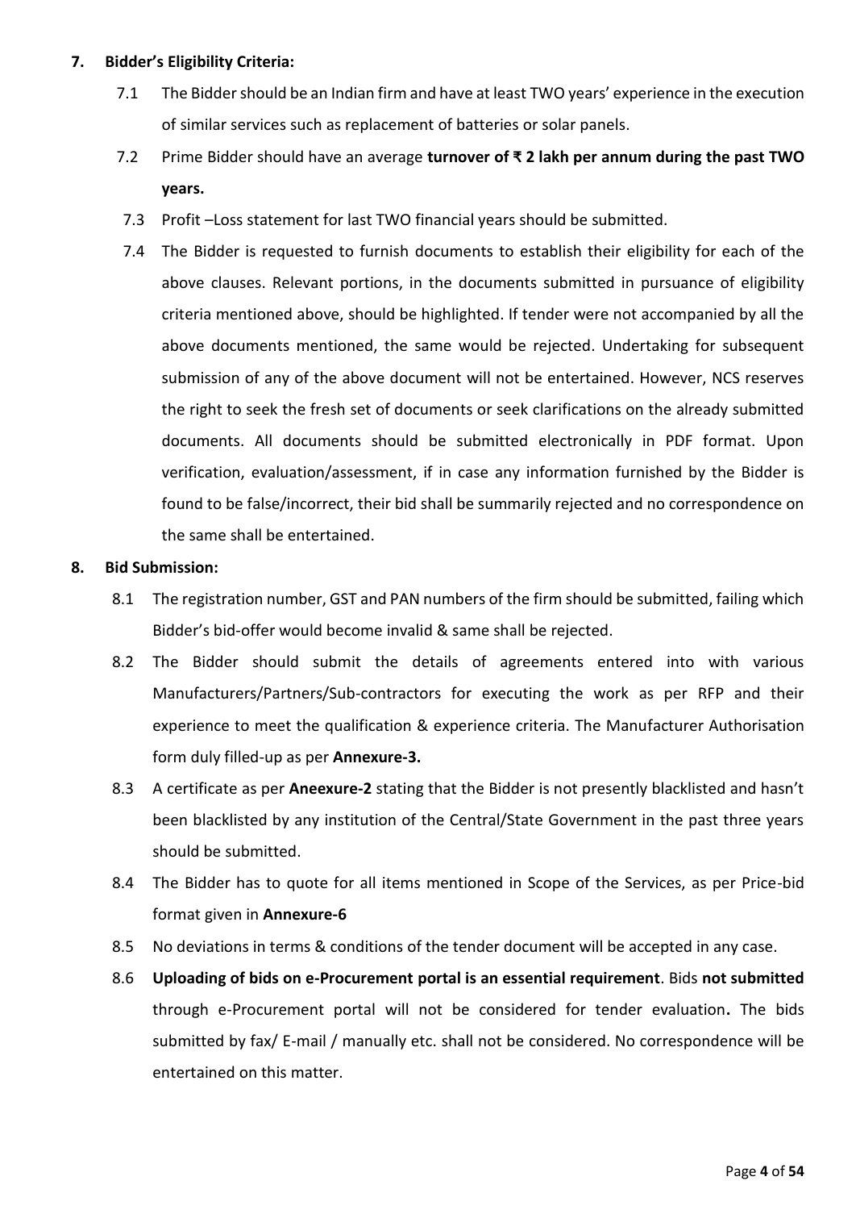## 7. Bidder's Eligibility Criteria:

7.1 The Bidder should be an Indian firm and have at least TWO years' experience in the execution of similar services such as replacement of batteries or solar panels.

7.2 Prime Bidder should have an average **turnover of ₹ 2 lakh per annum during the past TWO years.**

7.3 Profit –Loss statement for last TWO financial years should be submitted.

7.4 The Bidder is requested to furnish documents to establish their eligibility for each of the above clauses. Relevant portions, in the documents submitted in pursuance of eligibility criteria mentioned above, should be highlighted. If tender were not accompanied by all the above documents mentioned, the same would be rejected. Undertaking for subsequent submission of any of the above document will not be entertained. However, NCS reserves the right to seek the fresh set of documents or seek clarifications on the already submitted documents. All documents should be submitted electronically in PDF format. Upon verification, evaluation/assessment, if in case any information furnished by the Bidder is found to be false/incorrect, their bid shall be summarily rejected and no correspondence on the same shall be entertained.

## 8. Bid Submission:

8.1 The registration number, GST and PAN numbers of the firm should be submitted, failing which Bidder's bid-offer would become invalid & same shall be rejected.

8.2 The Bidder should submit the details of agreements entered into with various Manufacturers/Partners/Sub-contractors for executing the work as per RFP and their experience to meet the qualification & experience criteria. The Manufacturer Authorisation form duly filled-up as per **Annexure-3.**

8.3 A certificate as per **Aneexure-2** stating that the Bidder is not presently blacklisted and hasn't been blacklisted by any institution of the Central/State Government in the past three years should be submitted.

8.4 The Bidder has to quote for all items mentioned in Scope of the Services, as per Price-bid format given in **Annexure-6**

8.5 No deviations in terms & conditions of the tender document will be accepted in any case.

8.6 **Uploading of bids on e-Procurement portal is an essential requirement**. Bids **not submitted** through e-Procurement portal will not be considered for tender evaluation**.** The bids submitted by fax/ E-mail / manually etc. shall not be considered. No correspondence will be entertained on this matter.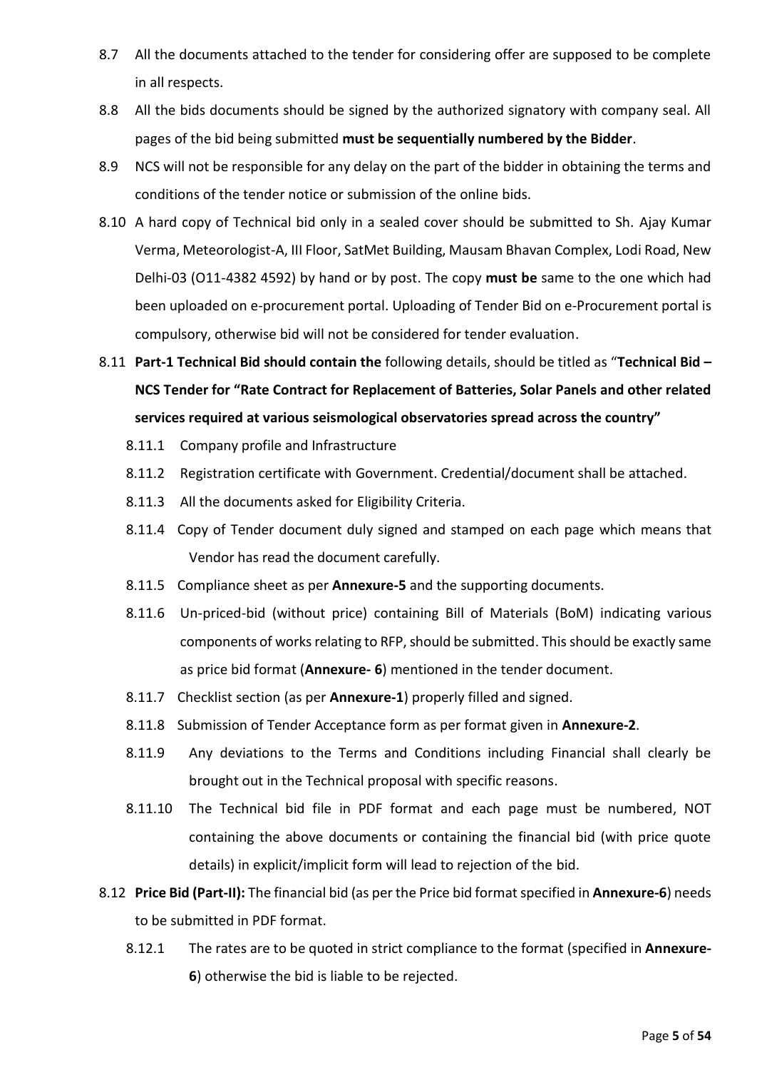8.7 All the documents attached to the tender for considering offer are supposed to be complete in all respects.

8.8 All the bids documents should be signed by the authorized signatory with company seal. All pages of the bid being submitted **must be sequentially numbered by the Bidder**.

8.9 NCS will not be responsible for any delay on the part of the bidder in obtaining the terms and conditions of the tender notice or submission of the online bids.

8.10 A hard copy of Technical bid only in a sealed cover should be submitted to Sh. Ajay Kumar Verma, Meteorologist-A, III Floor, SatMet Building, Mausam Bhavan Complex, Lodi Road, New Delhi-03 (O11-4382 4592) by hand or by post. The copy **must be** same to the one which had been uploaded on e-procurement portal. Uploading of Tender Bid on e-Procurement portal is compulsory, otherwise bid will not be considered for tender evaluation.

8.11 **Part-1 Technical Bid should contain the** following details, should be titled as "**Technical Bid – NCS Tender for "Rate Contract for Replacement of Batteries, Solar Panels and other related services required at various seismological observatories spread across the country"**

8.11.1 Company profile and Infrastructure

8.11.2 Registration certificate with Government. Credential/document shall be attached.

8.11.3 All the documents asked for Eligibility Criteria.

8.11.4 Copy of Tender document duly signed and stamped on each page which means that Vendor has read the document carefully.

8.11.5 Compliance sheet as per **Annexure-5** and the supporting documents.

8.11.6 Un-priced-bid (without price) containing Bill of Materials (BoM) indicating various components of works relating to RFP, should be submitted. This should be exactly same as price bid format (**Annexure- 6**) mentioned in the tender document.

8.11.7 Checklist section (as per **Annexure-1**) properly filled and signed.

8.11.8 Submission of Tender Acceptance form as per format given in **Annexure-2**.

8.11.9 Any deviations to the Terms and Conditions including Financial shall clearly be brought out in the Technical proposal with specific reasons.

8.11.10 The Technical bid file in PDF format and each page must be numbered, NOT containing the above documents or containing the financial bid (with price quote details) in explicit/implicit form will lead to rejection of the bid.

8.12 **Price Bid (Part-II):** The financial bid (as per the Price bid format specified in **Annexure-6**) needs to be submitted in PDF format.

8.12.1 The rates are to be quoted in strict compliance to the format (specified in **Annexure-6**) otherwise the bid is liable to be rejected.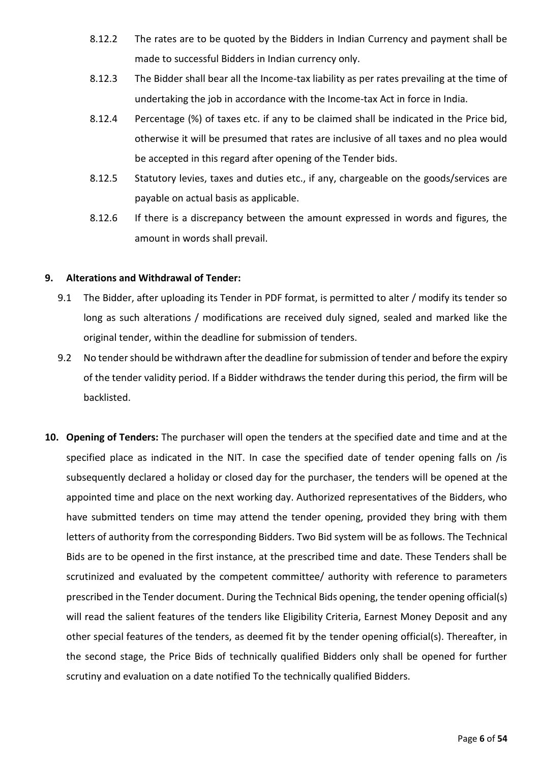8.12.2 The rates are to be quoted by the Bidders in Indian Currency and payment shall be made to successful Bidders in Indian currency only.

8.12.3 The Bidder shall bear all the Income-tax liability as per rates prevailing at the time of undertaking the job in accordance with the Income-tax Act in force in India.

8.12.4 Percentage (%) of taxes etc. if any to be claimed shall be indicated in the Price bid, otherwise it will be presumed that rates are inclusive of all taxes and no plea would be accepted in this regard after opening of the Tender bids.

8.12.5 Statutory levies, taxes and duties etc., if any, chargeable on the goods/services are payable on actual basis as applicable.

8.12.6 If there is a discrepancy between the amount expressed in words and figures, the amount in words shall prevail.

**9. Alterations and Withdrawal of Tender:**

9.1 The Bidder, after uploading its Tender in PDF format, is permitted to alter / modify its tender so long as such alterations / modifications are received duly signed, sealed and marked like the original tender, within the deadline for submission of tenders.

9.2 No tender should be withdrawn after the deadline for submission of tender and before the expiry of the tender validity period. If a Bidder withdraws the tender during this period, the firm will be backlisted.

**10. Opening of Tenders:** The purchaser will open the tenders at the specified date and time and at the specified place as indicated in the NIT. In case the specified date of tender opening falls on /is subsequently declared a holiday or closed day for the purchaser, the tenders will be opened at the appointed time and place on the next working day. Authorized representatives of the Bidders, who have submitted tenders on time may attend the tender opening, provided they bring with them letters of authority from the corresponding Bidders. Two Bid system will be as follows. The Technical Bids are to be opened in the first instance, at the prescribed time and date. These Tenders shall be scrutinized and evaluated by the competent committee/ authority with reference to parameters prescribed in the Tender document. During the Technical Bids opening, the tender opening official(s) will read the salient features of the tenders like Eligibility Criteria, Earnest Money Deposit and any other special features of the tenders, as deemed fit by the tender opening official(s). Thereafter, in the second stage, the Price Bids of technically qualified Bidders only shall be opened for further scrutiny and evaluation on a date notified To the technically qualified Bidders.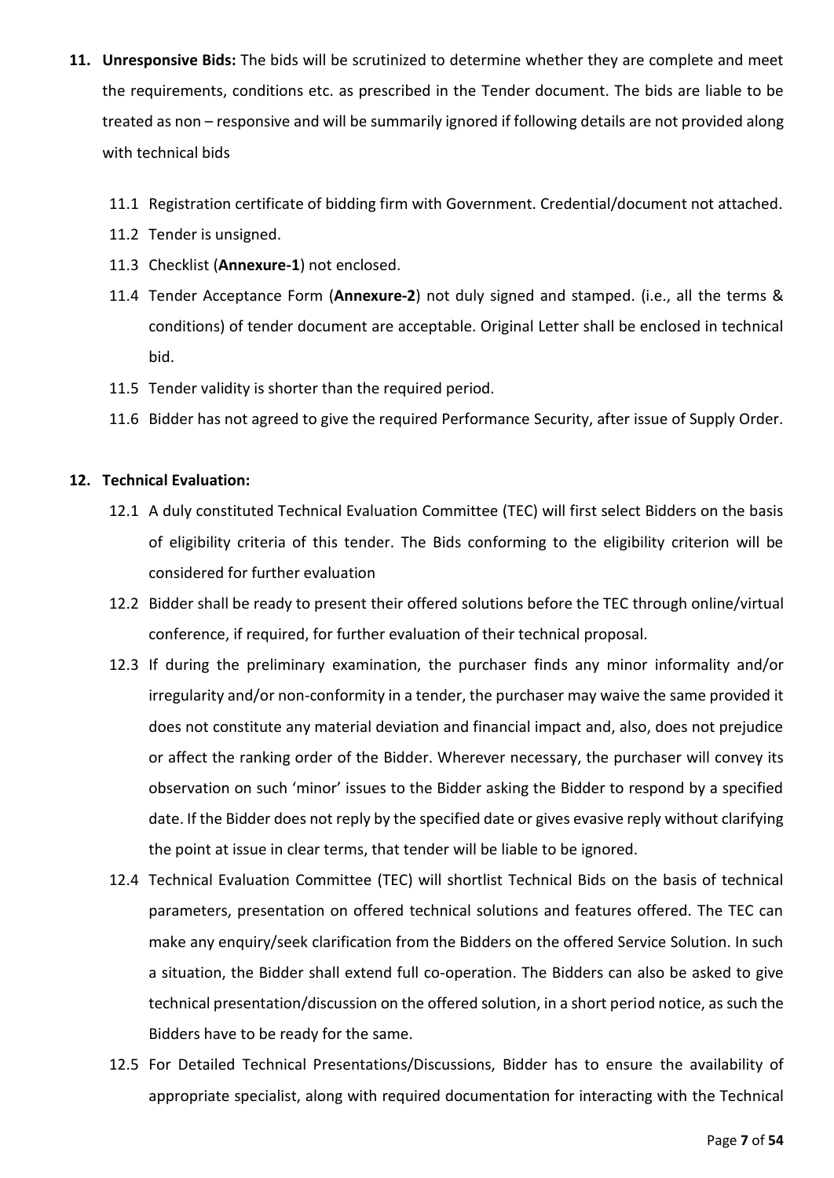11. **Unresponsive Bids:** The bids will be scrutinized to determine whether they are complete and meet the requirements, conditions etc. as prescribed in the Tender document. The bids are liable to be treated as non – responsive and will be summarily ignored if following details are not provided along with technical bids

    11.1 Registration certificate of bidding firm with Government. Credential/document not attached.

    11.2 Tender is unsigned.

    11.3 Checklist (**Annexure-1**) not enclosed.

    11.4 Tender Acceptance Form (**Annexure-2**) not duly signed and stamped. (i.e., all the terms & conditions) of tender document are acceptable. Original Letter shall be enclosed in technical bid.

    11.5 Tender validity is shorter than the required period.

    11.6 Bidder has not agreed to give the required Performance Security, after issue of Supply Order.

12. **Technical Evaluation:**

    12.1 A duly constituted Technical Evaluation Committee (TEC) will first select Bidders on the basis of eligibility criteria of this tender. The Bids conforming to the eligibility criterion will be considered for further evaluation

    12.2 Bidder shall be ready to present their offered solutions before the TEC through online/virtual conference, if required, for further evaluation of their technical proposal.

    12.3 If during the preliminary examination, the purchaser finds any minor informality and/or irregularity and/or non-conformity in a tender, the purchaser may waive the same provided it does not constitute any material deviation and financial impact and, also, does not prejudice or affect the ranking order of the Bidder. Wherever necessary, the purchaser will convey its observation on such 'minor' issues to the Bidder asking the Bidder to respond by a specified date. If the Bidder does not reply by the specified date or gives evasive reply without clarifying the point at issue in clear terms, that tender will be liable to be ignored.

    12.4 Technical Evaluation Committee (TEC) will shortlist Technical Bids on the basis of technical parameters, presentation on offered technical solutions and features offered. The TEC can make any enquiry/seek clarification from the Bidders on the offered Service Solution. In such a situation, the Bidder shall extend full co-operation. The Bidders can also be asked to give technical presentation/discussion on the offered solution, in a short period notice, as such the Bidders have to be ready for the same.

    12.5 For Detailed Technical Presentations/Discussions, Bidder has to ensure the availability of appropriate specialist, along with required documentation for interacting with the Technical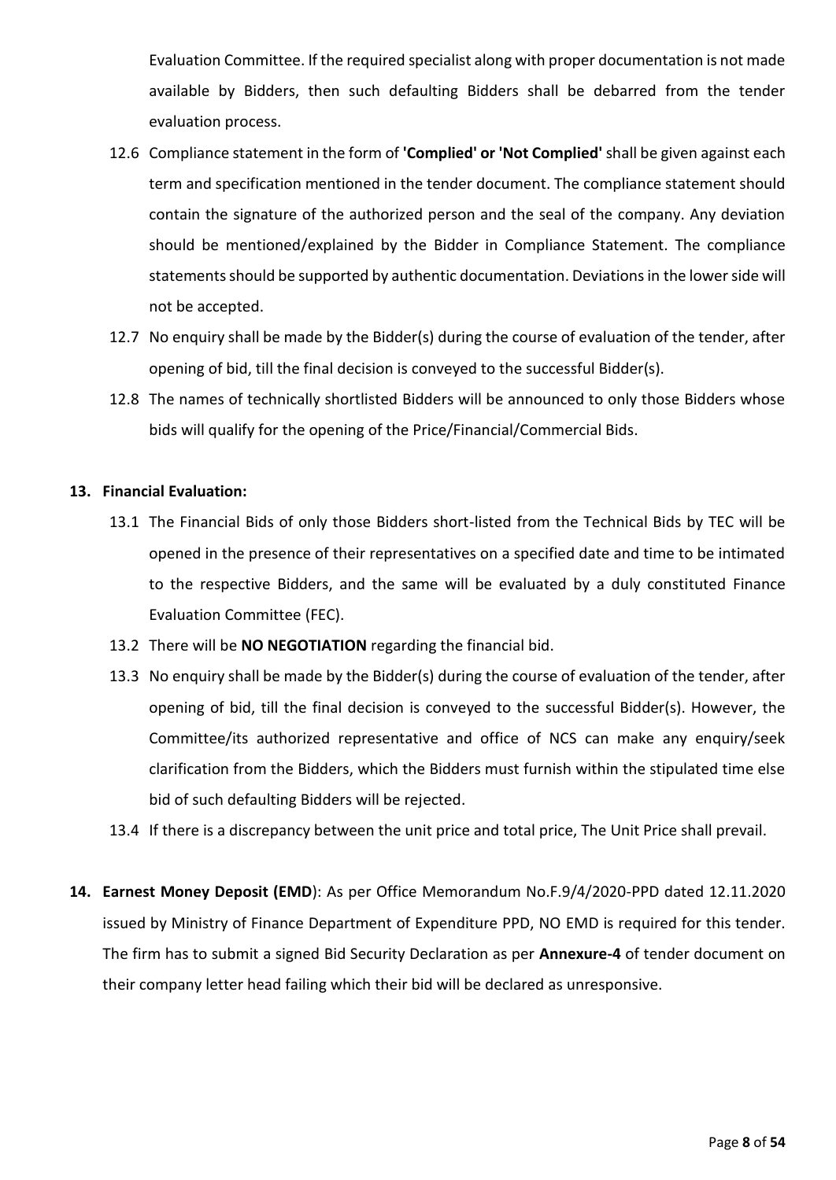Evaluation Committee. If the required specialist along with proper documentation is not made available by Bidders, then such defaulting Bidders shall be debarred from the tender evaluation process.

12.6 Compliance statement in the form of **'Complied' or 'Not Complied'** shall be given against each term and specification mentioned in the tender document. The compliance statement should contain the signature of the authorized person and the seal of the company. Any deviation should be mentioned/explained by the Bidder in Compliance Statement. The compliance statements should be supported by authentic documentation. Deviations in the lower side will not be accepted.

12.7 No enquiry shall be made by the Bidder(s) during the course of evaluation of the tender, after opening of bid, till the final decision is conveyed to the successful Bidder(s).

12.8 The names of technically shortlisted Bidders will be announced to only those Bidders whose bids will qualify for the opening of the Price/Financial/Commercial Bids.

**13. Financial Evaluation:**

13.1 The Financial Bids of only those Bidders short-listed from the Technical Bids by TEC will be opened in the presence of their representatives on a specified date and time to be intimated to the respective Bidders, and the same will be evaluated by a duly constituted Finance Evaluation Committee (FEC).

13.2 There will be **NO NEGOTIATION** regarding the financial bid.

13.3 No enquiry shall be made by the Bidder(s) during the course of evaluation of the tender, after opening of bid, till the final decision is conveyed to the successful Bidder(s). However, the Committee/its authorized representative and office of NCS can make any enquiry/seek clarification from the Bidders, which the Bidders must furnish within the stipulated time else bid of such defaulting Bidders will be rejected.

13.4 If there is a discrepancy between the unit price and total price, The Unit Price shall prevail.

**14. Earnest Money Deposit (EMD**): As per Office Memorandum No.F.9/4/2020-PPD dated 12.11.2020 issued by Ministry of Finance Department of Expenditure PPD, NO EMD is required for this tender. The firm has to submit a signed Bid Security Declaration as per **Annexure-4** of tender document on their company letter head failing which their bid will be declared as unresponsive.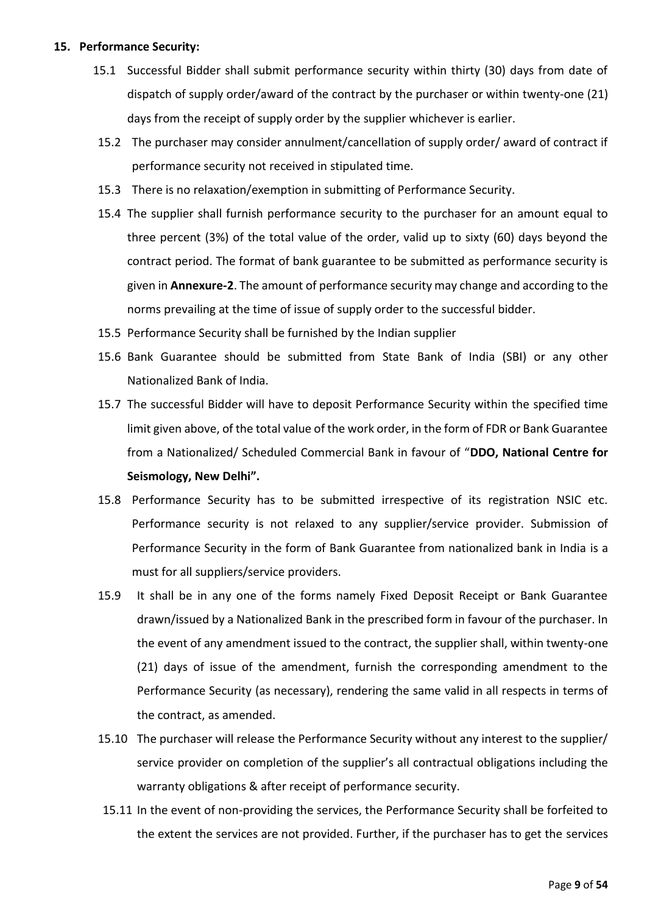**15. Performance Security:**

15.1 Successful Bidder shall submit performance security within thirty (30) days from date of dispatch of supply order/award of the contract by the purchaser or within twenty-one (21) days from the receipt of supply order by the supplier whichever is earlier.

15.2 The purchaser may consider annulment/cancellation of supply order/ award of contract if performance security not received in stipulated time.

15.3 There is no relaxation/exemption in submitting of Performance Security.

15.4 The supplier shall furnish performance security to the purchaser for an amount equal to three percent (3%) of the total value of the order, valid up to sixty (60) days beyond the contract period. The format of bank guarantee to be submitted as performance security is given in **Annexure-2**. The amount of performance security may change and according to the norms prevailing at the time of issue of supply order to the successful bidder.

15.5 Performance Security shall be furnished by the Indian supplier

15.6 Bank Guarantee should be submitted from State Bank of India (SBI) or any other Nationalized Bank of India.

15.7 The successful Bidder will have to deposit Performance Security within the specified time limit given above, of the total value of the work order, in the form of FDR or Bank Guarantee from a Nationalized/ Scheduled Commercial Bank in favour of "**DDO, National Centre for Seismology, New Delhi".**

15.8 Performance Security has to be submitted irrespective of its registration NSIC etc. Performance security is not relaxed to any supplier/service provider. Submission of Performance Security in the form of Bank Guarantee from nationalized bank in India is a must for all suppliers/service providers.

15.9 It shall be in any one of the forms namely Fixed Deposit Receipt or Bank Guarantee drawn/issued by a Nationalized Bank in the prescribed form in favour of the purchaser. In the event of any amendment issued to the contract, the supplier shall, within twenty-one (21) days of issue of the amendment, furnish the corresponding amendment to the Performance Security (as necessary), rendering the same valid in all respects in terms of the contract, as amended.

15.10 The purchaser will release the Performance Security without any interest to the supplier/ service provider on completion of the supplier's all contractual obligations including the warranty obligations & after receipt of performance security.

15.11 In the event of non-providing the services, the Performance Security shall be forfeited to the extent the services are not provided. Further, if the purchaser has to get the services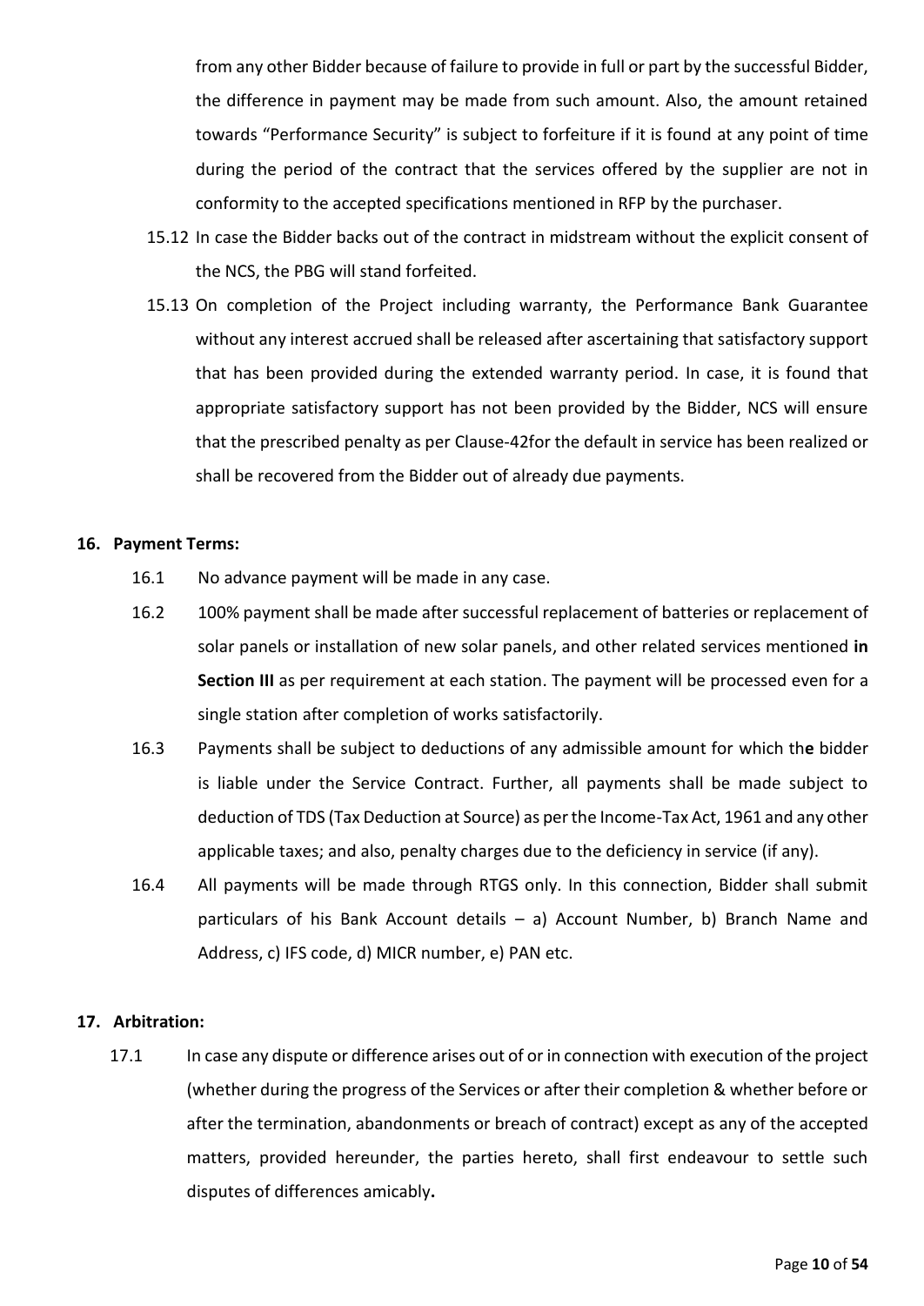from any other Bidder because of failure to provide in full or part by the successful Bidder, the difference in payment may be made from such amount. Also, the amount retained towards "Performance Security" is subject to forfeiture if it is found at any point of time during the period of the contract that the services offered by the supplier are not in conformity to the accepted specifications mentioned in RFP by the purchaser.

15.12 In case the Bidder backs out of the contract in midstream without the explicit consent of the NCS, the PBG will stand forfeited.

15.13 On completion of the Project including warranty, the Performance Bank Guarantee without any interest accrued shall be released after ascertaining that satisfactory support that has been provided during the extended warranty period. In case, it is found that appropriate satisfactory support has not been provided by the Bidder, NCS will ensure that the prescribed penalty as per Clause-42for the default in service has been realized or shall be recovered from the Bidder out of already due payments.

**16. Payment Terms:**

16.1 No advance payment will be made in any case.

16.2 100% payment shall be made after successful replacement of batteries or replacement of solar panels or installation of new solar panels, and other related services mentioned **in Section III** as per requirement at each station. The payment will be processed even for a single station after completion of works satisfactorily.

16.3 Payments shall be subject to deductions of any admissible amount for which th**e** bidder is liable under the Service Contract. Further, all payments shall be made subject to deduction of TDS (Tax Deduction at Source) as per the Income-Tax Act, 1961 and any other applicable taxes; and also, penalty charges due to the deficiency in service (if any).

16.4 All payments will be made through RTGS only. In this connection, Bidder shall submit particulars of his Bank Account details – a) Account Number, b) Branch Name and Address, c) IFS code, d) MICR number, e) PAN etc.

**17. Arbitration:**

17.1 In case any dispute or difference arises out of or in connection with execution of the project (whether during the progress of the Services or after their completion & whether before or after the termination, abandonments or breach of contract) except as any of the accepted matters, provided hereunder, the parties hereto, shall first endeavour to settle such disputes of differences amicably**.**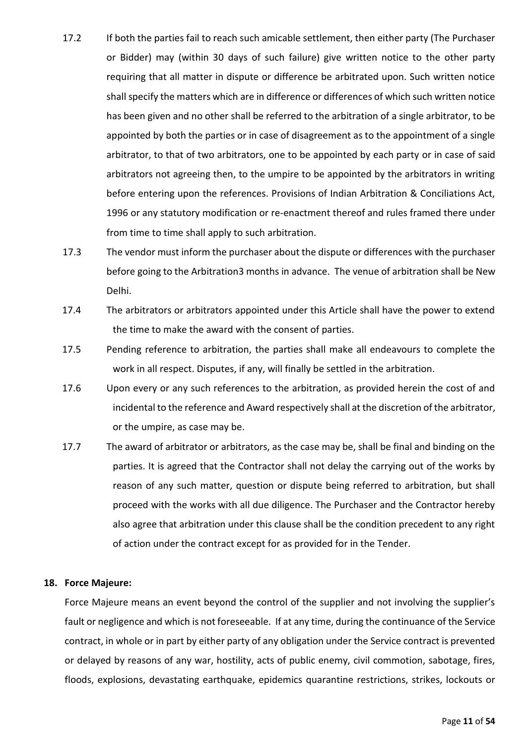17.2 If both the parties fail to reach such amicable settlement, then either party (The Purchaser or Bidder) may (within 30 days of such failure) give written notice to the other party requiring that all matter in dispute or difference be arbitrated upon. Such written notice shall specify the matters which are in difference or differences of which such written notice has been given and no other shall be referred to the arbitration of a single arbitrator, to be appointed by both the parties or in case of disagreement as to the appointment of a single arbitrator, to that of two arbitrators, one to be appointed by each party or in case of said arbitrators not agreeing then, to the umpire to be appointed by the arbitrators in writing before entering upon the references. Provisions of Indian Arbitration & Conciliations Act, 1996 or any statutory modification or re-enactment thereof and rules framed there under from time to time shall apply to such arbitration.

17.3 The vendor must inform the purchaser about the dispute or differences with the purchaser before going to the Arbitration3 months in advance. The venue of arbitration shall be New Delhi.

17.4 The arbitrators or arbitrators appointed under this Article shall have the power to extend the time to make the award with the consent of parties.

17.5 Pending reference to arbitration, the parties shall make all endeavours to complete the work in all respect. Disputes, if any, will finally be settled in the arbitration.

17.6 Upon every or any such references to the arbitration, as provided herein the cost of and incidental to the reference and Award respectively shall at the discretion of the arbitrator, or the umpire, as case may be.

17.7 The award of arbitrator or arbitrators, as the case may be, shall be final and binding on the parties. It is agreed that the Contractor shall not delay the carrying out of the works by reason of any such matter, question or dispute being referred to arbitration, but shall proceed with the works with all due diligence. The Purchaser and the Contractor hereby also agree that arbitration under this clause shall be the condition precedent to any right of action under the contract except for as provided for in the Tender.

**18. Force Majeure:**

Force Majeure means an event beyond the control of the supplier and not involving the supplier's fault or negligence and which is not foreseeable. If at any time, during the continuance of the Service contract, in whole or in part by either party of any obligation under the Service contract is prevented or delayed by reasons of any war, hostility, acts of public enemy, civil commotion, sabotage, fires, floods, explosions, devastating earthquake, epidemics quarantine restrictions, strikes, lockouts or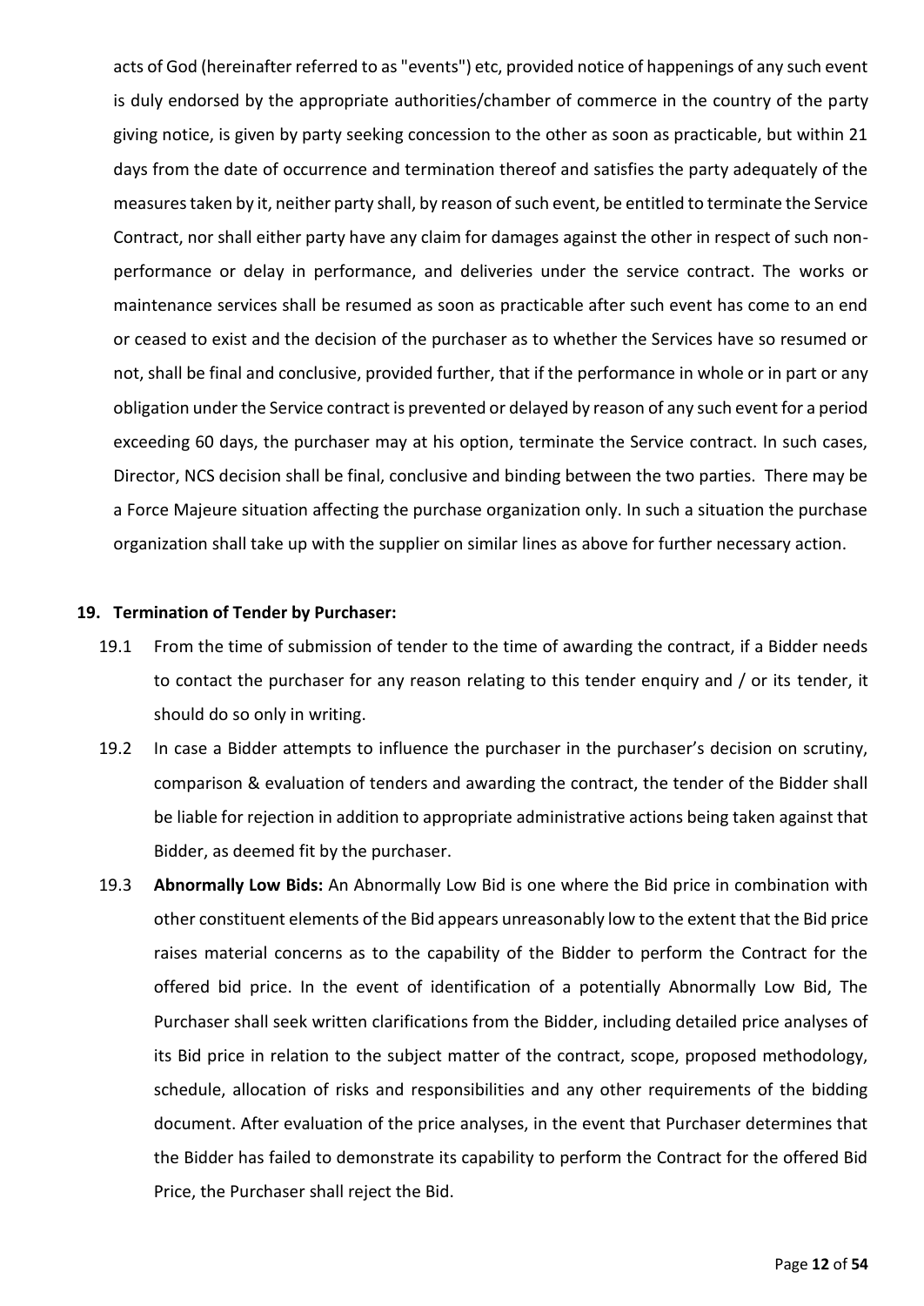acts of God (hereinafter referred to as "events") etc, provided notice of happenings of any such event is duly endorsed by the appropriate authorities/chamber of commerce in the country of the party giving notice, is given by party seeking concession to the other as soon as practicable, but within 21 days from the date of occurrence and termination thereof and satisfies the party adequately of the measures taken by it, neither party shall, by reason of such event, be entitled to terminate the Service Contract, nor shall either party have any claim for damages against the other in respect of such non-performance or delay in performance, and deliveries under the service contract. The works or maintenance services shall be resumed as soon as practicable after such event has come to an end or ceased to exist and the decision of the purchaser as to whether the Services have so resumed or not, shall be final and conclusive, provided further, that if the performance in whole or in part or any obligation under the Service contract is prevented or delayed by reason of any such event for a period exceeding 60 days, the purchaser may at his option, terminate the Service contract. In such cases, Director, NCS decision shall be final, conclusive and binding between the two parties. There may be a Force Majeure situation affecting the purchase organization only. In such a situation the purchase organization shall take up with the supplier on similar lines as above for further necessary action.

**19. Termination of Tender by Purchaser:**

19.1 From the time of submission of tender to the time of awarding the contract, if a Bidder needs to contact the purchaser for any reason relating to this tender enquiry and / or its tender, it should do so only in writing.

19.2 In case a Bidder attempts to influence the purchaser in the purchaser's decision on scrutiny, comparison & evaluation of tenders and awarding the contract, the tender of the Bidder shall be liable for rejection in addition to appropriate administrative actions being taken against that Bidder, as deemed fit by the purchaser.

19.3 **Abnormally Low Bids:** An Abnormally Low Bid is one where the Bid price in combination with other constituent elements of the Bid appears unreasonably low to the extent that the Bid price raises material concerns as to the capability of the Bidder to perform the Contract for the offered bid price. In the event of identification of a potentially Abnormally Low Bid, The Purchaser shall seek written clarifications from the Bidder, including detailed price analyses of its Bid price in relation to the subject matter of the contract, scope, proposed methodology, schedule, allocation of risks and responsibilities and any other requirements of the bidding document. After evaluation of the price analyses, in the event that Purchaser determines that the Bidder has failed to demonstrate its capability to perform the Contract for the offered Bid Price, the Purchaser shall reject the Bid.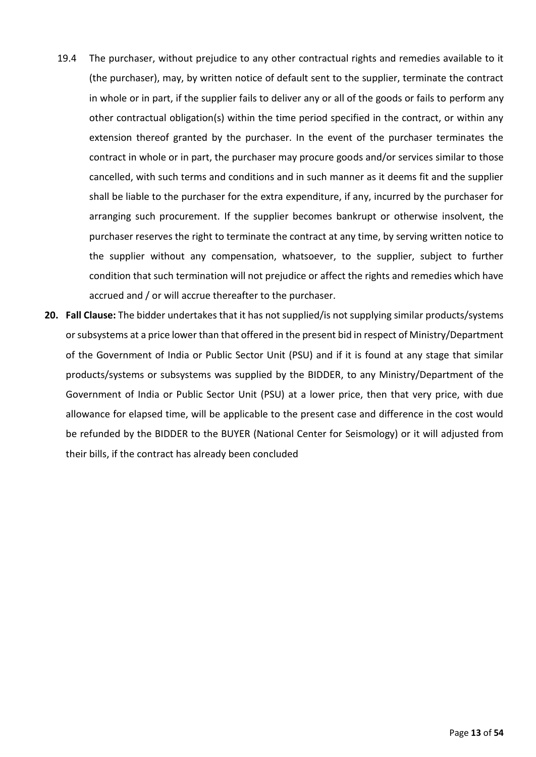19.4 The purchaser, without prejudice to any other contractual rights and remedies available to it (the purchaser), may, by written notice of default sent to the supplier, terminate the contract in whole or in part, if the supplier fails to deliver any or all of the goods or fails to perform any other contractual obligation(s) within the time period specified in the contract, or within any extension thereof granted by the purchaser. In the event of the purchaser terminates the contract in whole or in part, the purchaser may procure goods and/or services similar to those cancelled, with such terms and conditions and in such manner as it deems fit and the supplier shall be liable to the purchaser for the extra expenditure, if any, incurred by the purchaser for arranging such procurement. If the supplier becomes bankrupt or otherwise insolvent, the purchaser reserves the right to terminate the contract at any time, by serving written notice to the supplier without any compensation, whatsoever, to the supplier, subject to further condition that such termination will not prejudice or affect the rights and remedies which have accrued and / or will accrue thereafter to the purchaser.

**20. Fall Clause:** The bidder undertakes that it has not supplied/is not supplying similar products/systems or subsystems at a price lower than that offered in the present bid in respect of Ministry/Department of the Government of India or Public Sector Unit (PSU) and if it is found at any stage that similar products/systems or subsystems was supplied by the BIDDER, to any Ministry/Department of the Government of India or Public Sector Unit (PSU) at a lower price, then that very price, with due allowance for elapsed time, will be applicable to the present case and difference in the cost would be refunded by the BIDDER to the BUYER (National Center for Seismology) or it will adjusted from their bills, if the contract has already been concluded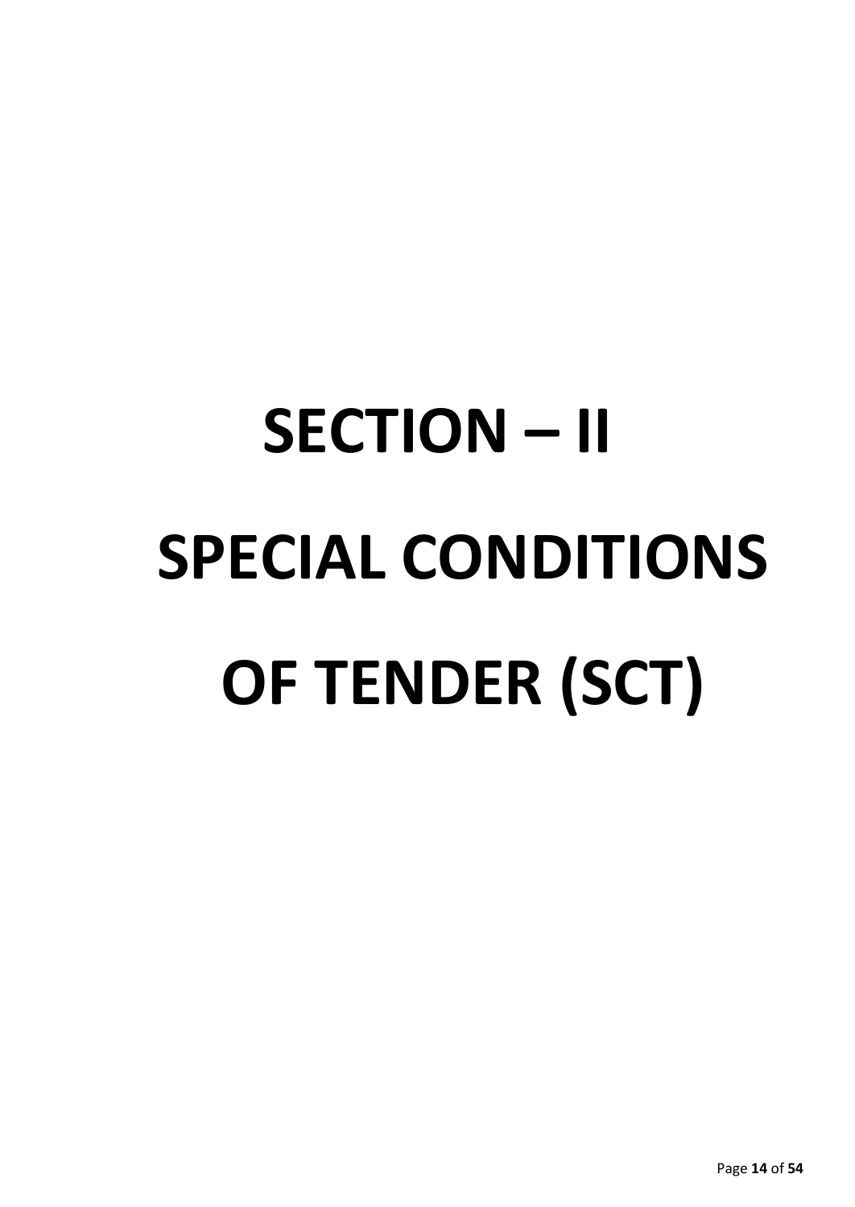# SECTION – II

# SPECIAL CONDITIONS OF TENDER (SCT)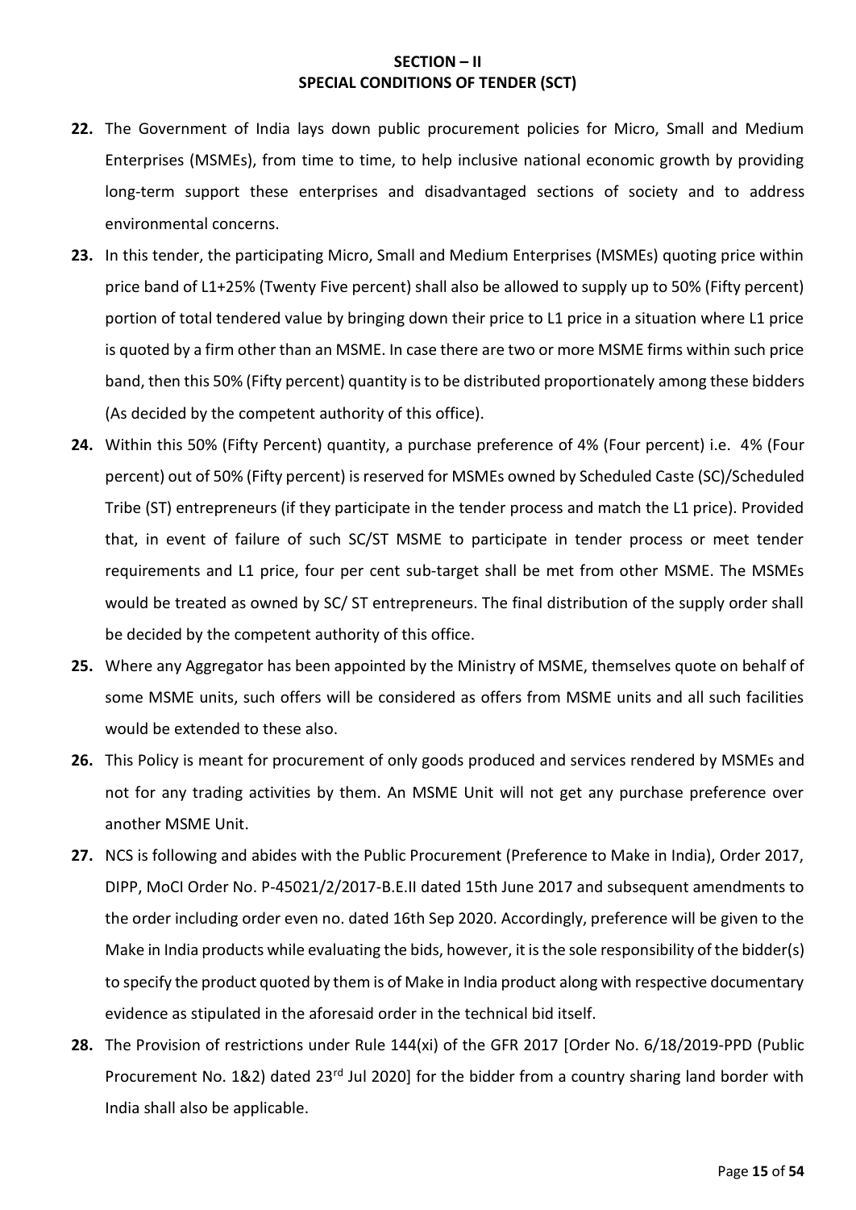## SECTION – II
## SPECIAL CONDITIONS OF TENDER (SCT)

**22.** The Government of India lays down public procurement policies for Micro, Small and Medium Enterprises (MSMEs), from time to time, to help inclusive national economic growth by providing long-term support these enterprises and disadvantaged sections of society and to address environmental concerns.

**23.** In this tender, the participating Micro, Small and Medium Enterprises (MSMEs) quoting price within price band of L1+25% (Twenty Five percent) shall also be allowed to supply up to 50% (Fifty percent) portion of total tendered value by bringing down their price to L1 price in a situation where L1 price is quoted by a firm other than an MSME. In case there are two or more MSME firms within such price band, then this 50% (Fifty percent) quantity is to be distributed proportionately among these bidders (As decided by the competent authority of this office).

**24.** Within this 50% (Fifty Percent) quantity, a purchase preference of 4% (Four percent) i.e. 4% (Four percent) out of 50% (Fifty percent) is reserved for MSMEs owned by Scheduled Caste (SC)/Scheduled Tribe (ST) entrepreneurs (if they participate in the tender process and match the L1 price). Provided that, in event of failure of such SC/ST MSME to participate in tender process or meet tender requirements and L1 price, four per cent sub-target shall be met from other MSME. The MSMEs would be treated as owned by SC/ ST entrepreneurs. The final distribution of the supply order shall be decided by the competent authority of this office.

**25.** Where any Aggregator has been appointed by the Ministry of MSME, themselves quote on behalf of some MSME units, such offers will be considered as offers from MSME units and all such facilities would be extended to these also.

**26.** This Policy is meant for procurement of only goods produced and services rendered by MSMEs and not for any trading activities by them. An MSME Unit will not get any purchase preference over another MSME Unit.

**27.** NCS is following and abides with the Public Procurement (Preference to Make in India), Order 2017, DIPP, MoCI Order No. P-45021/2/2017-B.E.II dated 15th June 2017 and subsequent amendments to the order including order even no. dated 16th Sep 2020. Accordingly, preference will be given to the Make in India products while evaluating the bids, however, it is the sole responsibility of the bidder(s) to specify the product quoted by them is of Make in India product along with respective documentary evidence as stipulated in the aforesaid order in the technical bid itself.

**28.** The Provision of restrictions under Rule 144(xi) of the GFR 2017 [Order No. 6/18/2019-PPD (Public Procurement No. 1&2) dated 23rd Jul 2020] for the bidder from a country sharing land border with India shall also be applicable.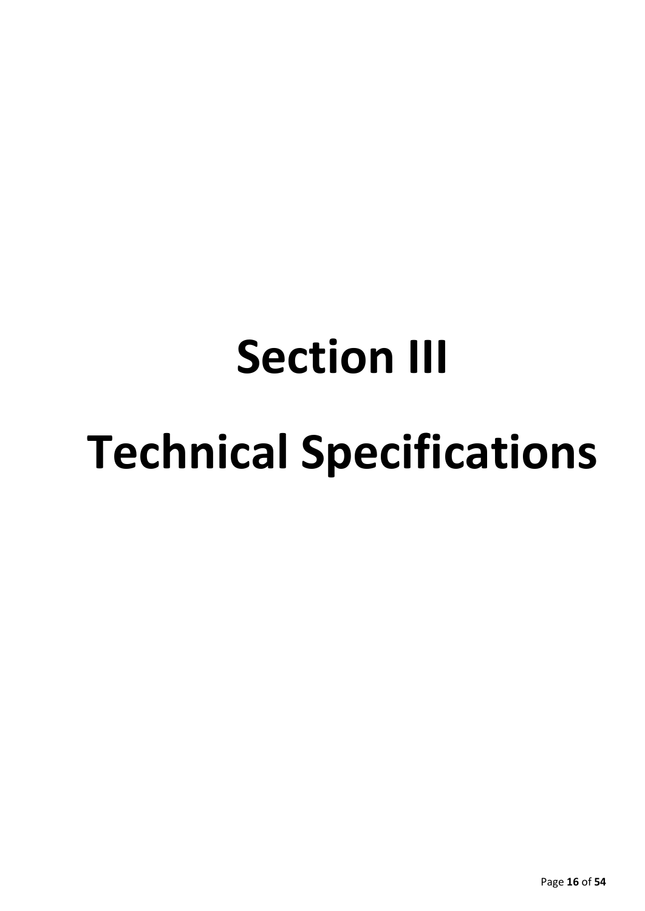# Section III

# Technical Specifications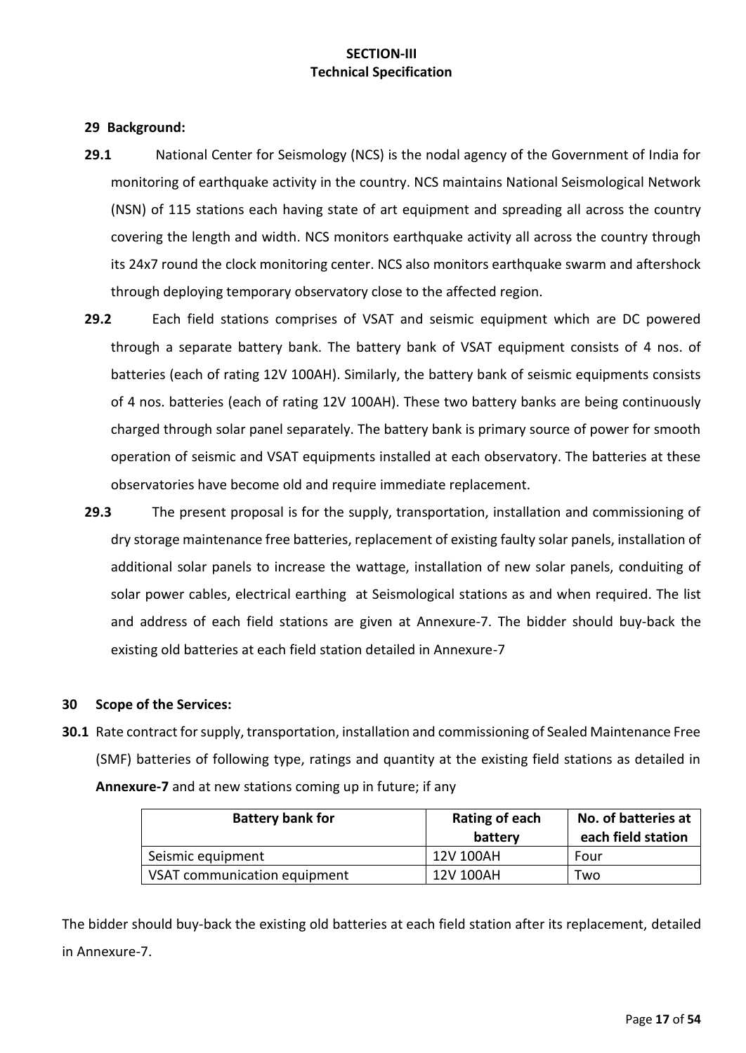# SECTION-III
## Technical Specification

### 29 Background:

**29.1** National Center for Seismology (NCS) is the nodal agency of the Government of India for monitoring of earthquake activity in the country. NCS maintains National Seismological Network (NSN) of 115 stations each having state of art equipment and spreading all across the country covering the length and width. NCS monitors earthquake activity all across the country through its 24x7 round the clock monitoring center. NCS also monitors earthquake swarm and aftershock through deploying temporary observatory close to the affected region.

**29.2** Each field stations comprises of VSAT and seismic equipment which are DC powered through a separate battery bank. The battery bank of VSAT equipment consists of 4 nos. of batteries (each of rating 12V 100AH). Similarly, the battery bank of seismic equipments consists of 4 nos. batteries (each of rating 12V 100AH). These two battery banks are being continuously charged through solar panel separately. The battery bank is primary source of power for smooth operation of seismic and VSAT equipments installed at each observatory. The batteries at these observatories have become old and require immediate replacement.

**29.3** The present proposal is for the supply, transportation, installation and commissioning of dry storage maintenance free batteries, replacement of existing faulty solar panels, installation of additional solar panels to increase the wattage, installation of new solar panels, conduiting of solar power cables, electrical earthing at Seismological stations as and when required. The list and address of each field stations are given at Annexure-7. The bidder should buy-back the existing old batteries at each field station detailed in Annexure-7

### 30 Scope of the Services:

**30.1** Rate contract for supply, transportation, installation and commissioning of Sealed Maintenance Free (SMF) batteries of following type, ratings and quantity at the existing field stations as detailed in **Annexure-7** and at new stations coming up in future; if any

| Battery bank for | Rating of each battery | No. of batteries at each field station |
|---|---|---|
| Seismic equipment | 12V 100AH | Four |
| VSAT communication equipment | 12V 100AH | Two |

The bidder should buy-back the existing old batteries at each field station after its replacement, detailed in Annexure-7.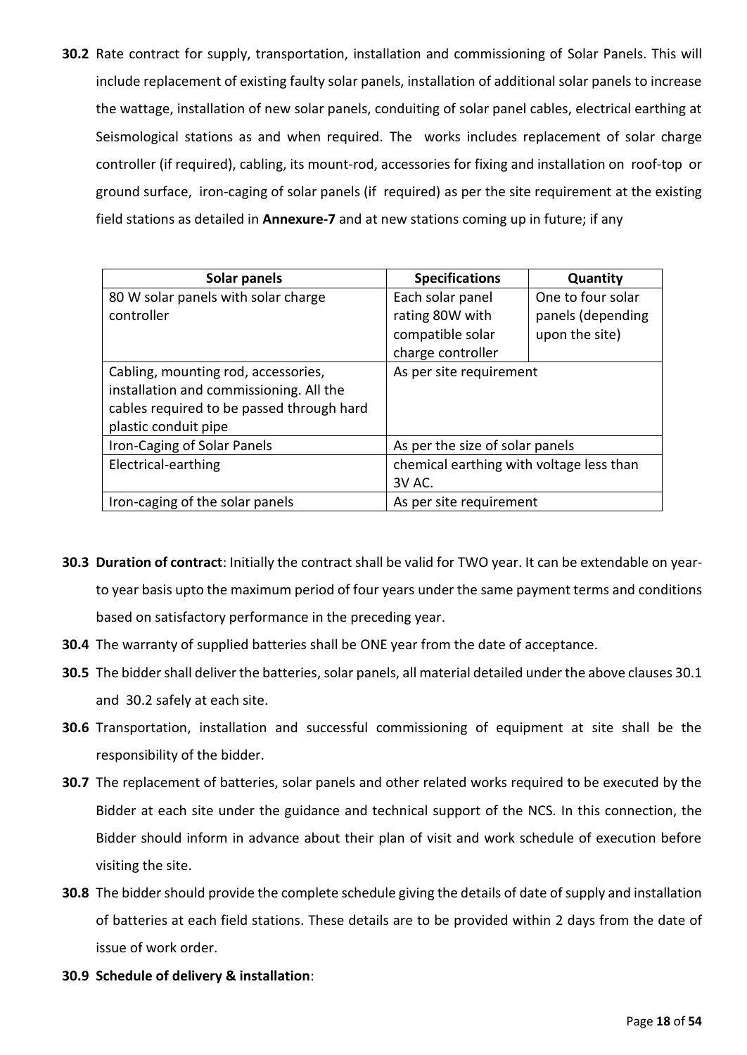**30.2** Rate contract for supply, transportation, installation and commissioning of Solar Panels. This will include replacement of existing faulty solar panels, installation of additional solar panels to increase the wattage, installation of new solar panels, conduiting of solar panel cables, electrical earthing at Seismological stations as and when required. The works includes replacement of solar charge controller (if required), cabling, its mount-rod, accessories for fixing and installation on roof-top or ground surface, iron-caging of solar panels (if required) as per the site requirement at the existing field stations as detailed in **Annexure-7** and at new stations coming up in future; if any

| Solar panels | Specifications | Quantity |
|---|---|---|
| 80 W solar panels with solar charge controller | Each solar panel rating 80W with compatible solar charge controller | One to four solar panels (depending upon the site) |
| Cabling, mounting rod, accessories, installation and commissioning. All the cables required to be passed through hard plastic conduit pipe | As per site requirement | |
| Iron-Caging of Solar Panels | As per the size of solar panels | |
| Electrical-earthing | chemical earthing with voltage less than 3V AC. | |
| Iron-caging of the solar panels | As per site requirement | |

**30.3** **Duration of contract**: Initially the contract shall be valid for TWO year. It can be extendable on year-to year basis upto the maximum period of four years under the same payment terms and conditions based on satisfactory performance in the preceding year.

**30.4** The warranty of supplied batteries shall be ONE year from the date of acceptance.

**30.5** The bidder shall deliver the batteries, solar panels, all material detailed under the above clauses 30.1 and 30.2 safely at each site.

**30.6** Transportation, installation and successful commissioning of equipment at site shall be the responsibility of the bidder.

**30.7** The replacement of batteries, solar panels and other related works required to be executed by the Bidder at each site under the guidance and technical support of the NCS. In this connection, the Bidder should inform in advance about their plan of visit and work schedule of execution before visiting the site.

**30.8** The bidder should provide the complete schedule giving the details of date of supply and installation of batteries at each field stations. These details are to be provided within 2 days from the date of issue of work order.

**30.9** **Schedule of delivery & installation**: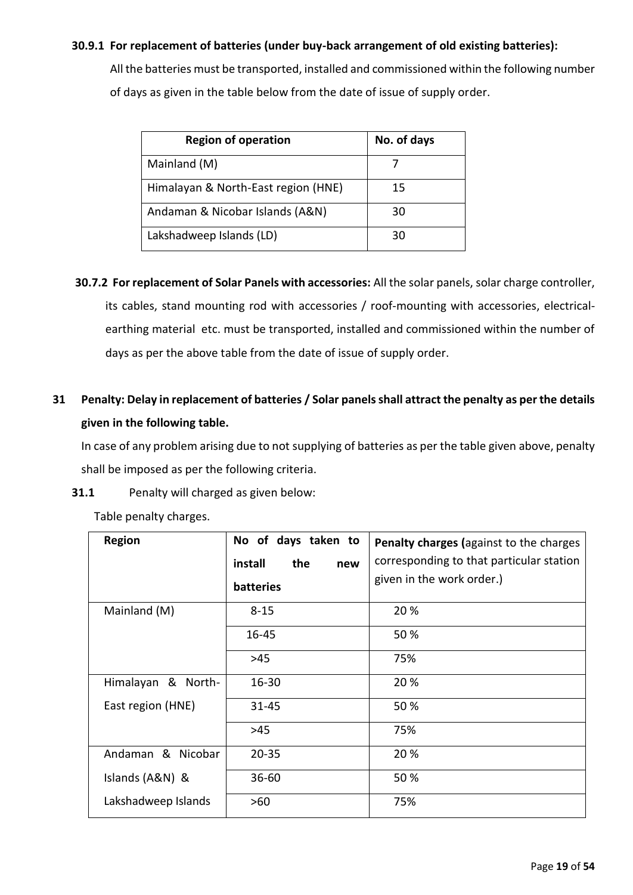**30.9.1 For replacement of batteries (under buy-back arrangement of old existing batteries):**

All the batteries must be transported, installed and commissioned within the following number of days as given in the table below from the date of issue of supply order.

| Region of operation | No. of days |
|---|---|
| Mainland (M) | 7 |
| Himalayan & North-East region (HNE) | 15 |
| Andaman & Nicobar Islands (A&N) | 30 |
| Lakshadweep Islands (LD) | 30 |

**30.7.2 For replacement of Solar Panels with accessories:** All the solar panels, solar charge controller, its cables, stand mounting rod with accessories / roof-mounting with accessories, electrical-earthing material etc. must be transported, installed and commissioned within the number of days as per the above table from the date of issue of supply order.

**31 Penalty: Delay in replacement of batteries / Solar panels shall attract the penalty as per the details given in the following table.**

In case of any problem arising due to not supplying of batteries as per the table given above, penalty shall be imposed as per the following criteria.

**31.1** Penalty will charged as given below:

Table penalty charges.

| Region | No of days taken to install the new batteries | Penalty charges (against to the charges corresponding to that particular station given in the work order.) |
|---|---|---|
| Mainland (M) | 8-15 | 20 % |
| | 16-45 | 50 % |
| | >45 | 75% |
| Himalayan & North-East region (HNE) | 16-30 | 20 % |
| | 31-45 | 50 % |
| | >45 | 75% |
| Andaman & Nicobar Islands (A&N) & Lakshadweep Islands | 20-35 | 20 % |
| | 36-60 | 50 % |
| | >60 | 75% |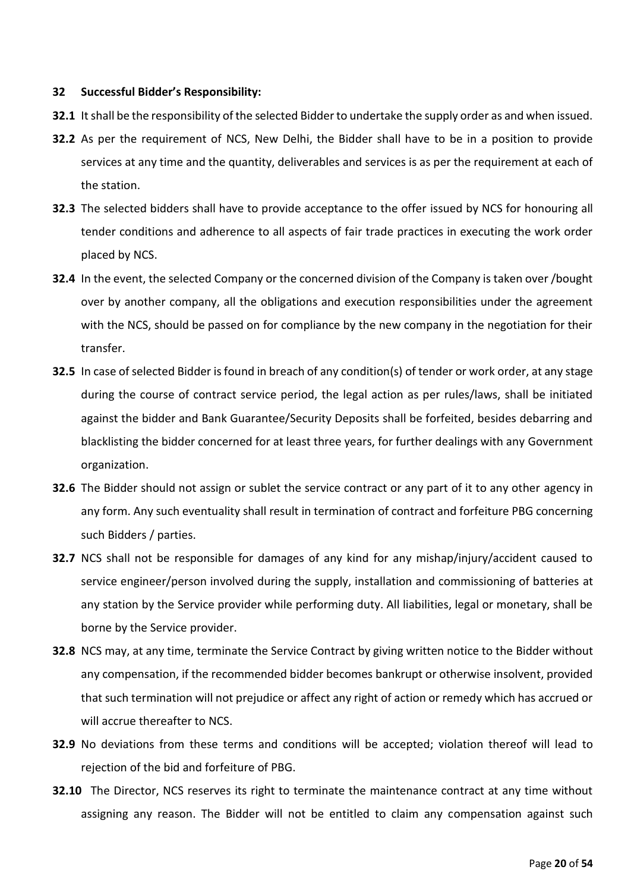## 32 Successful Bidder's Responsibility:

**32.1** It shall be the responsibility of the selected Bidder to undertake the supply order as and when issued.

**32.2** As per the requirement of NCS, New Delhi, the Bidder shall have to be in a position to provide services at any time and the quantity, deliverables and services is as per the requirement at each of the station.

**32.3** The selected bidders shall have to provide acceptance to the offer issued by NCS for honouring all tender conditions and adherence to all aspects of fair trade practices in executing the work order placed by NCS.

**32.4** In the event, the selected Company or the concerned division of the Company is taken over /bought over by another company, all the obligations and execution responsibilities under the agreement with the NCS, should be passed on for compliance by the new company in the negotiation for their transfer.

**32.5** In case of selected Bidder is found in breach of any condition(s) of tender or work order, at any stage during the course of contract service period, the legal action as per rules/laws, shall be initiated against the bidder and Bank Guarantee/Security Deposits shall be forfeited, besides debarring and blacklisting the bidder concerned for at least three years, for further dealings with any Government organization.

**32.6** The Bidder should not assign or sublet the service contract or any part of it to any other agency in any form. Any such eventuality shall result in termination of contract and forfeiture PBG concerning such Bidders / parties.

**32.7** NCS shall not be responsible for damages of any kind for any mishap/injury/accident caused to service engineer/person involved during the supply, installation and commissioning of batteries at any station by the Service provider while performing duty. All liabilities, legal or monetary, shall be borne by the Service provider.

**32.8** NCS may, at any time, terminate the Service Contract by giving written notice to the Bidder without any compensation, if the recommended bidder becomes bankrupt or otherwise insolvent, provided that such termination will not prejudice or affect any right of action or remedy which has accrued or will accrue thereafter to NCS.

**32.9** No deviations from these terms and conditions will be accepted; violation thereof will lead to rejection of the bid and forfeiture of PBG.

**32.10** The Director, NCS reserves its right to terminate the maintenance contract at any time without assigning any reason. The Bidder will not be entitled to claim any compensation against such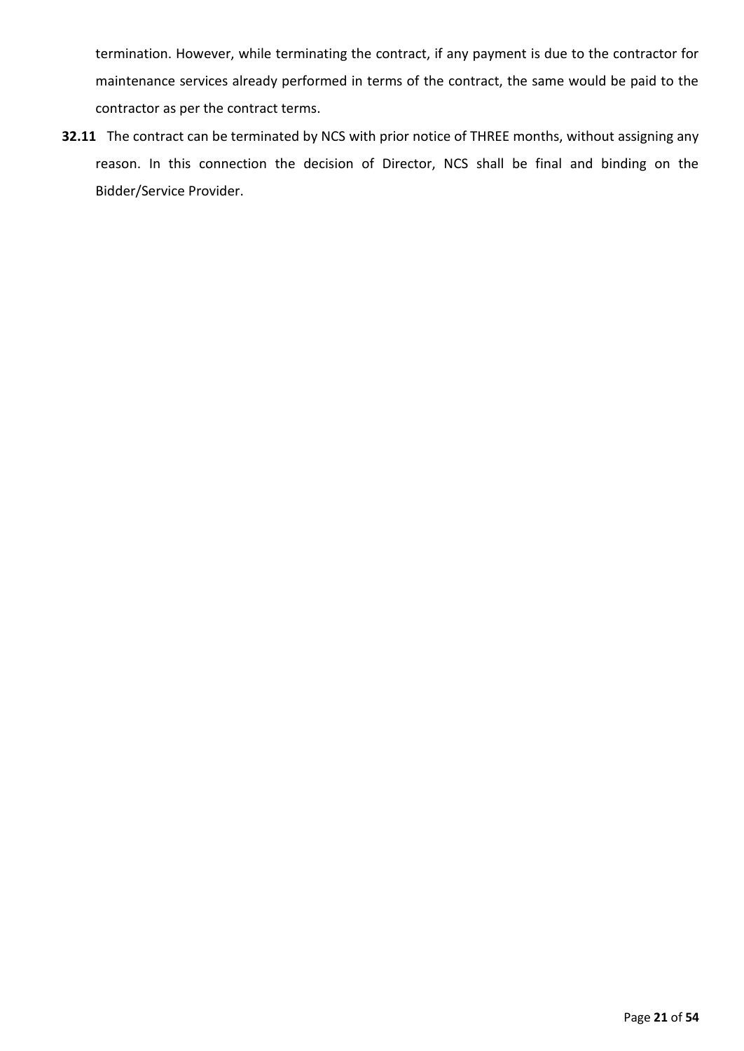termination. However, while terminating the contract, if any payment is due to the contractor for maintenance services already performed in terms of the contract, the same would be paid to the contractor as per the contract terms.

**32.11** The contract can be terminated by NCS with prior notice of THREE months, without assigning any reason. In this connection the decision of Director, NCS shall be final and binding on the Bidder/Service Provider.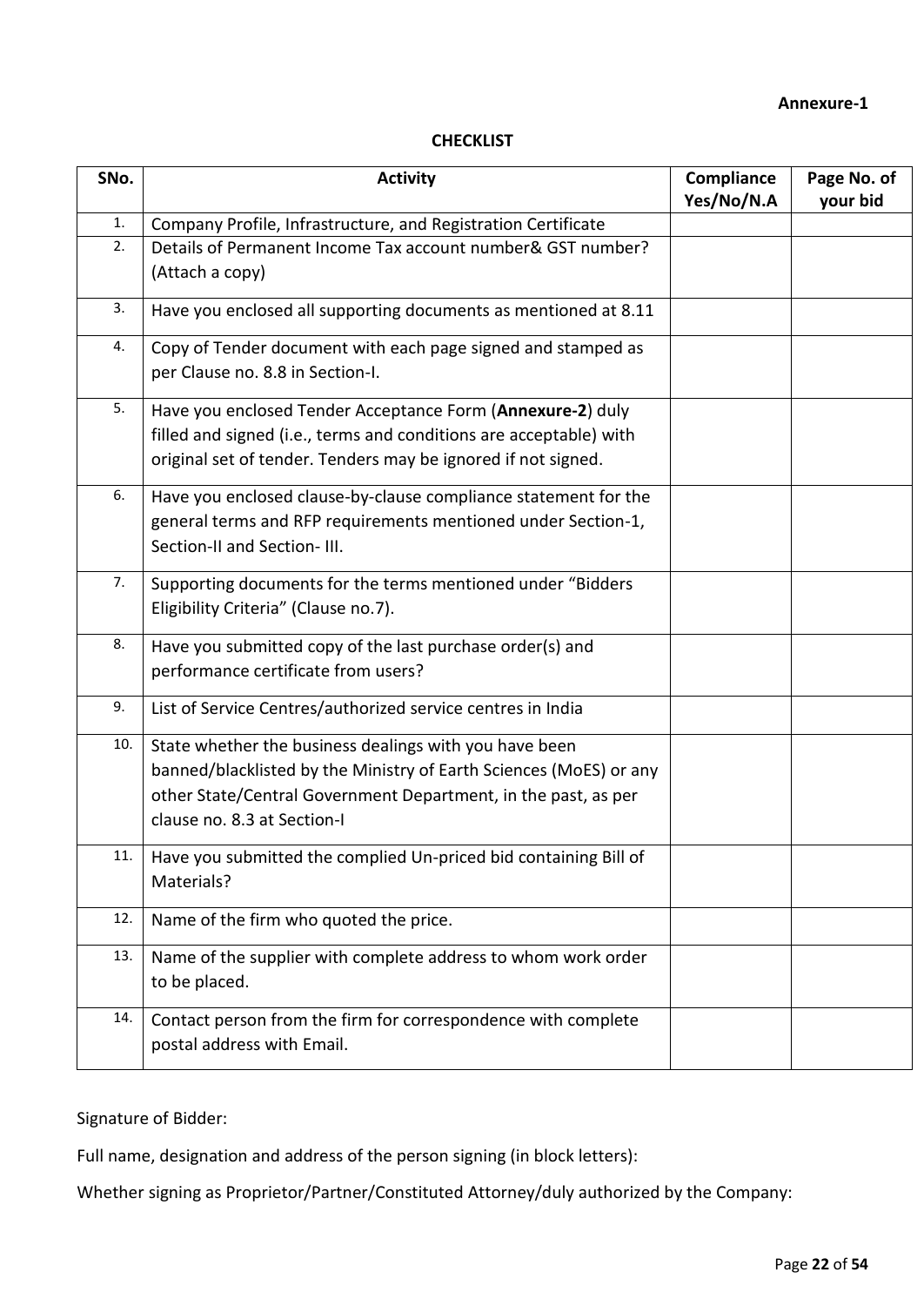**Annexure-1**

**CHECKLIST**

| SNo. | Activity | Compliance Yes/No/N.A | Page No. of your bid |
|---|---|---|---|
| 1. | Company Profile, Infrastructure, and Registration Certificate | | |
| 2. | Details of Permanent Income Tax account number& GST number? (Attach a copy) | | |
| 3. | Have you enclosed all supporting documents as mentioned at 8.11 | | |
| 4. | Copy of Tender document with each page signed and stamped as per Clause no. 8.8 in Section-I. | | |
| 5. | Have you enclosed Tender Acceptance Form (**Annexure-2**) duly filled and signed (i.e., terms and conditions are acceptable) with original set of tender. Tenders may be ignored if not signed. | | |
| 6. | Have you enclosed clause-by-clause compliance statement for the general terms and RFP requirements mentioned under Section-1, Section-II and Section- III. | | |
| 7. | Supporting documents for the terms mentioned under "Bidders Eligibility Criteria" (Clause no.7). | | |
| 8. | Have you submitted copy of the last purchase order(s) and performance certificate from users? | | |
| 9. | List of Service Centres/authorized service centres in India | | |
| 10. | State whether the business dealings with you have been banned/blacklisted by the Ministry of Earth Sciences (MoES) or any other State/Central Government Department, in the past, as per clause no. 8.3 at Section-I | | |
| 11. | Have you submitted the complied Un-priced bid containing Bill of Materials? | | |
| 12. | Name of the firm who quoted the price. | | |
| 13. | Name of the supplier with complete address to whom work order to be placed. | | |
| 14. | Contact person from the firm for correspondence with complete postal address with Email. | | |

Signature of Bidder:

Full name, designation and address of the person signing (in block letters):

Whether signing as Proprietor/Partner/Constituted Attorney/duly authorized by the Company: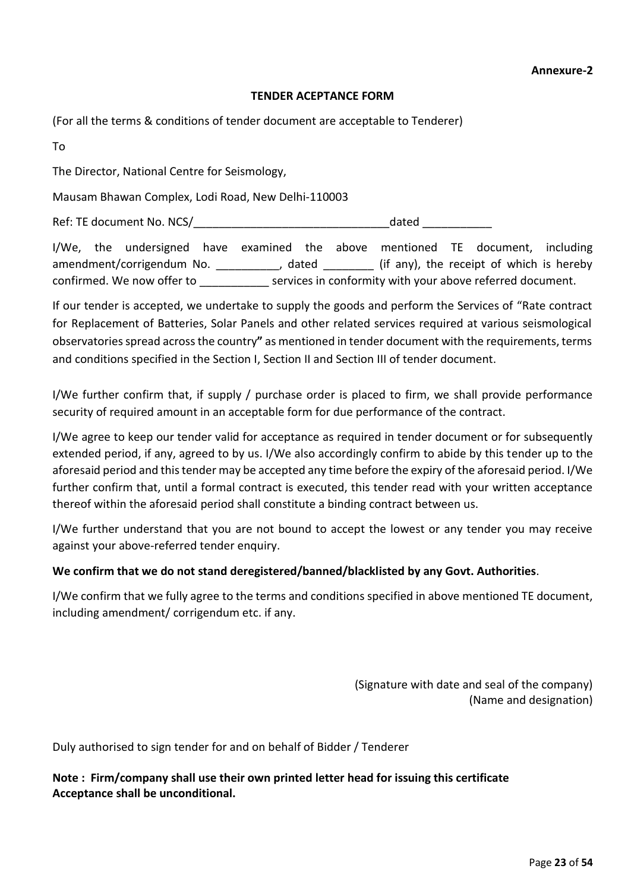**Annexure-2**

**TENDER ACEPTANCE FORM**

(For all the terms & conditions of tender document are acceptable to Tenderer)

To

The Director, National Centre for Seismology,

Mausam Bhawan Complex, Lodi Road, New Delhi-110003

Ref: TE document No. NCS/______________________________dated ___________

I/We, the undersigned have examined the above mentioned TE document, including amendment/corrigendum No. __________, dated ________ (if any), the receipt of which is hereby confirmed. We now offer to ___________ services in conformity with your above referred document.

If our tender is accepted, we undertake to supply the goods and perform the Services of "Rate contract for Replacement of Batteries, Solar Panels and other related services required at various seismological observatories spread across the country**"** as mentioned in tender document with the requirements, terms and conditions specified in the Section I, Section II and Section III of tender document.

I/We further confirm that, if supply / purchase order is placed to firm, we shall provide performance security of required amount in an acceptable form for due performance of the contract.

I/We agree to keep our tender valid for acceptance as required in tender document or for subsequently extended period, if any, agreed to by us. I/We also accordingly confirm to abide by this tender up to the aforesaid period and this tender may be accepted any time before the expiry of the aforesaid period. I/We further confirm that, until a formal contract is executed, this tender read with your written acceptance thereof within the aforesaid period shall constitute a binding contract between us.

I/We further understand that you are not bound to accept the lowest or any tender you may receive against your above-referred tender enquiry.

**We confirm that we do not stand deregistered/banned/blacklisted by any Govt. Authorities**.

I/We confirm that we fully agree to the terms and conditions specified in above mentioned TE document, including amendment/ corrigendum etc. if any.

(Signature with date and seal of the company)
(Name and designation)

Duly authorised to sign tender for and on behalf of Bidder / Tenderer

**Note : Firm/company shall use their own printed letter head for issuing this certificate**
**Acceptance shall be unconditional.**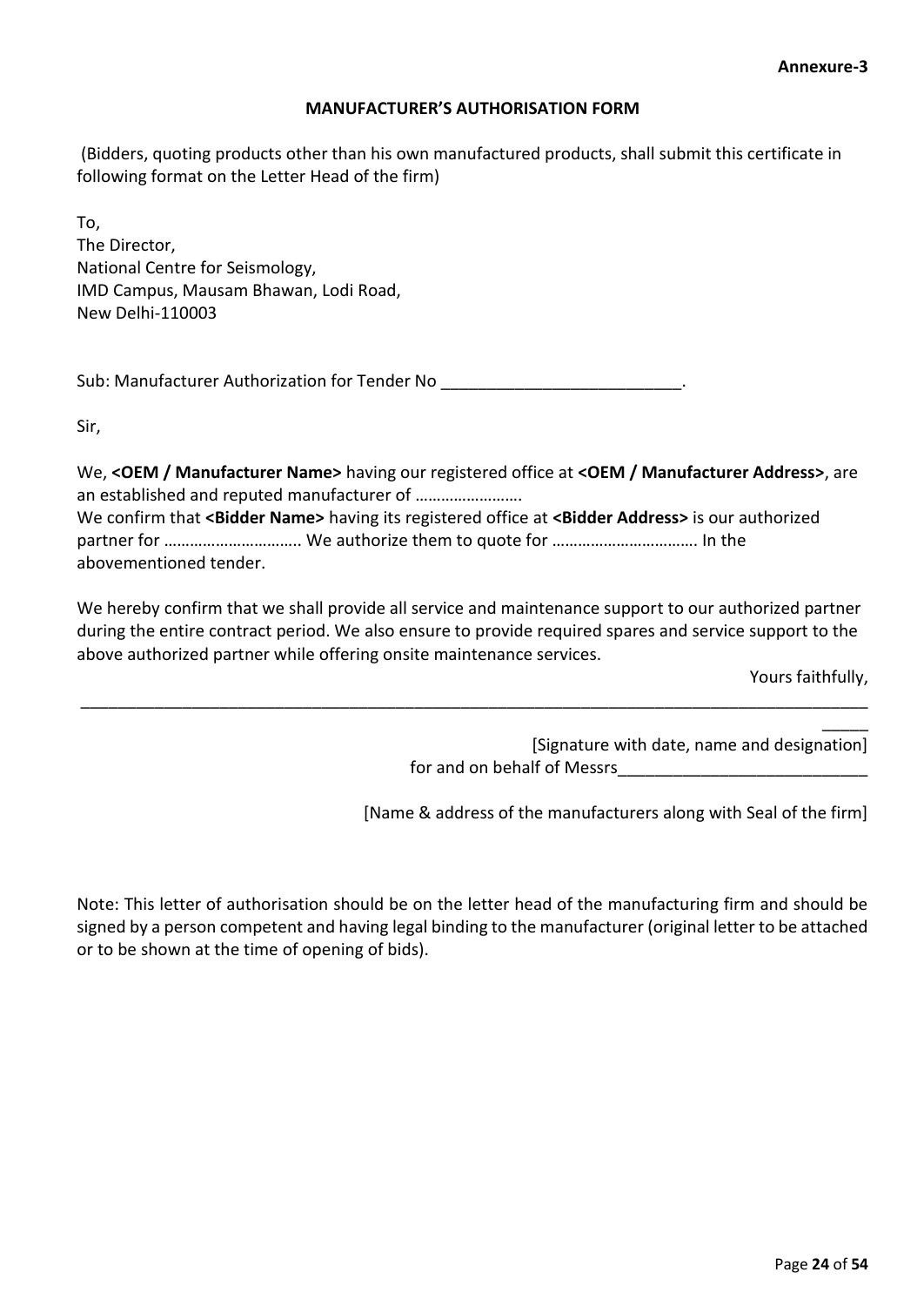**Annexure-3**

## MANUFACTURER'S AUTHORISATION FORM

(Bidders, quoting products other than his own manufactured products, shall submit this certificate in following format on the Letter Head of the firm)

To,
The Director,
National Centre for Seismology,
IMD Campus, Mausam Bhawan, Lodi Road,
New Delhi-110003

Sub: Manufacturer Authorization for Tender No ___________________________.

Sir,

We, **<OEM / Manufacturer Name>** having our registered office at **<OEM / Manufacturer Address>**, are an established and reputed manufacturer of …………………….
We confirm that **<Bidder Name>** having its registered office at **<Bidder Address>** is our authorized partner for ………………………….. We authorize them to quote for ……………………………. In the abovementioned tender.

We hereby confirm that we shall provide all service and maintenance support to our authorized partner during the entire contract period. We also ensure to provide required spares and service support to the above authorized partner while offering onsite maintenance services.

Yours faithfully,

_____________________________________________________________________________________________

[Signature with date, name and designation]
for and on behalf of Messrs___________________________

[Name & address of the manufacturers along with Seal of the firm]

Note: This letter of authorisation should be on the letter head of the manufacturing firm and should be signed by a person competent and having legal binding to the manufacturer (original letter to be attached or to be shown at the time of opening of bids).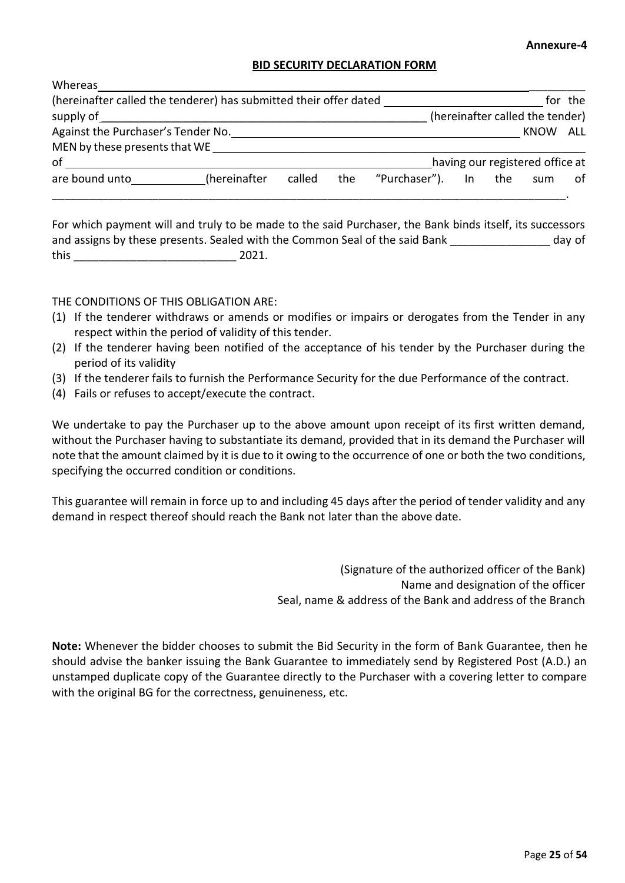**Annexure-4**

**BID SECURITY DECLARATION FORM**

Whereas \_\_\_\_\_\_\_\_\_\_\_\_\_\_\_\_\_\_\_\_\_\_\_\_\_\_\_\_\_\_\_\_\_\_\_\_\_\_\_\_\_\_\_\_\_\_\_\_\_\_\_\_\_\_\_\_\_\_\_\_\_\_\_\_\_\_ (hereinafter called the tenderer) has submitted their offer dated \_\_\_\_\_\_\_\_\_\_\_\_\_\_\_\_\_\_\_\_\_\_\_\_ for the supply of \_\_\_\_\_\_\_\_\_\_\_\_\_\_\_\_\_\_\_\_\_\_\_\_\_\_\_\_\_\_\_\_\_\_\_\_\_\_\_\_\_\_\_\_\_\_\_\_ (hereinafter called the tender) Against the Purchaser's Tender No. \_\_\_\_\_\_\_\_\_\_\_\_\_\_\_\_\_\_\_\_\_\_\_\_\_\_\_\_\_\_\_\_\_\_\_\_\_\_\_\_\_\_\_\_ KNOW ALL MEN by these presents that WE \_\_\_\_\_\_\_\_\_\_\_\_\_\_\_\_\_\_\_\_\_\_\_\_\_\_\_\_\_\_\_\_\_\_\_\_\_\_\_\_\_\_\_\_\_\_\_\_\_\_\_\_\_\_ of \_\_\_\_\_\_\_\_\_\_\_\_\_\_\_\_\_\_\_\_\_\_\_\_\_\_\_\_\_\_\_\_\_\_\_\_\_\_\_\_\_\_\_\_\_\_\_\_\_\_\_\_\_\_\_\_ having our registered office at are bound unto \_\_\_\_\_\_\_\_\_\_\_\_ (hereinafter called the "Purchaser"). In the sum of \_\_\_\_\_\_\_\_\_\_\_\_\_\_\_\_\_\_\_\_\_\_\_\_\_\_\_\_\_\_\_\_\_\_\_\_\_\_\_\_\_\_\_\_\_\_\_\_\_\_\_\_\_\_\_\_\_\_\_\_\_\_\_\_\_\_\_\_\_\_\_\_\_\_\_\_\_\_\_\_\_\_\_\_.

For which payment will and truly to be made to the said Purchaser, the Bank binds itself, its successors and assigns by these presents. Sealed with the Common Seal of the said Bank \_\_\_\_\_\_\_\_\_\_\_\_\_\_\_\_ day of this \_\_\_\_\_\_\_\_\_\_\_\_\_\_\_\_\_\_\_\_\_\_\_\_\_\_ 2021.

THE CONDITIONS OF THIS OBLIGATION ARE:

(1) If the tenderer withdraws or amends or modifies or impairs or derogates from the Tender in any respect within the period of validity of this tender.
(2) If the tenderer having been notified of the acceptance of his tender by the Purchaser during the period of its validity
(3) If the tenderer fails to furnish the Performance Security for the due Performance of the contract.
(4) Fails or refuses to accept/execute the contract.

We undertake to pay the Purchaser up to the above amount upon receipt of its first written demand, without the Purchaser having to substantiate its demand, provided that in its demand the Purchaser will note that the amount claimed by it is due to it owing to the occurrence of one or both the two conditions, specifying the occurred condition or conditions.

This guarantee will remain in force up to and including 45 days after the period of tender validity and any demand in respect thereof should reach the Bank not later than the above date.

(Signature of the authorized officer of the Bank)
Name and designation of the officer
Seal, name & address of the Bank and address of the Branch

**Note:** Whenever the bidder chooses to submit the Bid Security in the form of Bank Guarantee, then he should advise the banker issuing the Bank Guarantee to immediately send by Registered Post (A.D.) an unstamped duplicate copy of the Guarantee directly to the Purchaser with a covering letter to compare with the original BG for the correctness, genuineness, etc.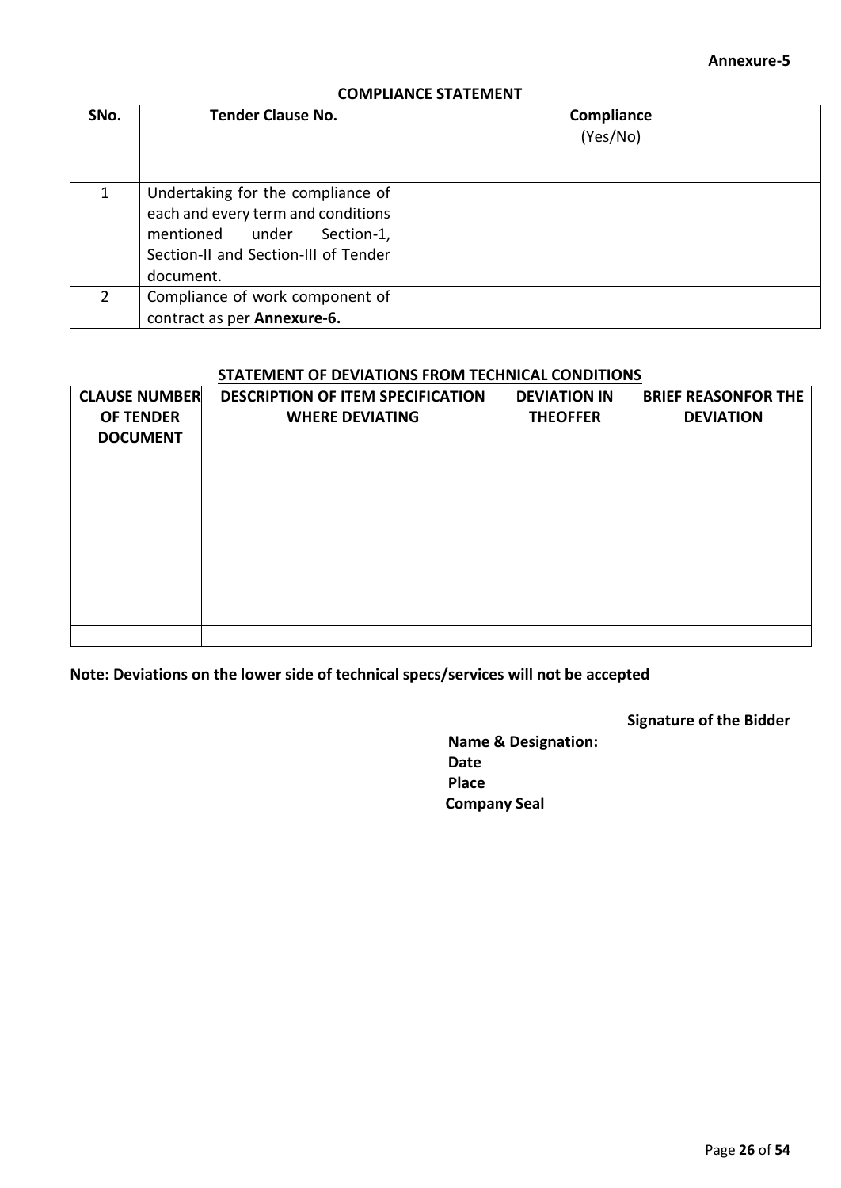**Annexure-5**

## COMPLIANCE STATEMENT

| SNo. | Tender Clause No. | Compliance (Yes/No) |
|---|---|---|
| 1 | Undertaking for the compliance of each and every term and conditions mentioned under Section-1, Section-II and Section-III of Tender document. | |
| 2 | Compliance of work component of contract as per **Annexure-6.** | |

## STATEMENT OF DEVIATIONS FROM TECHNICAL CONDITIONS

| CLAUSE NUMBER OF TENDER DOCUMENT | DESCRIPTION OF ITEM SPECIFICATION WHERE DEVIATING | DEVIATION IN THEOFFER | BRIEF REASONFOR THE DEVIATION |
|---|---|---|---|
| | | | |
| | | | |

**Note: Deviations on the lower side of technical specs/services will not be accepted**

**Signature of the Bidder**

**Name & Designation:**
**Date**
**Place**
**Company Seal**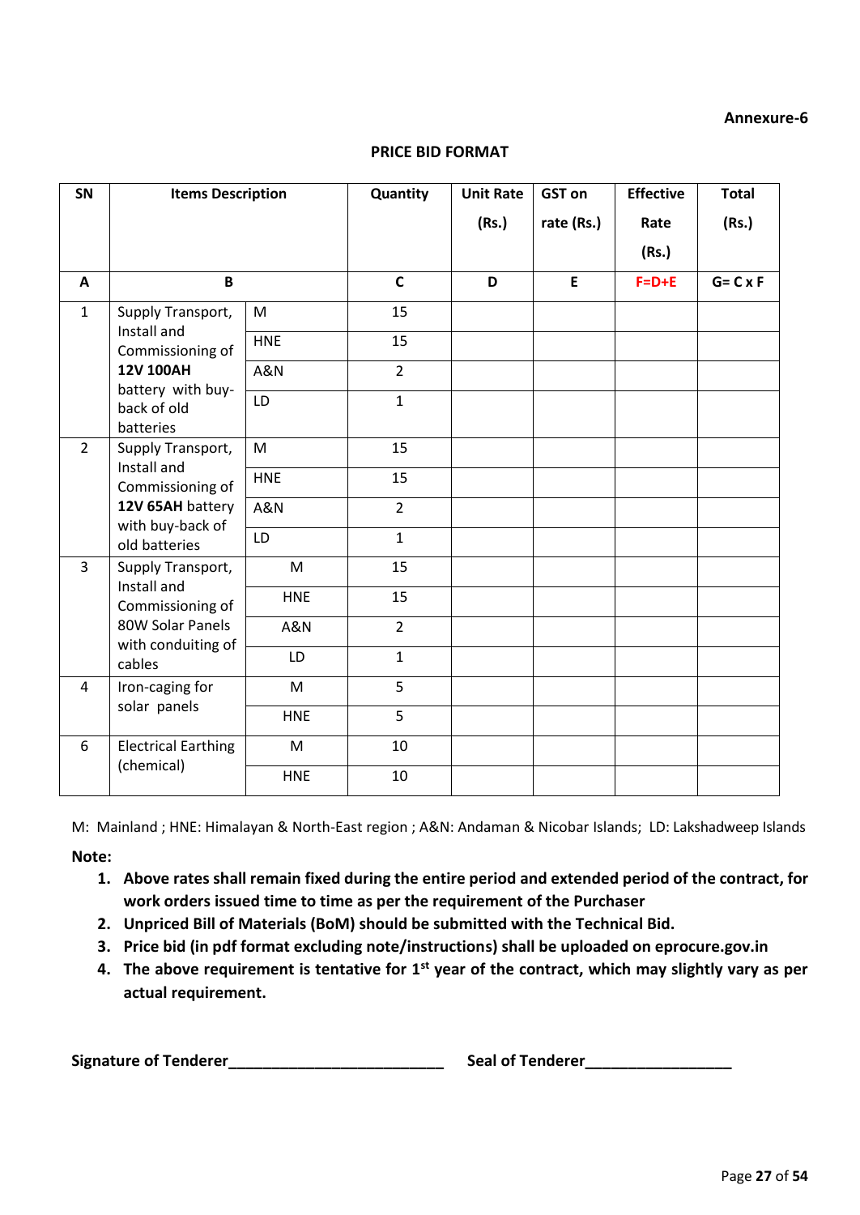**Annexure-6**

**PRICE BID FORMAT**

| SN | Items Description | | Quantity | Unit Rate (Rs.) | GST on rate (Rs.) | Effective Rate (Rs.) | Total (Rs.) |
|---|---|---|---|---|---|---|---|
| A | B | | C | D | E | F=D+E | G= C x F |
| 1 | Supply Transport, Install and Commissioning of **12V 100AH** battery with buy-back of old batteries | M | 15 | | | | |
| | | HNE | 15 | | | | |
| | | A&N | 2 | | | | |
| | | LD | 1 | | | | |
| 2 | Supply Transport, Install and Commissioning of **12V 65AH** battery with buy-back of old batteries | M | 15 | | | | |
| | | HNE | 15 | | | | |
| | | A&N | 2 | | | | |
| | | LD | 1 | | | | |
| 3 | Supply Transport, Install and Commissioning of 80W Solar Panels with conduiting of cables | M | 15 | | | | |
| | | HNE | 15 | | | | |
| | | A&N | 2 | | | | |
| | | LD | 1 | | | | |
| 4 | Iron-caging for solar panels | M | 5 | | | | |
| | | HNE | 5 | | | | |
| 6 | Electrical Earthing (chemical) | M | 10 | | | | |
| | | HNE | 10 | | | | |

M: Mainland ; HNE: Himalayan & North-East region ; A&N: Andaman & Nicobar Islands; LD: Lakshadweep Islands

**Note:**

1. **Above rates shall remain fixed during the entire period and extended period of the contract, for work orders issued time to time as per the requirement of the Purchaser**
2. **Unpriced Bill of Materials (BoM) should be submitted with the Technical Bid.**
3. **Price bid (in pdf format excluding note/instructions) shall be uploaded on eprocure.gov.in**
4. **The above requirement is tentative for 1st year of the contract, which may slightly vary as per actual requirement.**

**Signature of Tenderer\_\_\_\_\_\_\_\_\_\_\_\_\_\_\_\_\_\_\_\_\_\_\_\_\_\_** **Seal of Tenderer\_\_\_\_\_\_\_\_\_\_\_\_\_\_\_\_\_\_**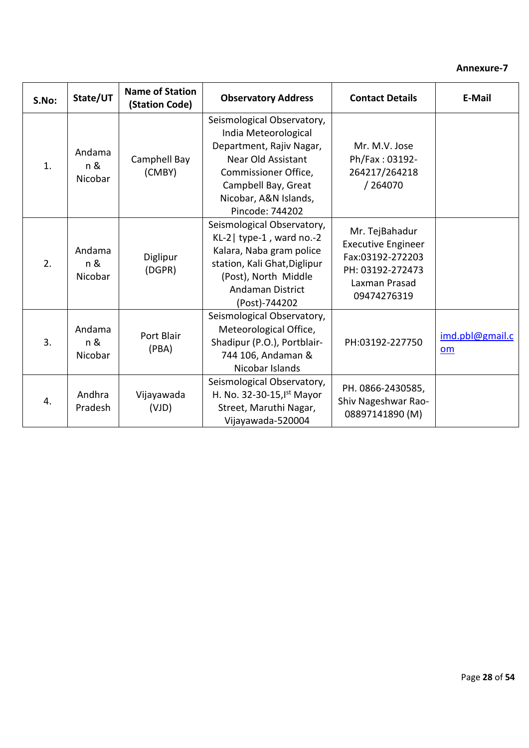**Annexure-7**

| S.No: | State/UT | Name of Station (Station Code) | Observatory Address | Contact Details | E-Mail |
|---|---|---|---|---|---|
| 1. | Andaman & Nicobar | Camphell Bay (CMBY) | Seismological Observatory, India Meteorological Department, Rajiv Nagar, Near Old Assistant Commissioner Office, Campbell Bay, Great Nicobar, A&N Islands, Pincode: 744202 | Mr. M.V. Jose Ph/Fax : 03192-264217/264218 / 264070 | |
| 2. | Andaman & Nicobar | Diglipur (DGPR) | Seismological Observatory, KL-2\| type-1 , ward no.-2 Kalara, Naba gram police station, Kali Ghat,Diglipur (Post), North Middle Andaman District (Post)-744202 | Mr. TejBahadur Executive Engineer Fax:03192-272203 PH: 03192-272473 Laxman Prasad 09474276319 | |
| 3. | Andaman & Nicobar | Port Blair (PBA) | Seismological Observatory, Meteorological Office, Shadipur (P.O.), Portblair-744 106, Andaman & Nicobar Islands | PH:03192-227750 | imd.pbl@gmail.com |
| 4. | Andhra Pradesh | Vijayawada (VJD) | Seismological Observatory, H. No. 32-30-15,Ist Mayor Street, Maruthi Nagar, Vijayawada-520004 | PH. 0866-2430585, Shiv Nageshwar Rao-08897141890 (M) | |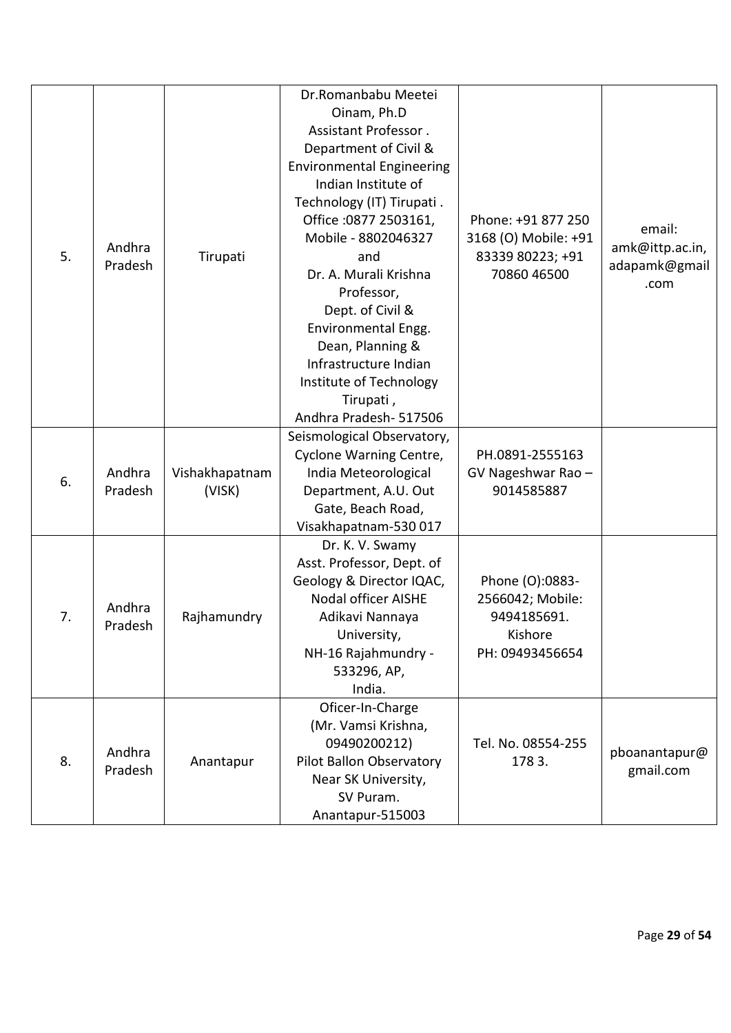| 5. | Andhra Pradesh | Tirupati | Dr.Romanbabu Meetei Oinam, Ph.D Assistant Professor . Department of Civil & Environmental Engineering Indian Institute of Technology (IT) Tirupati . Office :0877 2503161, Mobile - 8802046327 and Dr. A. Murali Krishna Professor, Dept. of Civil & Environmental Engg. Dean, Planning & Infrastructure Indian Institute of Technology Tirupati , Andhra Pradesh- 517506 | Phone: +91 877 250 3168 (O) Mobile: +91 83339 80223; +91 70860 46500 | email: amk@ittp.ac.in, adapamk@gmail.com |
|---|---|---|---|---|---|
| 6. | Andhra Pradesh | Vishakhapatnam (VISK) | Seismological Observatory, Cyclone Warning Centre, India Meteorological Department, A.U. Out Gate, Beach Road, Visakhapatnam-530 017 | PH.0891-2555163 GV Nageshwar Rao – 9014585887 | |
| 7. | Andhra Pradesh | Rajhamundry | Dr. K. V. Swamy Asst. Professor, Dept. of Geology & Director IQAC, Nodal officer AISHE Adikavi Nannaya University, NH-16 Rajahmundry - 533296, AP, India. | Phone (O):0883-2566042; Mobile: 9494185691. Kishore PH: 09493456654 | |
| 8. | Andhra Pradesh | Anantapur | Oficer-In-Charge (Mr. Vamsi Krishna, 09490200212) Pilot Ballon Observatory Near SK University, SV Puram. Anantapur-515003 | Tel. No. 08554-255 178 3. | pboanantapur@gmail.com |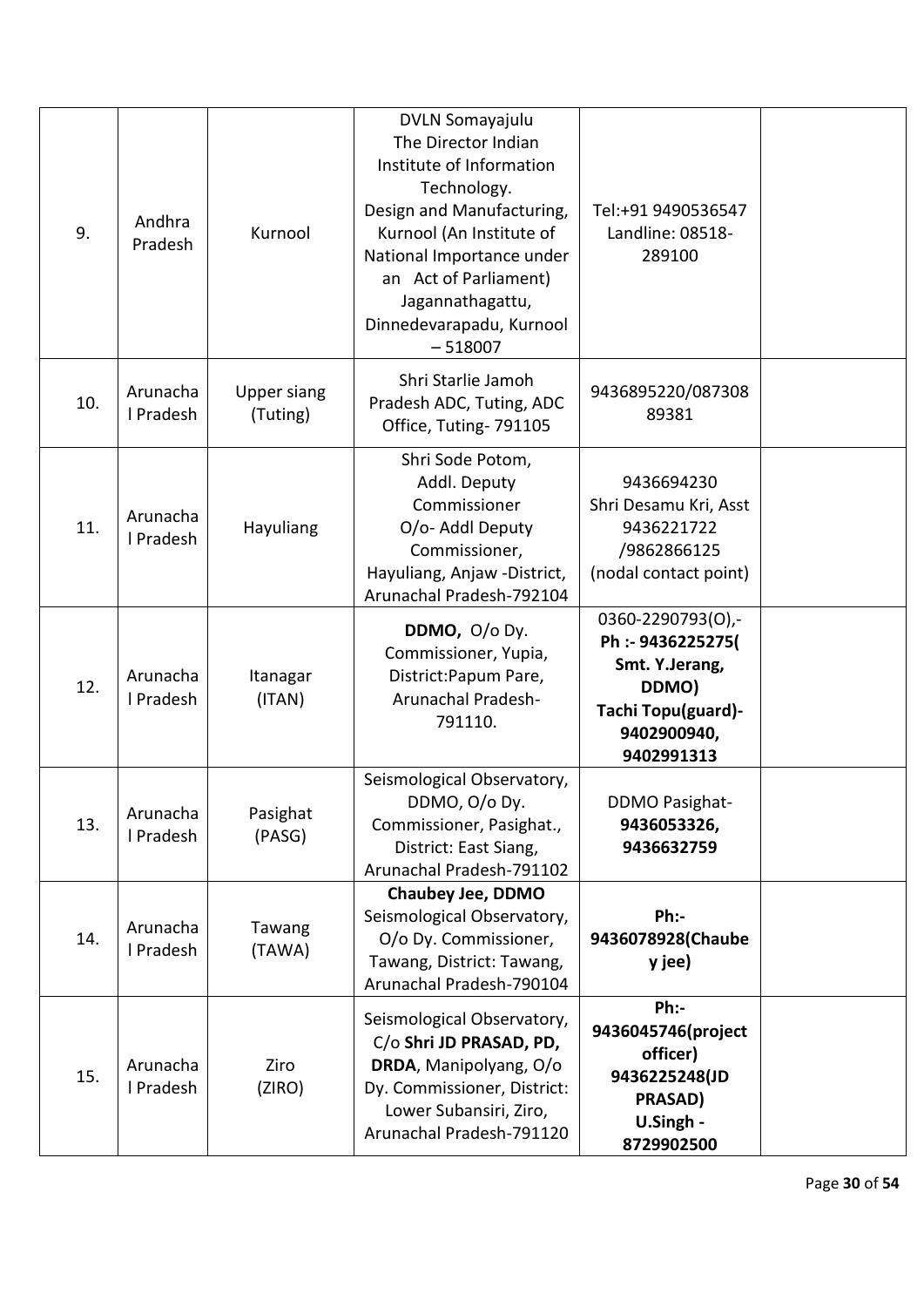| | | | | | |
|---|---|---|---|---|---|
| 9. | Andhra Pradesh | Kurnool | DVLN Somayajulu The Director Indian Institute of Information Technology. Design and Manufacturing, Kurnool (An Institute of National Importance under an Act of Parliament) Jagannathagattu, Dinnedevarapadu, Kurnool – 518007 | Tel:+91 9490536547 Landline: 08518-289100 | |
| 10. | Arunachal Pradesh | Upper siang (Tuting) | Shri Starlie Jamoh Pradesh ADC, Tuting, ADC Office, Tuting- 791105 | 9436895220/08730889381 | |
| 11. | Arunachal Pradesh | Hayuliang | Shri Sode Potom, Addl. Deputy Commissioner O/o- Addl Deputy Commissioner, Hayuliang, Anjaw -District, Arunachal Pradesh-792104 | 9436694230 Shri Desamu Kri, Asst 9436221722 /9862866125 (nodal contact point) | |
| 12. | Arunachal Pradesh | Itanagar (ITAN) | **DDMO,** O/o Dy. Commissioner, Yupia, District:Papum Pare, Arunachal Pradesh-791110. | 0360-2290793(O),- **Ph :- 9436225275( Smt. Y.Jerang, DDMO) Tachi Topu(guard)- 9402900940, 9402991313** | |
| 13. | Arunachal Pradesh | Pasighat (PASG) | Seismological Observatory, DDMO, O/o Dy. Commissioner, Pasighat., District: East Siang, Arunachal Pradesh-791102 | DDMO Pasighat- **9436053326, 9436632759** | |
| 14. | Arunachal Pradesh | Tawang (TAWA) | **Chaubey Jee, DDMO** Seismological Observatory, O/o Dy. Commissioner, Tawang, District: Tawang, Arunachal Pradesh-790104 | **Ph:- 9436078928(Chaubey jee)** | |
| 15. | Arunachal Pradesh | Ziro (ZIRO) | Seismological Observatory, C/o **Shri JD PRASAD, PD, DRDA**, Manipolyang, O/o Dy. Commissioner, District: Lower Subansiri, Ziro, Arunachal Pradesh-791120 | **Ph:- 9436045746(project officer) 9436225248(JD PRASAD) U.Singh - 8729902500** | |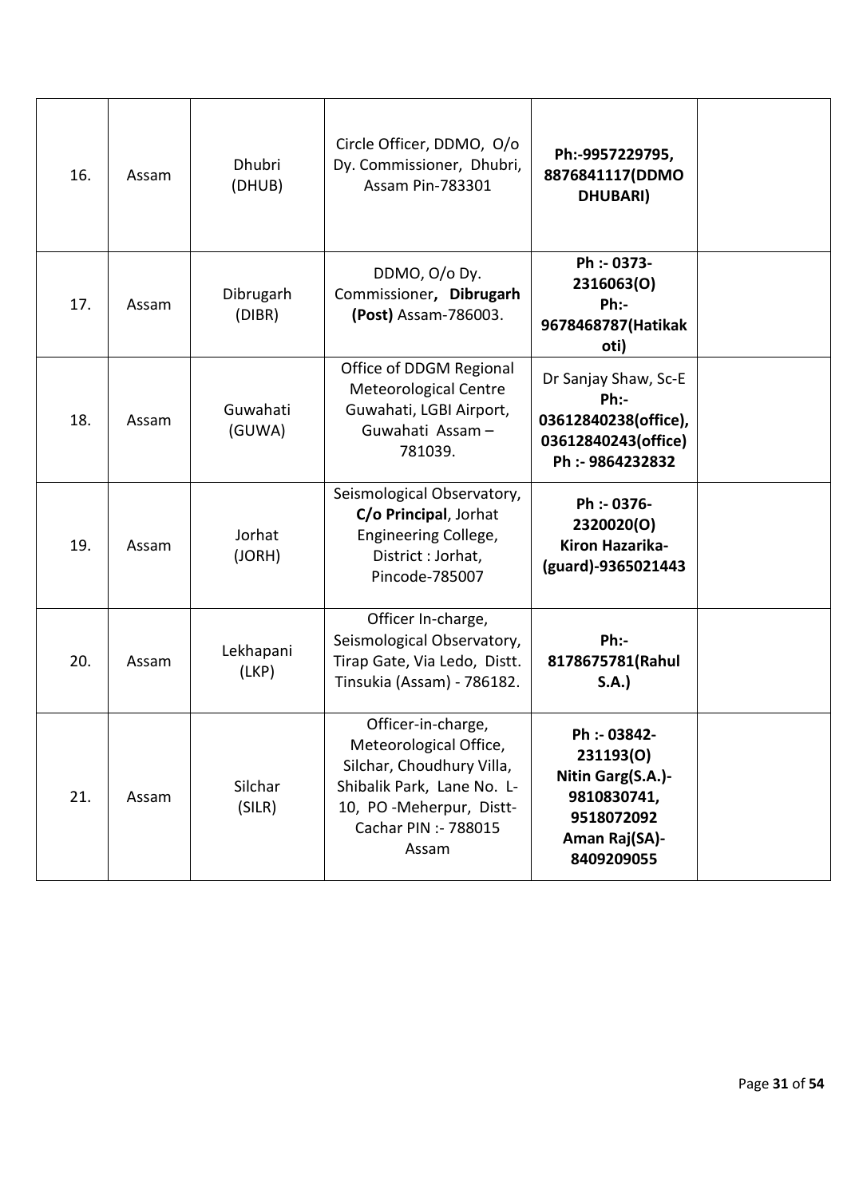| 16. | Assam | Dhubri (DHUB) | Circle Officer, DDMO, O/o Dy. Commissioner, Dhubri, Assam Pin-783301 | **Ph:-9957229795, 8876841117(DDMO DHUBARI)** | |
|---|---|---|---|---|---|
| 17. | Assam | Dibrugarh (DIBR) | DDMO, O/o Dy. Commissioner**, Dibrugarh (Post)** Assam-786003. | **Ph :- 0373-2316063(O) Ph:- 9678468787(Hatikakoti)** | |
| 18. | Assam | Guwahati (GUWA) | Office of DDGM Regional Meteorological Centre Guwahati, LGBI Airport, Guwahati Assam – 781039. | Dr Sanjay Shaw, Sc-E **Ph:- 03612840238(office), 03612840243(office) Ph :- 9864232832** | |
| 19. | Assam | Jorhat (JORH) | Seismological Observatory, **C/o Principal**, Jorhat Engineering College, District : Jorhat, Pincode-785007 | **Ph :- 0376-2320020(O) Kiron Hazarika-(guard)-9365021443** | |
| 20. | Assam | Lekhapani (LKP) | Officer In-charge, Seismological Observatory, Tirap Gate, Via Ledo, Distt. Tinsukia (Assam) - 786182. | **Ph:- 8178675781(Rahul S.A.)** | |
| 21. | Assam | Silchar (SILR) | Officer-in-charge, Meteorological Office, Silchar, Choudhury Villa, Shibalik Park, Lane No. L-10, PO -Meherpur, Distt-Cachar PIN :- 788015 Assam | **Ph :- 03842-231193(O) Nitin Garg(S.A.)-9810830741, 9518072092 Aman Raj(SA)-8409209055** | |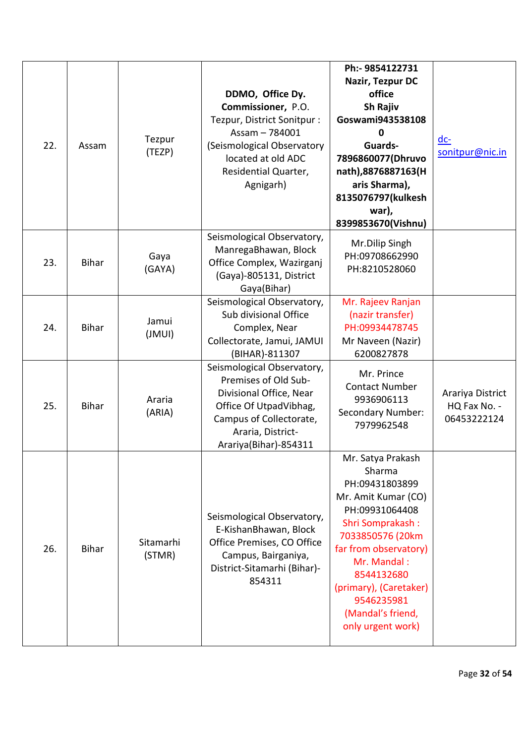| 22. | Assam | Tezpur (TEZP) | **DDMO, Office Dy. Commissioner,** P.O. Tezpur, District Sonitpur : Assam – 784001 (Seismological Observatory located at old ADC Residential Quarter, Agnigarh) | **Ph:- 9854122731 Nazir, Tezpur DC office Sh Rajiv Goswami9435381080 Guards- 7896860077(Dhruvo nath),8876887163(Haris Sharma), 8135076797(kulkeshwar), 8399853670(Vishnu)** | dc-sonitpur@nic.in |
|---|---|---|---|---|---|
| 23. | Bihar | Gaya (GAYA) | Seismological Observatory, ManregaBhawan, Block Office Complex, Wazirganj (Gaya)-805131, District Gaya(Bihar) | Mr.Dilip Singh PH:09708662990 PH:8210528060 | |
| 24. | Bihar | Jamui (JMUI) | Seismological Observatory, Sub divisional Office Complex, Near Collectorate, Jamui, JAMUI (BIHAR)-811307 | Mr. Rajeev Ranjan (nazir transfer) PH:09934478745 Mr Naveen (Nazir) 6200827878 | |
| 25. | Bihar | Araria (ARIA) | Seismological Observatory, Premises of Old Sub-Divisional Office, Near Office Of UtpadVibhag, Campus of Collectorate, Araria, District-Arariya(Bihar)-854311 | Mr. Prince Contact Number 9936906113 Secondary Number: 7979962548 | Arariya District HQ Fax No. - 06453222124 |
| 26. | Bihar | Sitamarhi (STMR) | Seismological Observatory, E-KishanBhawan, Block Office Premises, CO Office Campus, Bairganiya, District-Sitamarhi (Bihar)-854311 | Mr. Satya Prakash Sharma PH:09431803899 Mr. Amit Kumar (CO) PH:09931064408 Shri Somprakash : 7033850576 (20km far from observatory) Mr. Mandal : 8544132680 (primary), (Caretaker) 9546235981 (Mandal's friend, only urgent work) | |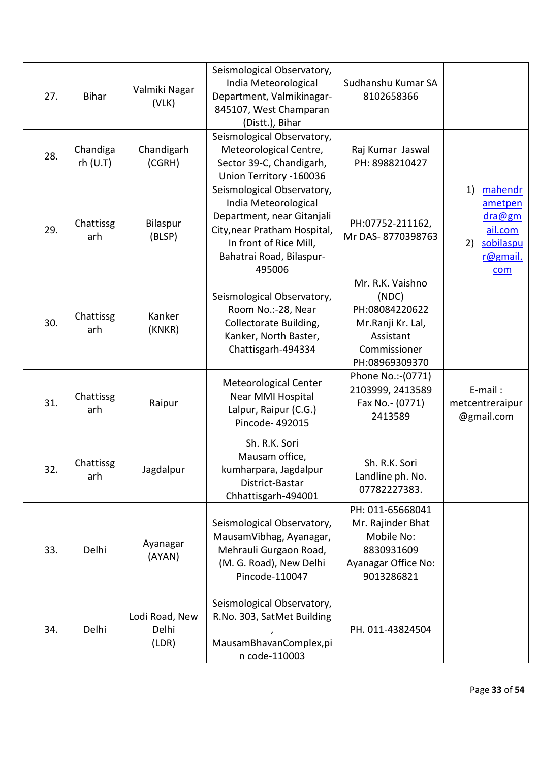| 27. | Bihar | Valmiki Nagar (VLK) | Seismological Observatory, India Meteorological Department, Valmikinagar-845107, West Champaran (Distt.), Bihar | Sudhanshu Kumar SA 8102658366 | |
|---|---|---|---|---|---|
| 28. | Chandigarh (U.T) | Chandigarh (CGRH) | Seismological Observatory, Meteorological Centre, Sector 39-C, Chandigarh, Union Territory -160036 | Raj Kumar Jaswal PH: 8988210427 | |
| 29. | Chattissgarh | Bilaspur (BLSP) | Seismological Observatory, India Meteorological Department, near Gitanjali City,near Pratham Hospital, In front of Rice Mill, Bahatrai Road, Bilaspur-495006 | PH:07752-211162, Mr DAS- 8770398763 | 1) mahendrametpendra@gmail.com 2) sobilaspur@gmail.com |
| 30. | Chattissgarh | Kanker (KNKR) | Seismological Observatory, Room No.:-28, Near Collectorate Building, Kanker, North Baster, Chattisgarh-494334 | Mr. R.K. Vaishno (NDC) PH:08084220622 Mr.Ranji Kr. Lal, Assistant Commissioner PH:08969309370 | |
| 31. | Chattissgarh | Raipur | Meteorological Center Near MMI Hospital Lalpur, Raipur (C.G.) Pincode- 492015 | Phone No.:-(0771) 2103999, 2413589 Fax No.- (0771) 2413589 | E-mail : metcentreraipur@gmail.com |
| 32. | Chattissgarh | Jagdalpur | Sh. R.K. Sori Mausam office, kumharpara, Jagdalpur District-Bastar Chhattisgarh-494001 | Sh. R.K. Sori Landline ph. No. 07782227383. | |
| 33. | Delhi | Ayanagar (AYAN) | Seismological Observatory, MausamVibhag, Ayanagar, Mehrauli Gurgaon Road, (M. G. Road), New Delhi Pincode-110047 | PH: 011-65668041 Mr. Rajinder Bhat Mobile No: 8830931609 Ayanagar Office No: 9013286821 | |
| 34. | Delhi | Lodi Road, New Delhi (LDR) | Seismological Observatory, R.No. 303, SatMet Building , MausamBhavanComplex,pin code-110003 | PH. 011-43824504 | |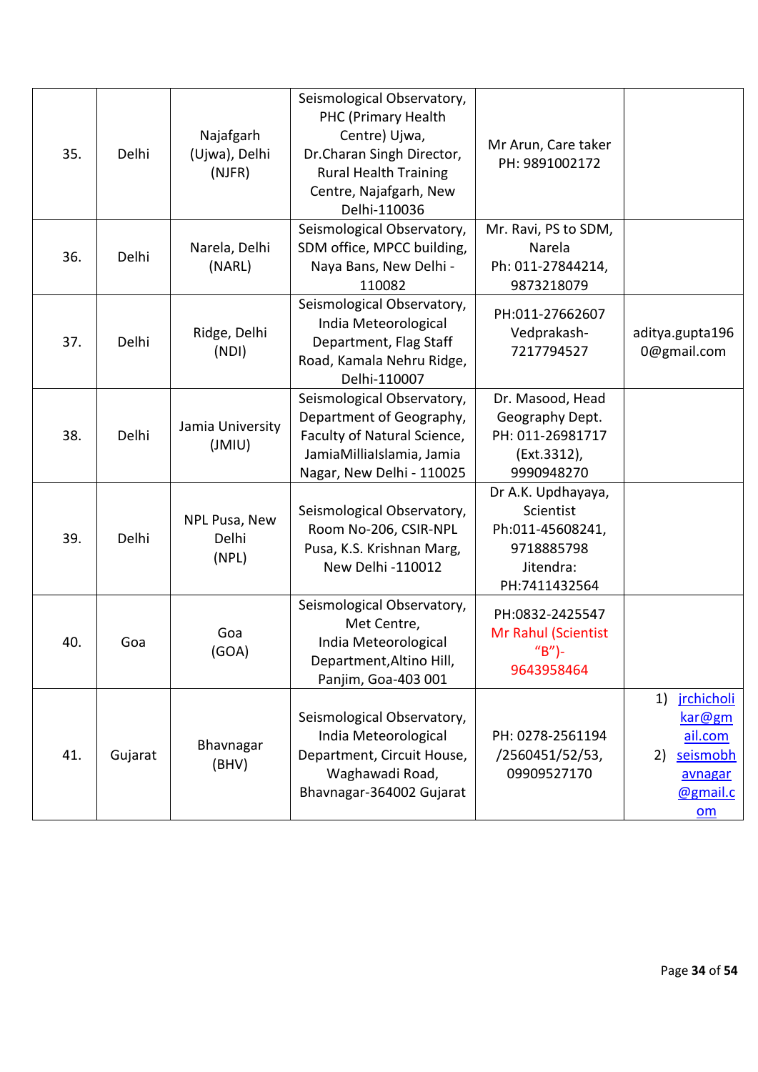| | | | | | |
|---|---|---|---|---|---|
| 35. | Delhi | Najafgarh (Ujwa), Delhi (NJFR) | Seismological Observatory, PHC (Primary Health Centre) Ujwa, Dr.Charan Singh Director, Rural Health Training Centre, Najafgarh, New Delhi-110036 | Mr Arun, Care taker PH: 9891002172 | |
| 36. | Delhi | Narela, Delhi (NARL) | Seismological Observatory, SDM office, MPCC building, Naya Bans, New Delhi - 110082 | Mr. Ravi, PS to SDM, Narela Ph: 011-27844214, 9873218079 | |
| 37. | Delhi | Ridge, Delhi (NDI) | Seismological Observatory, India Meteorological Department, Flag Staff Road, Kamala Nehru Ridge, Delhi-110007 | PH:011-27662607 Vedprakash- 7217794527 | aditya.gupta1960@gmail.com |
| 38. | Delhi | Jamia University (JMIU) | Seismological Observatory, Department of Geography, Faculty of Natural Science, JamiaMilliaIslamia, Jamia Nagar, New Delhi - 110025 | Dr. Masood, Head Geography Dept. PH: 011-26981717 (Ext.3312), 9990948270 | |
| 39. | Delhi | NPL Pusa, New Delhi (NPL) | Seismological Observatory, Room No-206, CSIR-NPL Pusa, K.S. Krishnan Marg, New Delhi -110012 | Dr A.K. Updhayaya, Scientist Ph:011-45608241, 9718885798 Jitendra: PH:7411432564 | |
| 40. | Goa | Goa (GOA) | Seismological Observatory, Met Centre, India Meteorological Department,Altino Hill, Panjim, Goa-403 001 | PH:0832-2425547 Mr Rahul (Scientist "B")- 9643958464 | |
| 41. | Gujarat | Bhavnagar (BHV) | Seismological Observatory, India Meteorological Department, Circuit House, Waghawadi Road, Bhavnagar-364002 Gujarat | PH: 0278-2561194 /2560451/52/53, 09909527170 | 1) jrchicholikar@gmail.com 2) seismobhavnagar@gmail.com |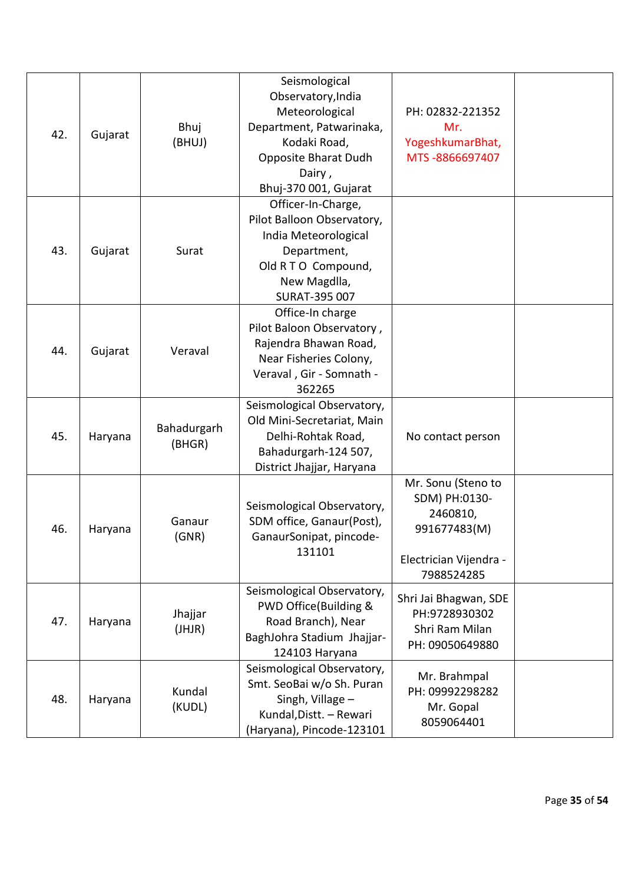| 42. | Gujarat | Bhuj (BHUJ) | Seismological Observatory,India Meteorological Department, Patwarinaka, Kodaki Road, Opposite Bharat Dudh Dairy , Bhuj-370 001, Gujarat | PH: 02832-221352 Mr. YogeshkumarBhat, MTS -8866697407 | |
|---|---|---|---|---|---|
| 43. | Gujarat | Surat | Officer-In-Charge, Pilot Balloon Observatory, India Meteorological Department, Old R T O Compound, New Magdlla, SURAT-395 007 | | |
| 44. | Gujarat | Veraval | Office-In charge Pilot Baloon Observatory , Rajendra Bhawan Road, Near Fisheries Colony, Veraval , Gir - Somnath - 362265 | | |
| 45. | Haryana | Bahadurgarh (BHGR) | Seismological Observatory, Old Mini-Secretariat, Main Delhi-Rohtak Road, Bahadurgarh-124 507, District Jhajjar, Haryana | No contact person | |
| 46. | Haryana | Ganaur (GNR) | Seismological Observatory, SDM office, Ganaur(Post), GanaurSonipat, pincode-131101 | Mr. Sonu (Steno to SDM) PH:0130-2460810, 991677483(M)<br><br>Electrician Vijendra - 7988524285 | |
| 47. | Haryana | Jhajjar (JHJR) | Seismological Observatory, PWD Office(Building & Road Branch), Near BaghJohra Stadium Jhajjar-124103 Haryana | Shri Jai Bhagwan, SDE PH:9728930302 Shri Ram Milan PH: 09050649880 | |
| 48. | Haryana | Kundal (KUDL) | Seismological Observatory, Smt. SeoBai w/o Sh. Puran Singh, Village – Kundal,Distt. – Rewari (Haryana), Pincode-123101 | Mr. Brahmpal PH: 09992298282 Mr. Gopal 8059064401 | |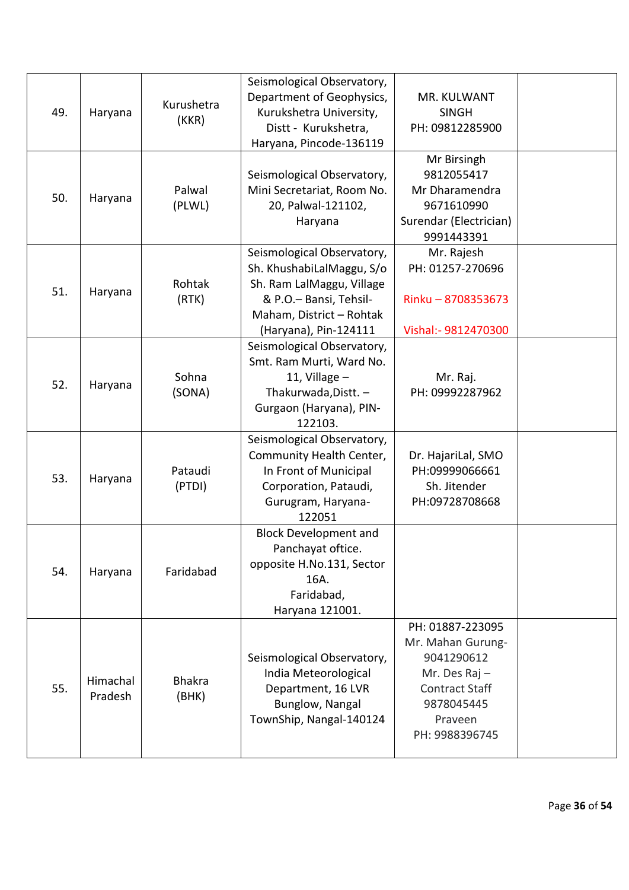| | | | | | |
|---|---|---|---|---|---|
| 49. | Haryana | Kurushetra (KKR) | Seismological Observatory, Department of Geophysics, Kurukshetra University, Distt - Kurukshetra, Haryana, Pincode-136119 | MR. KULWANT SINGH PH: 09812285900 | |
| 50. | Haryana | Palwal (PLWL) | Seismological Observatory, Mini Secretariat, Room No. 20, Palwal-121102, Haryana | Mr Birsingh 9812055417 Mr Dharamendra 9671610990 Surendar (Electrician) 9991443391 | |
| 51. | Haryana | Rohtak (RTK) | Seismological Observatory, Sh. KhushabiLalMaggu, S/o Sh. Ram LalMaggu, Village & P.O.– Bansi, Tehsil-Maham, District – Rohtak (Haryana), Pin-124111 | Mr. Rajesh PH: 01257-270696 Rinku – 8708353673 Vishal:- 9812470300 | |
| 52. | Haryana | Sohna (SONA) | Seismological Observatory, Smt. Ram Murti, Ward No. 11, Village – Thakurwada,Distt. – Gurgaon (Haryana), PIN-122103. | Mr. Raj. PH: 09992287962 | |
| 53. | Haryana | Pataudi (PTDI) | Seismological Observatory, Community Health Center, In Front of Municipal Corporation, Pataudi, Gurugram, Haryana-122051 | Dr. HajariLal, SMO PH:09999066661 Sh. Jitender PH:09728708668 | |
| 54. | Haryana | Faridabad | Block Development and Panchayat oftice. opposite H.No.131, Sector 16A. Faridabad, Haryana 121001. | | |
| 55. | Himachal Pradesh | Bhakra (BHK) | Seismological Observatory, India Meteorological Department, 16 LVR Bunglow, Nangal TownShip, Nangal-140124 | PH: 01887-223095 Mr. Mahan Gurung-9041290612 Mr. Des Raj – Contract Staff 9878045445 Praveen PH: 9988396745 | |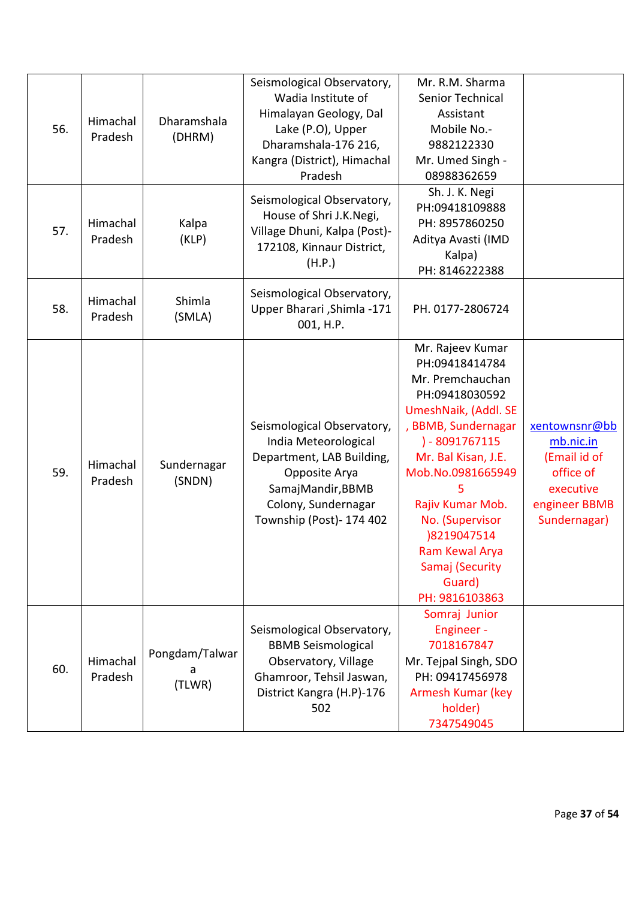| | | | | | |
|---|---|---|---|---|---|
| 56. | Himachal Pradesh | Dharamshala (DHRM) | Seismological Observatory, Wadia Institute of Himalayan Geology, Dal Lake (P.O), Upper Dharamshala-176 216, Kangra (District), Himachal Pradesh | Mr. R.M. Sharma Senior Technical Assistant Mobile No.- 9882122330 Mr. Umed Singh - 08988362659 | |
| 57. | Himachal Pradesh | Kalpa (KLP) | Seismological Observatory, House of Shri J.K.Negi, Village Dhuni, Kalpa (Post)-172108, Kinnaur District, (H.P.) | Sh. J. K. Negi PH:09418109888 PH: 8957860250 Aditya Avasti (IMD Kalpa) PH: 8146222388 | |
| 58. | Himachal Pradesh | Shimla (SMLA) | Seismological Observatory, Upper Bharari ,Shimla -171 001, H.P. | PH. 0177-2806724 | |
| 59. | Himachal Pradesh | Sundernagar (SNDN) | Seismological Observatory, India Meteorological Department, LAB Building, Opposite Arya SamajMandir,BBMB Colony, Sundernagar Township (Post)- 174 402 | Mr. Rajeev Kumar PH:09418414784 Mr. Premchauchan PH:09418030592 UmeshNaik, (Addl. SE , BBMB, Sundernagar ) - 8091767115 Mr. Bal Kisan, J.E. Mob.No.09816659495 Rajiv Kumar Mob. No. (Supervisor )8219047514 Ram Kewal Arya Samaj (Security Guard) PH: 9816103863 | xentownsnr@bbmb.nic.in (Email id of office of executive engineer BBMB Sundernagar) |
| 60. | Himachal Pradesh | Pongdam/Talwara (TLWR) | Seismological Observatory, BBMB Seismological Observatory, Village Ghamroor, Tehsil Jaswan, District Kangra (H.P)-176 502 | Somraj Junior Engineer - 7018167847 Mr. Tejpal Singh, SDO PH: 09417456978 Armesh Kumar (key holder) 7347549045 | |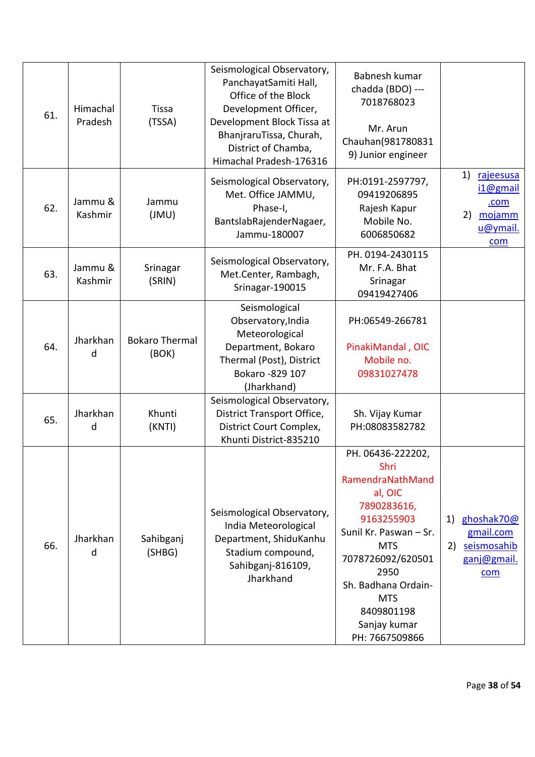| | | | | | |
|---|---|---|---|---|---|
| 61. | Himachal Pradesh | Tissa (TSSA) | Seismological Observatory, PanchayatSamiti Hall, Office of the Block Development Officer, Development Block Tissa at BhanjraruTissa, Churah, District of Chamba, Himachal Pradesh-176316 | Babnesh kumar chadda (BDO) --- 7018768023<br><br>Mr. Arun Chauhan(9817808319) Junior engineer | |
| 62. | Jammu & Kashmir | Jammu (JMU) | Seismological Observatory, Met. Office JAMMU, Phase-I, BantslabRajenderNagaer, Jammu-180007 | PH:0191-2597797, 09419206895 Rajesh Kapur Mobile No. 6006850682 | 1) rajeesusai1@gmail.com<br>2) mojammu@ymail.com |
| 63. | Jammu & Kashmir | Srinagar (SRIN) | Seismological Observatory, Met.Center, Rambagh, Srinagar-190015 | PH. 0194-2430115 Mr. F.A. Bhat Srinagar 09419427406 | |
| 64. | Jharkhand | Bokaro Thermal (BOK) | Seismological Observatory,India Meteorological Department, Bokaro Thermal (Post), District Bokaro -829 107 (Jharkhand) | PH:06549-266781<br><br>PinakiMandal , OIC Mobile no. 09831027478 | |
| 65. | Jharkhand | Khunti (KNTI) | Seismological Observatory, District Transport Office, District Court Complex, Khunti District-835210 | Sh. Vijay Kumar PH:08083582782 | |
| 66. | Jharkhand | Sahibganj (SHBG) | Seismological Observatory, India Meteorological Department, ShiduKanhu Stadium compound, Sahibganj-816109, Jharkhand | PH. 06436-222202, Shri RamendraNathMandal, OIC 7890283616, 9163255903 Sunil Kr. Paswan – Sr. MTS 7078726092/6205012950 Sh. Badhana Ordain-MTS 8409801198 Sanjay kumar PH: 7667509866 | 1) ghoshak70@gmail.com<br>2) seismosahibganj@gmail.com |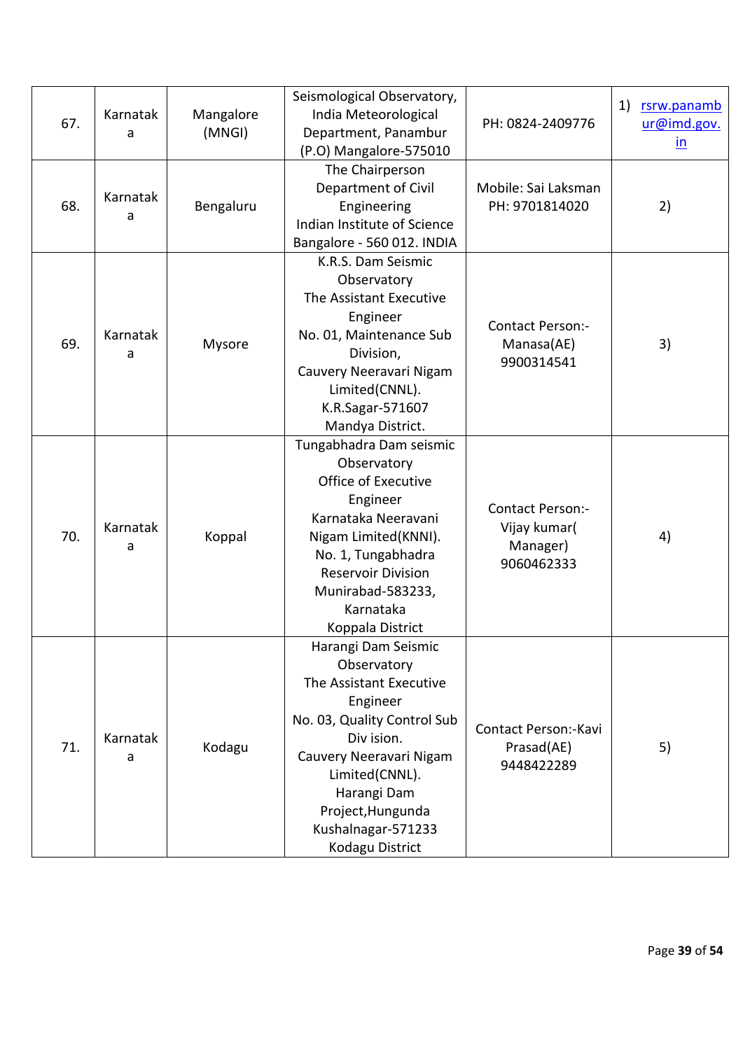| 67. | Karnataka | Mangalore (MNGI) | Seismological Observatory, India Meteorological Department, Panambur (P.O) Mangalore-575010 | PH: 0824-2409776 | 1) rsrw.panambur@imd.gov.in |
|---|---|---|---|---|---|
| 68. | Karnataka | Bengaluru | The Chairperson Department of Civil Engineering Indian Institute of Science Bangalore - 560 012. INDIA | Mobile: Sai Laksman PH: 9701814020 | 2) |
| 69. | Karnataka | Mysore | K.R.S. Dam Seismic Observatory The Assistant Executive Engineer No. 01, Maintenance Sub Division, Cauvery Neeravari Nigam Limited(CNNL). K.R.Sagar-571607 Mandya District. | Contact Person:- Manasa(AE) 9900314541 | 3) |
| 70. | Karnataka | Koppal | Tungabhadra Dam seismic Observatory Office of Executive Engineer Karnataka Neeravani Nigam Limited(KNNI). No. 1, Tungabhadra Reservoir Division Munirabad-583233, Karnataka Koppala District | Contact Person:- Vijay kumar( Manager) 9060462333 | 4) |
| 71. | Karnataka | Kodagu | Harangi Dam Seismic Observatory The Assistant Executive Engineer No. 03, Quality Control Sub Div ision. Cauvery Neeravari Nigam Limited(CNNL). Harangi Dam Project,Hungunda Kushalnagar-571233 Kodagu District | Contact Person:-Kavi Prasad(AE) 9448422289 | 5) |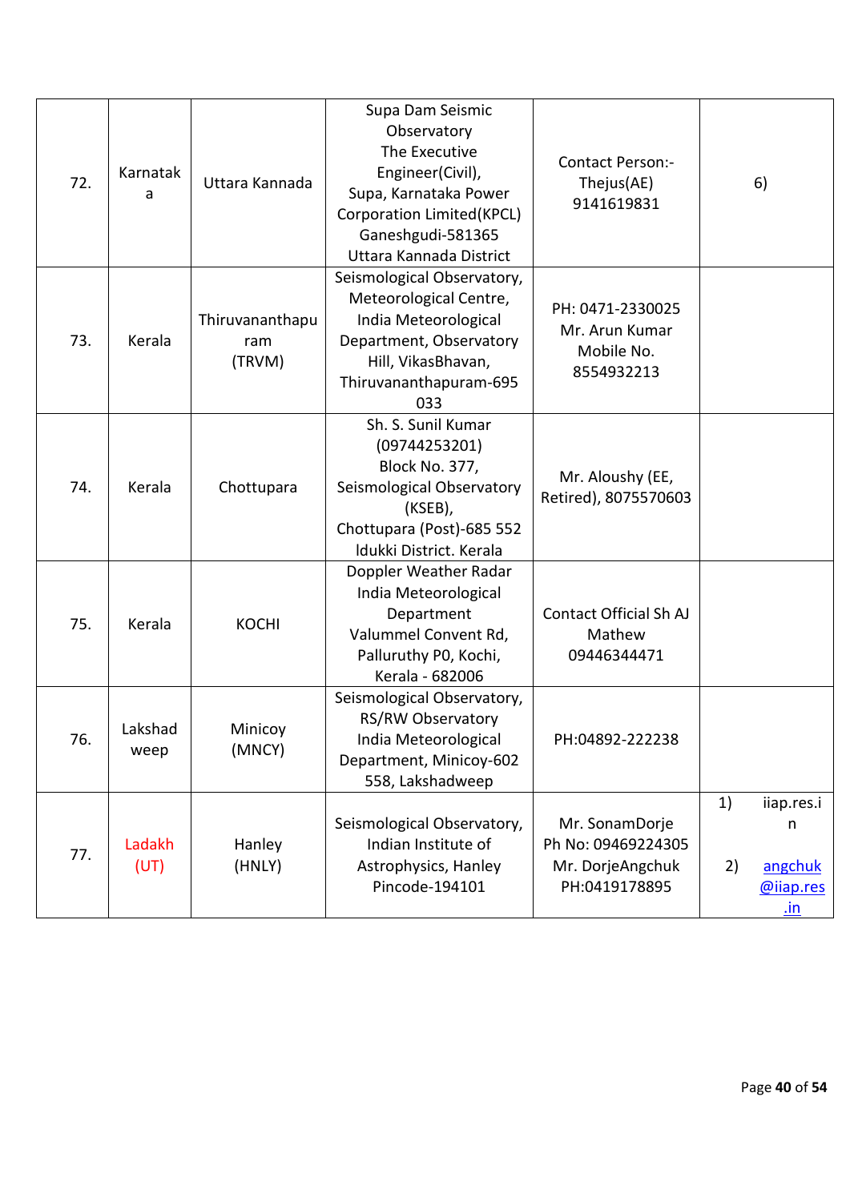| 72. | Karnataka | Uttara Kannada | Supa Dam Seismic Observatory The Executive Engineer(Civil), Supa, Karnataka Power Corporation Limited(KPCL) Ganeshgudi-581365 Uttara Kannada District | Contact Person:- Thejus(AE) 9141619831 | 6) |
|---|---|---|---|---|---|
| 73. | Kerala | Thiruvananthapuram (TRVM) | Seismological Observatory, Meteorological Centre, India Meteorological Department, Observatory Hill, VikasBhavan, Thiruvananthapuram-695 033 | PH: 0471-2330025 Mr. Arun Kumar Mobile No. 8554932213 | |
| 74. | Kerala | Chottupara | Sh. S. Sunil Kumar (09744253201) Block No. 377, Seismological Observatory (KSEB), Chottupara (Post)-685 552 Idukki District. Kerala | Mr. Aloushy (EE, Retired), 8075570603 | |
| 75. | Kerala | KOCHI | Doppler Weather Radar India Meteorological Department Valummel Convent Rd, Palluruthy P0, Kochi, Kerala - 682006 | Contact Official Sh AJ Mathew 09446344471 | |
| 76. | Lakshadweep | Minicoy (MNCY) | Seismological Observatory, RS/RW Observatory India Meteorological Department, Minicoy-602 558, Lakshadweep | PH:04892-222238 | |
| 77. | Ladakh (UT) | Hanley (HNLY) | Seismological Observatory, Indian Institute of Astrophysics, Hanley Pincode-194101 | Mr. SonamDorje Ph No: 09469224305 Mr. DorjeAngchuk PH:0419178895 | 1) iiap.res.in 2) angchuk@iiap.res.in |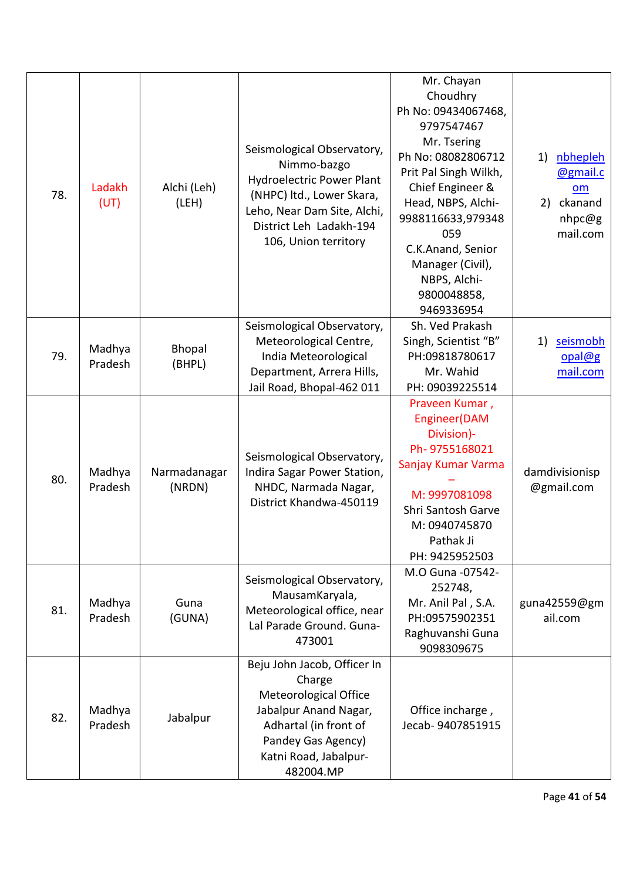| 78. | Ladakh (UT) | Alchi (Leh) (LEH) | Seismological Observatory, Nimmo-bazgo Hydroelectric Power Plant (NHPC) ltd., Lower Skara, Leho, Near Dam Site, Alchi, District Leh Ladakh-194 106, Union territory | Mr. Chayan Choudhry Ph No: 09434067468, 9797547467 Mr. Tsering Ph No: 08082806712 Prit Pal Singh Wilkh, Chief Engineer & Head, NBPS, Alchi-9988116633,979348059 C.K.Anand, Senior Manager (Civil), NBPS, Alchi-9800048858, 9469336954 | 1) nbhepleh@gmail.com 2) ckanandnhpc@gmail.com |
|---|---|---|---|---|---|
| 79. | Madhya Pradesh | Bhopal (BHPL) | Seismological Observatory, Meteorological Centre, India Meteorological Department, Arrera Hills, Jail Road, Bhopal-462 011 | Sh. Ved Prakash Singh, Scientist "B" PH:09818780617 Mr. Wahid PH: 09039225514 | 1) seismobhopal@gmail.com |
| 80. | Madhya Pradesh | Narmadanagar (NRDN) | Seismological Observatory, Indira Sagar Power Station, NHDC, Narmada Nagar, District Khandwa-450119 | Praveen Kumar , Engineer(DAM Division)- Ph- 9755168021 Sanjay Kumar Varma – M: 9997081098 Shri Santosh Garve M: 0940745870 Pathak Ji PH: 9425952503 | damdivisionisp@gmail.com |
| 81. | Madhya Pradesh | Guna (GUNA) | Seismological Observatory, MausamKaryala, Meteorological office, near Lal Parade Ground. Guna-473001 | M.O Guna -07542-252748, Mr. Anil Pal , S.A. PH:09575902351 Raghuvanshi Guna 9098309675 | guna42559@gmail.com |
| 82. | Madhya Pradesh | Jabalpur | Beju John Jacob, Officer In Charge Meteorological Office Jabalpur Anand Nagar, Adhartal (in front of Pandey Gas Agency) Katni Road, Jabalpur-482004.MP | Office incharge , Jecab- 9407851915 | |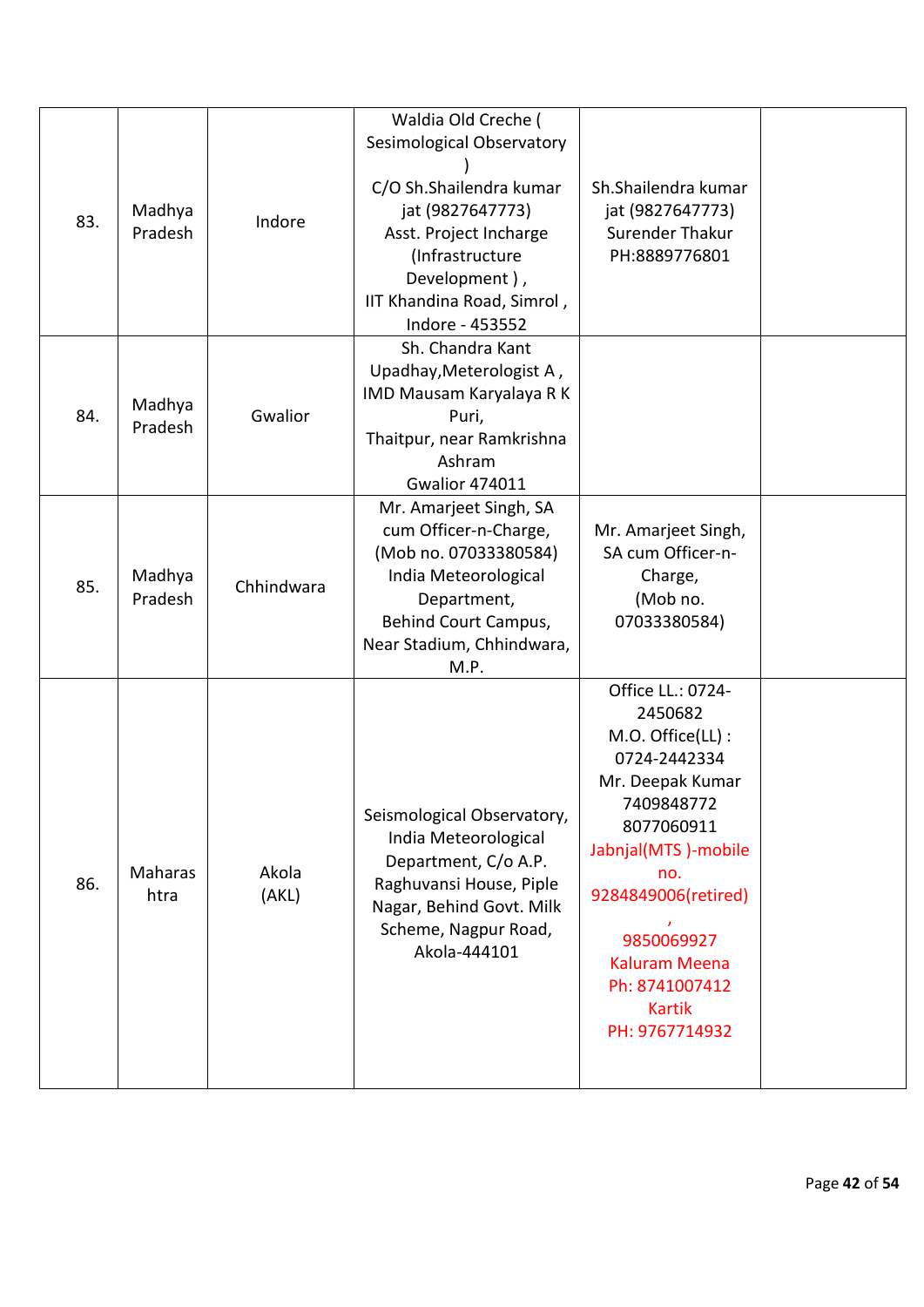| 83. | Madhya Pradesh | Indore | Waldia Old Creche ( Sesimological Observatory ) C/O Sh.Shailendra kumar jat (9827647773) Asst. Project Incharge (Infrastructure Development ) , IIT Khandina Road, Simrol , Indore - 453552 | Sh.Shailendra kumar jat (9827647773) Surender Thakur PH:8889776801 | |
|---|---|---|---|---|---|
| 84. | Madhya Pradesh | Gwalior | Sh. Chandra Kant Upadhay,Meterologist A , IMD Mausam Karyalaya R K Puri, Thaitpur, near Ramkrishna Ashram Gwalior 474011 | | |
| 85. | Madhya Pradesh | Chhindwara | Mr. Amarjeet Singh, SA cum Officer-n-Charge, (Mob no. 07033380584) India Meteorological Department, Behind Court Campus, Near Stadium, Chhindwara, M.P. | Mr. Amarjeet Singh, SA cum Officer-n-Charge, (Mob no. 07033380584) | |
| 86. | Maharashtra | Akola (AKL) | Seismological Observatory, India Meteorological Department, C/o A.P. Raghuvansi House, Piple Nagar, Behind Govt. Milk Scheme, Nagpur Road, Akola-444101 | Office LL.: 0724-2450682 M.O. Office(LL) : 0724-2442334 Mr. Deepak Kumar 7409848772 8077060911 Jabnjal(MTS )-mobile no. 9284849006(retired) , 9850069927 Kaluram Meena Ph: 8741007412 Kartik PH: 9767714932 | |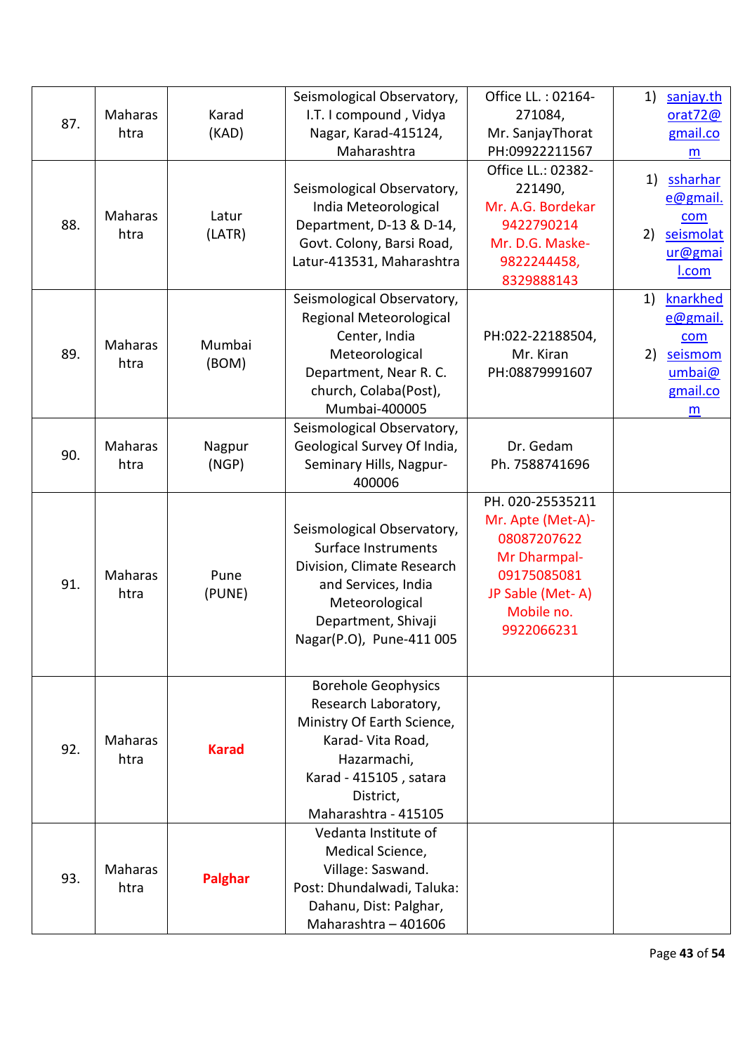| 87. | Maharashtra | Karad (KAD) | Seismological Observatory, I.T. I compound , Vidya Nagar, Karad-415124, Maharashtra | Office LL. : 02164-271084, Mr. SanjayThorat PH:09922211567 | 1) sanjay.thorat72@gmail.com |
|---|---|---|---|---|---|
| 88. | Maharashtra | Latur (LATR) | Seismological Observatory, India Meteorological Department, D-13 & D-14, Govt. Colony, Barsi Road, Latur-413531, Maharashtra | Office LL.: 02382-221490, Mr. A.G. Bordekar 9422790214 Mr. D.G. Maske-9822244458, 8329888143 | 1) ssharhare@gmail.com 2) seismolatur@gmail.com |
| 89. | Maharashtra | Mumbai (BOM) | Seismological Observatory, Regional Meteorological Center, India Meteorological Department, Near R. C. church, Colaba(Post), Mumbai-400005 | PH:022-22188504, Mr. Kiran PH:08879991607 | 1) knarkhede@gmail.com 2) seismomumbai@gmail.com |
| 90. | Maharashtra | Nagpur (NGP) | Seismological Observatory, Geological Survey Of India, Seminary Hills, Nagpur-400006 | Dr. Gedam Ph. 7588741696 | |
| 91. | Maharashtra | Pune (PUNE) | Seismological Observatory, Surface Instruments Division, Climate Research and Services, India Meteorological Department, Shivaji Nagar(P.O), Pune-411 005 | PH. 020-25535211 Mr. Apte (Met-A)-08087207622 Mr Dharmpal-09175085081 JP Sable (Met- A) Mobile no. 9922066231 | |
| 92. | Maharashtra | **Karad** | Borehole Geophysics Research Laboratory, Ministry Of Earth Science, Karad- Vita Road, Hazarmachi, Karad - 415105 , satara District, Maharashtra - 415105 | | |
| 93. | Maharashtra | **Palghar** | Vedanta Institute of Medical Science, Village: Saswand. Post: Dhundalwadi, Taluka: Dahanu, Dist: Palghar, Maharashtra – 401606 | | |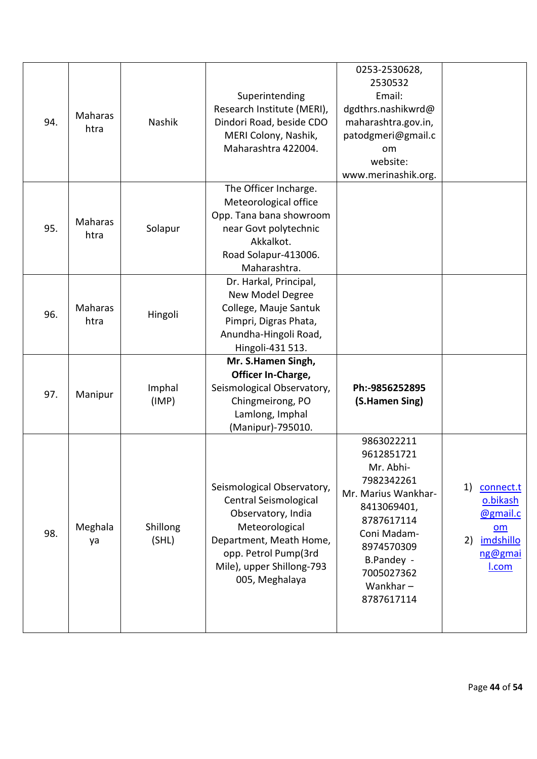| 94. | Maharashtra | Nashik | Superintending Research Institute (MERI), Dindori Road, beside CDO MERI Colony, Nashik, Maharashtra 422004. | 0253-2530628, 2530532 Email: dgdthrs.nashikwrd@maharashtra.gov.in, patodgmeri@gmail.com website: www.merinashik.org. | |
|---|---|---|---|---|---|
| 95. | Maharashtra | Solapur | The Officer Incharge. Meteorological office Opp. Tana bana showroom near Govt polytechnic Akkalkot. Road Solapur-413006. Maharashtra. | | |
| 96. | Maharashtra | Hingoli | Dr. Harkal, Principal, New Model Degree College, Mauje Santuk Pimpri, Digras Phata, Anundha-Hingoli Road, Hingoli-431 513. | | |
| 97. | Manipur | Imphal (IMP) | **Mr. S.Hamen Singh, Officer In-Charge,** Seismological Observatory, Chingmeirong, PO Lamlong, Imphal (Manipur)-795010. | **Ph:-9856252895 (S.Hamen Sing)** | |
| 98. | Meghalaya | Shillong (SHL) | Seismological Observatory, Central Seismological Observatory, India Meteorological Department, Meath Home, opp. Petrol Pump(3rd Mile), upper Shillong-793 005, Meghalaya | 9863022211 9612851721 Mr. Abhi-7982342261 Mr. Marius Wankhar-8413069401, 8787617114 Coni Madam-8974570309 B.Pandey - 7005027362 Wankhar – 8787617114 | 1) connect.to.bikash@gmail.com 2) imdshillong@gmail.com |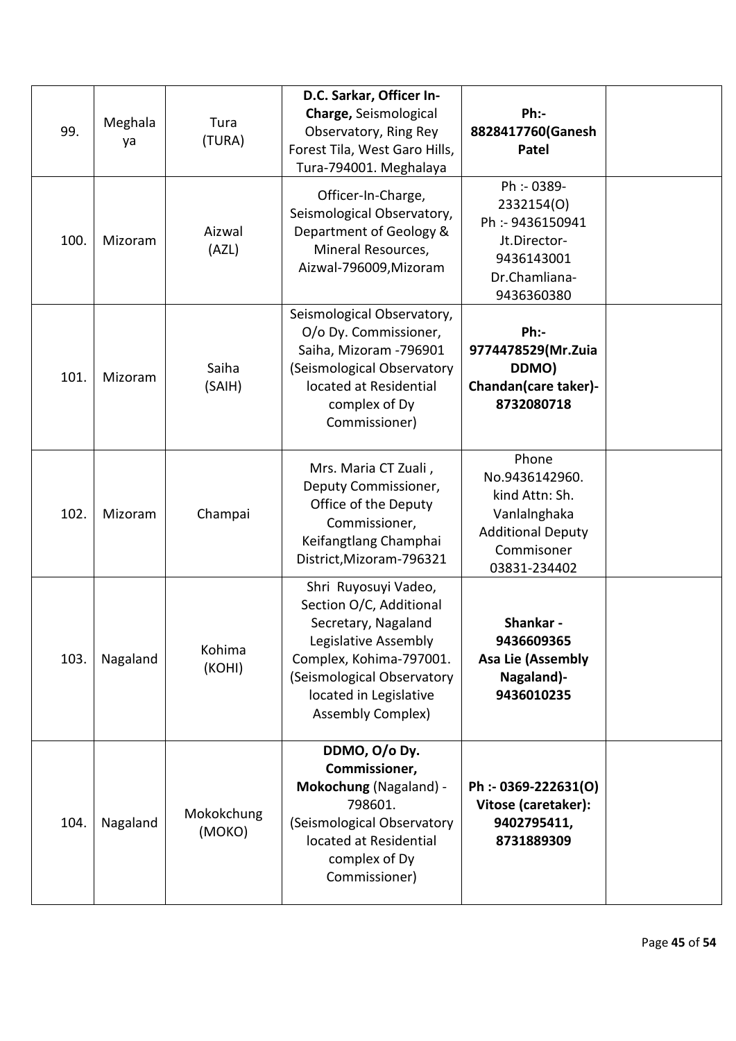| 99. | Meghalaya | Tura (TURA) | **D.C. Sarkar, Officer In-Charge,** Seismological Observatory, Ring Rey Forest Tila, West Garo Hills, Tura-794001. Meghalaya | **Ph:- 8828417760(Ganesh Patel** | |
|---|---|---|---|---|---|
| 100. | Mizoram | Aizwal (AZL) | Officer-In-Charge, Seismological Observatory, Department of Geology & Mineral Resources, Aizwal-796009,Mizoram | Ph :- 0389-2332154(O) Ph :- 9436150941 Jt.Director-9436143001 Dr.Chamliana-9436360380 | |
| 101. | Mizoram | Saiha (SAIH) | Seismological Observatory, O/o Dy. Commissioner, Saiha, Mizoram -796901 (Seismological Observatory located at Residential complex of Dy Commissioner) | **Ph:- 9774478529(Mr.Zuia DDMO) Chandan(care taker)-8732080718** | |
| 102. | Mizoram | Champai | Mrs. Maria CT Zuali , Deputy Commissioner, Office of the Deputy Commissioner, Keifangtlang Champhai District,Mizoram-796321 | Phone No.9436142960. kind Attn: Sh. Vanlalnghaka Additional Deputy Commisoner 03831-234402 | |
| 103. | Nagaland | Kohima (KOHI) | Shri Ruyosuyi Vadeo, Section O/C, Additional Secretary, Nagaland Legislative Assembly Complex, Kohima-797001. (Seismological Observatory located in Legislative Assembly Complex) | **Shankar - 9436609365 Asa Lie (Assembly Nagaland)- 9436010235** | |
| 104. | Nagaland | Mokokchung (MOKO) | **DDMO, O/o Dy. Commissioner, Mokochung** (Nagaland) - 798601. (Seismological Observatory located at Residential complex of Dy Commissioner) | **Ph :- 0369-222631(O) Vitose (caretaker): 9402795411, 8731889309** | |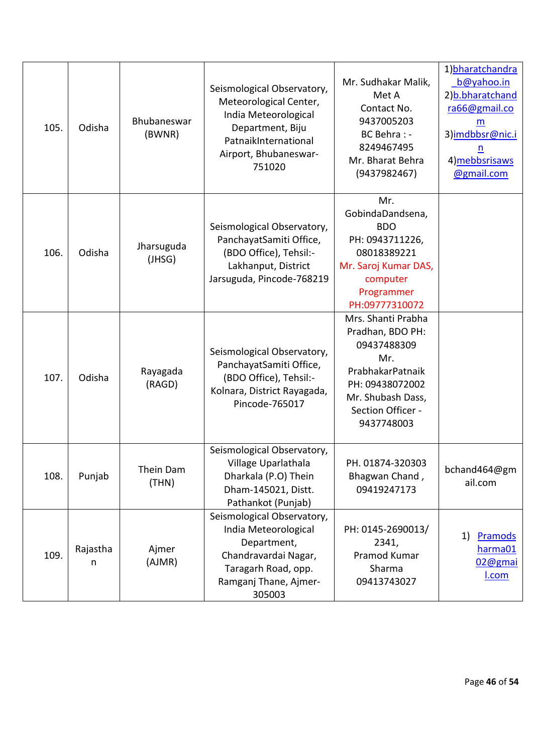| 105. | Odisha | Bhubaneswar (BWNR) | Seismological Observatory, Meteorological Center, India Meteorological Department, Biju PatnaikInternational Airport, Bhubaneswar-751020 | Mr. Sudhakar Malik, Met A Contact No. 9437005203 BC Behra : - 8249467495 Mr. Bharat Behra (9437982467) | 1)bharatchandra_b@yahoo.in 2)b.bharatchandra66@gmail.com 3)imdbbsr@nic.in 4)mebbsrisaws@gmail.com |
|---|---|---|---|---|---|
| 106. | Odisha | Jharsuguda (JHSG) | Seismological Observatory, PanchayatSamiti Office, (BDO Office), Tehsil:- Lakhanput, District Jarsuguda, Pincode-768219 | Mr. GobindaDandsena, BDO PH: 0943711226, 08018389221 Mr. Saroj Kumar DAS, computer Programmer PH:09777310072 | |
| 107. | Odisha | Rayagada (RAGD) | Seismological Observatory, PanchayatSamiti Office, (BDO Office), Tehsil:- Kolnara, District Rayagada, Pincode-765017 | Mrs. Shanti Prabha Pradhan, BDO PH: 09437488309 Mr. PrabhakarPatnaik PH: 09438072002 Mr. Shubash Dass, Section Officer - 9437748003 | |
| 108. | Punjab | Thein Dam (THN) | Seismological Observatory, Village Uparlathala Dharkala (P.O) Thein Dham-145021, Distt. Pathankot (Punjab) | PH. 01874-320303 Bhagwan Chand , 09419247173 | bchand464@gmail.com |
| 109. | Rajasthan | Ajmer (AJMR) | Seismological Observatory, India Meteorological Department, Chandravardai Nagar, Taragarh Road, opp. Ramganj Thane, Ajmer-305003 | PH: 0145-2690013/ 2341, Pramod Kumar Sharma 09413743027 | 1) Pramodsharma0102@gmail.com |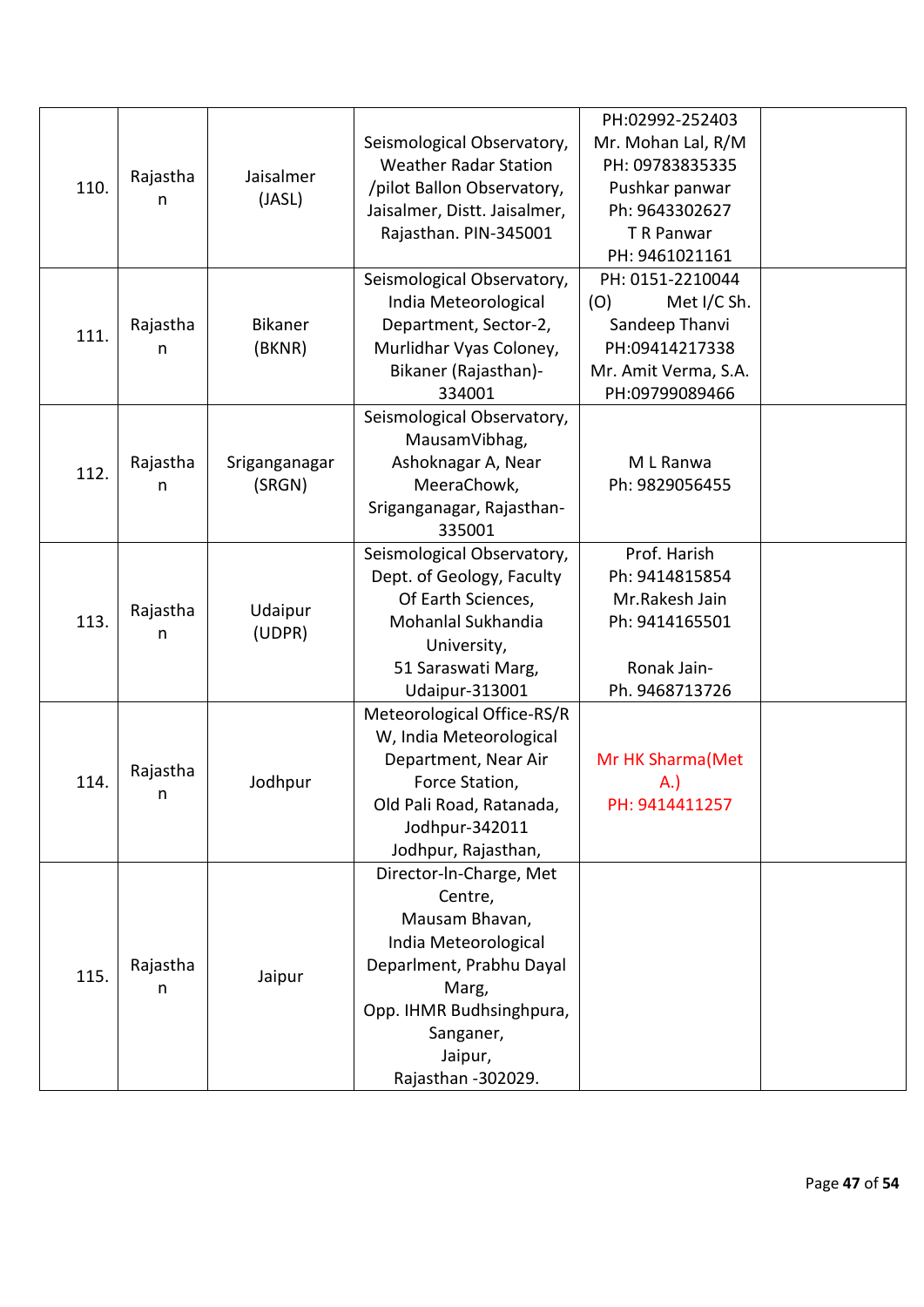| | | | | | |
|---|---|---|---|---|---|
| 110. | Rajasthan | Jaisalmer (JASL) | Seismological Observatory, Weather Radar Station /pilot Ballon Observatory, Jaisalmer, Distt. Jaisalmer, Rajasthan. PIN-345001 | PH:02992-252403 Mr. Mohan Lal, R/M PH: 09783835335 Pushkar panwar Ph: 9643302627 T R Panwar PH: 9461021161 | |
| 111. | Rajasthan | Bikaner (BKNR) | Seismological Observatory, India Meteorological Department, Sector-2, Murlidhar Vyas Coloney, Bikaner (Rajasthan)-334001 | PH: 0151-2210044 (O) Met I/C Sh. Sandeep Thanvi PH:09414217338 Mr. Amit Verma, S.A. PH:09799089466 | |
| 112. | Rajasthan | Sriganganagar (SRGN) | Seismological Observatory, MausamVibhag, Ashoknagar A, Near MeeraChowk, Sriganganagar, Rajasthan-335001 | M L Ranwa Ph: 9829056455 | |
| 113. | Rajasthan | Udaipur (UDPR) | Seismological Observatory, Dept. of Geology, Faculty Of Earth Sciences, Mohanlal Sukhandia University, 51 Saraswati Marg, Udaipur-313001 | Prof. Harish Ph: 9414815854 Mr.Rakesh Jain Ph: 9414165501<br><br>Ronak Jain- Ph. 9468713726 | |
| 114. | Rajasthan | Jodhpur | Meteorological Office-RS/RW, India Meteorological Department, Near Air Force Station, Old Pali Road, Ratanada, Jodhpur-342011 Jodhpur, Rajasthan, | Mr HK Sharma(Met A.) PH: 9414411257 | |
| 115. | Rajasthan | Jaipur | Director-In-Charge, Met Centre, Mausam Bhavan, India Meteorological Deparlment, Prabhu Dayal Marg, Opp. IHMR Budhsinghpura, Sanganer, Jaipur, Rajasthan -302029. | | |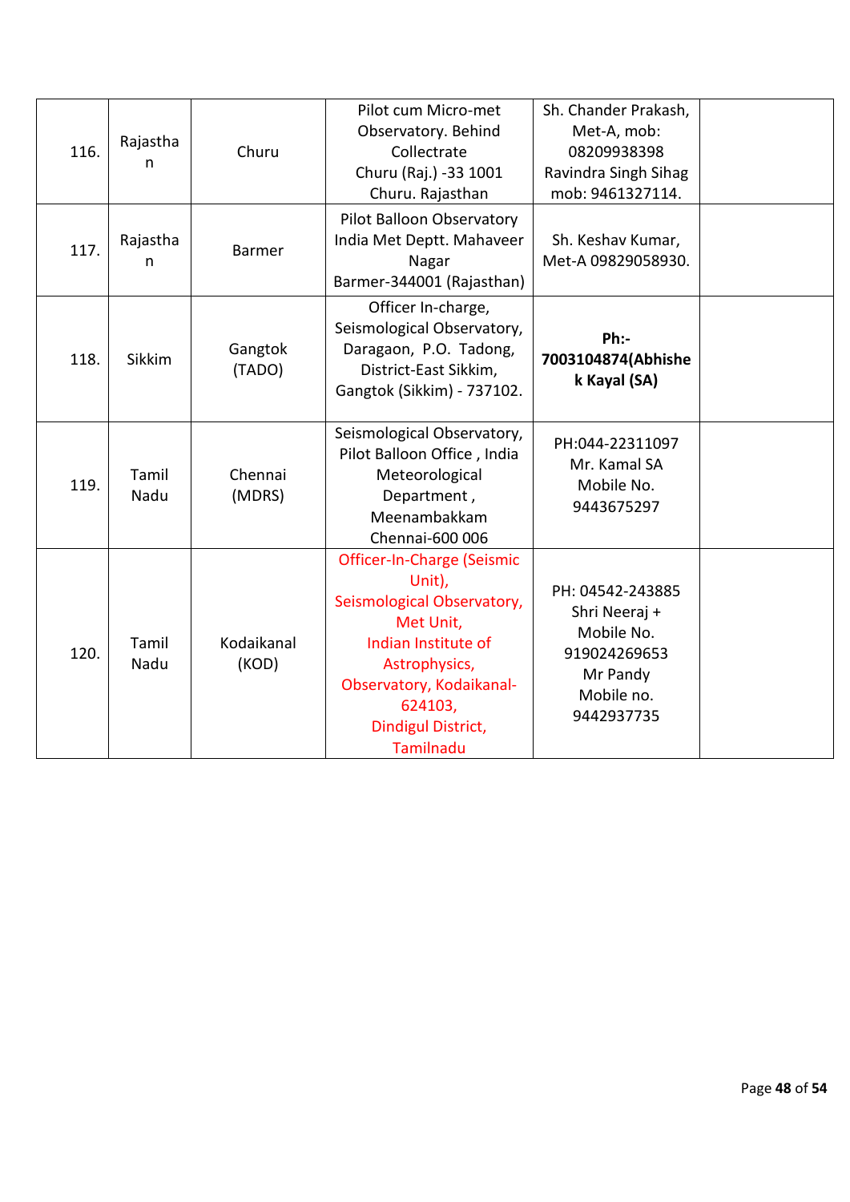| | | | | | |
|---|---|---|---|---|---|
| 116. | Rajasthan | Churu | Pilot cum Micro-met Observatory. Behind Collectrate Churu (Raj.) -33 1001 Churu. Rajasthan | Sh. Chander Prakash, Met-A, mob: 08209938398 Ravindra Singh Sihag mob: 9461327114. | |
| 117. | Rajasthan | Barmer | Pilot Balloon Observatory India Met Deptt. Mahaveer Nagar Barmer-344001 (Rajasthan) | Sh. Keshav Kumar, Met-A 09829058930. | |
| 118. | Sikkim | Gangtok (TADO) | Officer In-charge, Seismological Observatory, Daragaon, P.O. Tadong, District-East Sikkim, Gangtok (Sikkim) - 737102. | **Ph:- 7003104874(Abhishek Kayal (SA)** | |
| 119. | Tamil Nadu | Chennai (MDRS) | Seismological Observatory, Pilot Balloon Office , India Meteorological Department , Meenambakkam Chennai-600 006 | PH:044-22311097 Mr. Kamal SA Mobile No. 9443675297 | |
| 120. | Tamil Nadu | Kodaikanal (KOD) | Officer-In-Charge (Seismic Unit), Seismological Observatory, Met Unit, Indian Institute of Astrophysics, Observatory, Kodaikanal-624103, Dindigul District, Tamilnadu | PH: 04542-243885 Shri Neeraj + Mobile No. 919024269653 Mr Pandy Mobile no. 9442937735 | |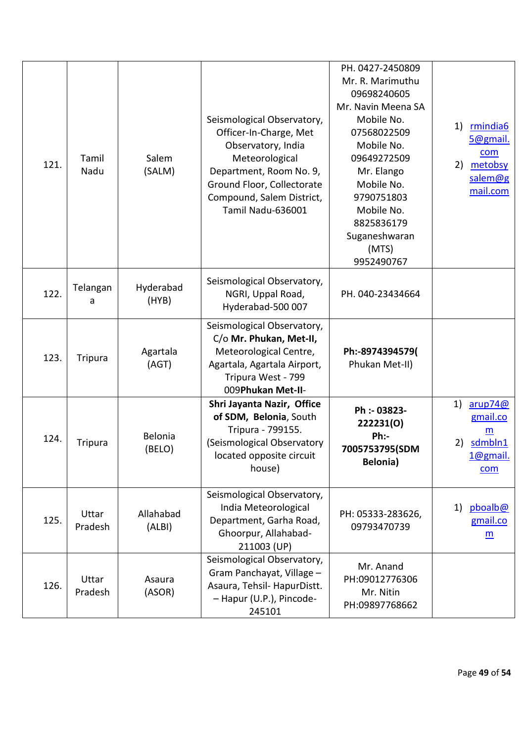| 121. | Tamil Nadu | Salem (SALM) | Seismological Observatory, Officer-In-Charge, Met Observatory, India Meteorological Department, Room No. 9, Ground Floor, Collectorate Compound, Salem District, Tamil Nadu-636001 | PH. 0427-2450809 Mr. R. Marimuthu 09698240605 Mr. Navin Meena SA Mobile No. 07568022509 Mobile No. 09649272509 Mr. Elango Mobile No. 9790751803 Mobile No. 8825836179 Suganeshwaran (MTS) 9952490767 | 1) rmindia65@gmail.com 2) metobsysalem@gmail.com |
|---|---|---|---|---|---|
| 122. | Telangana | Hyderabad (HYB) | Seismological Observatory, NGRI, Uppal Road, Hyderabad-500 007 | PH. 040-23434664 | |
| 123. | Tripura | Agartala (AGT) | Seismological Observatory, C/o **Mr. Phukan, Met-II,** Meteorological Centre, Agartala, Agartala Airport, Tripura West - 799 009**Phukan Met-II-** | **Ph:-8974394579(** Phukan Met-II) | |
| 124. | Tripura | Belonia (BELO) | **Shri Jayanta Nazir, Office of SDM, Belonia**, South Tripura - 799155. (Seismological Observatory located opposite circuit house) | **Ph :- 03823-222231(O) Ph:- 7005753795(SDM Belonia)** | 1) arup74@gmail.com 2) sdmbln11@gmail.com |
| 125. | Uttar Pradesh | Allahabad (ALBI) | Seismological Observatory, India Meteorological Department, Garha Road, Ghoorpur, Allahabad-211003 (UP) | PH: 05333-283626, 09793470739 | 1) pboalb@gmail.com |
| 126. | Uttar Pradesh | Asaura (ASOR) | Seismological Observatory, Gram Panchayat, Village – Asaura, Tehsil- HapurDistt. – Hapur (U.P.), Pincode-245101 | Mr. Anand PH:09012776306 Mr. Nitin PH:09897768662 | |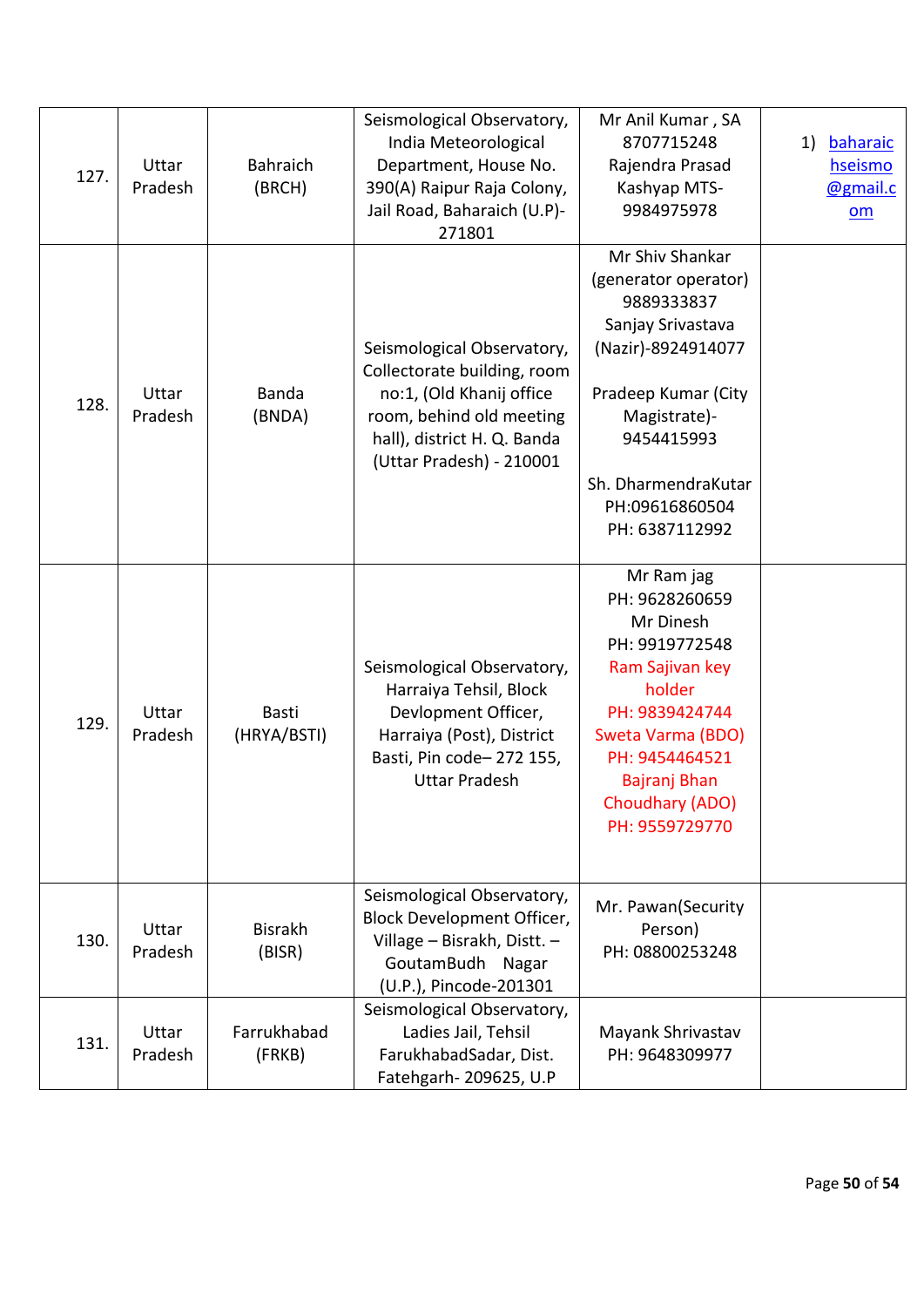| 127. | Uttar Pradesh | Bahraich (BRCH) | Seismological Observatory, India Meteorological Department, House No. 390(A) Raipur Raja Colony, Jail Road, Baharaich (U.P)- 271801 | Mr Anil Kumar , SA 8707715248 Rajendra Prasad Kashyap MTS- 9984975978 | 1) baharaichseismo@gmail.com |
|---|---|---|---|---|---|
| 128. | Uttar Pradesh | Banda (BNDA) | Seismological Observatory, Collectorate building, room no:1, (Old Khanij office room, behind old meeting hall), district H. Q. Banda (Uttar Pradesh) - 210001 | Mr Shiv Shankar (generator operator) 9889333837 Sanjay Srivastava (Nazir)-8924914077<br><br>Pradeep Kumar (City Magistrate)- 9454415993<br><br>Sh. DharmendraKutar PH:09616860504 PH: 6387112992 | |
| 129. | Uttar Pradesh | Basti (HRYA/BSTI) | Seismological Observatory, Harraiya Tehsil, Block Devlopment Officer, Harraiya (Post), District Basti, Pin code– 272 155, Uttar Pradesh | Mr Ram jag PH: 9628260659 Mr Dinesh PH: 9919772548 Ram Sajivan key holder PH: 9839424744 Sweta Varma (BDO) PH: 9454464521 Bajranj Bhan Choudhary (ADO) PH: 9559729770 | |
| 130. | Uttar Pradesh | Bisrakh (BISR) | Seismological Observatory, Block Development Officer, Village – Bisrakh, Distt. – GoutamBudh Nagar (U.P.), Pincode-201301 | Mr. Pawan(Security Person) PH: 08800253248 | |
| 131. | Uttar Pradesh | Farrukhabad (FRKB) | Seismological Observatory, Ladies Jail, Tehsil FarukhabadSadar, Dist. Fatehgarh- 209625, U.P | Mayank Shrivastav PH: 9648309977 | |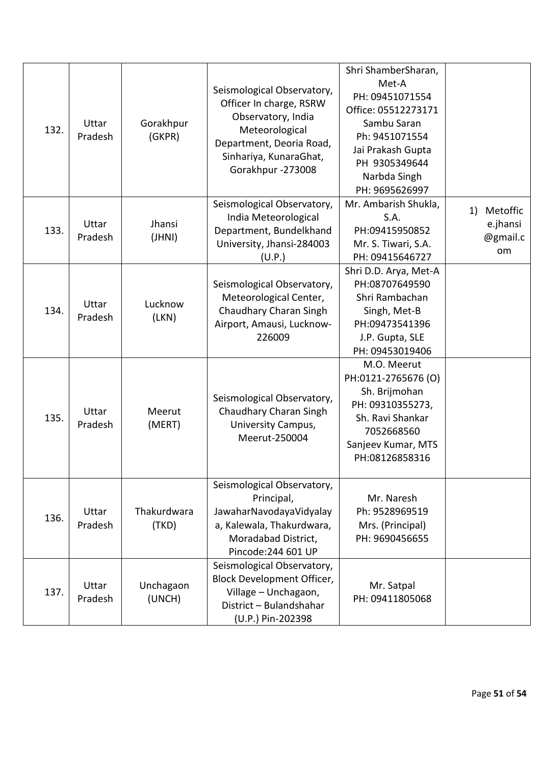| 132. | Uttar Pradesh | Gorakhpur (GKPR) | Seismological Observatory, Officer In charge, RSRW Observatory, India Meteorological Department, Deoria Road, Sinhariya, KunaraGhat, Gorakhpur -273008 | Shri ShamberSharan, Met-A PH: 09451071554 Office: 05512273171 Sambu Saran Ph: 9451071554 Jai Prakash Gupta PH 9305349644 Narbda Singh PH: 9695626997 | |
|---|---|---|---|---|---|
| 133. | Uttar Pradesh | Jhansi (JHNI) | Seismological Observatory, India Meteorological Department, Bundelkhand University, Jhansi-284003 (U.P.) | Mr. Ambarish Shukla, S.A. PH:09415950852 Mr. S. Tiwari, S.A. PH: 09415646727 | 1) Metoffice.jhansi@gmail.com |
| 134. | Uttar Pradesh | Lucknow (LKN) | Seismological Observatory, Meteorological Center, Chaudhary Charan Singh Airport, Amausi, Lucknow-226009 | Shri D.D. Arya, Met-A PH:08707649590 Shri Rambachan Singh, Met-B PH:09473541396 J.P. Gupta, SLE PH: 09453019406 | |
| 135. | Uttar Pradesh | Meerut (MERT) | Seismological Observatory, Chaudhary Charan Singh University Campus, Meerut-250004 | M.O. Meerut PH:0121-2765676 (O) Sh. Brijmohan PH: 09310355273, Sh. Ravi Shankar 7052668560 Sanjeev Kumar, MTS PH:08126858316 | |
| 136. | Uttar Pradesh | Thakurdwara (TKD) | Seismological Observatory, Principal, JawaharNavodayaVidyalaya, Kalewala, Thakurdwara, Moradabad District, Pincode:244 601 UP | Mr. Naresh Ph: 9528969519 Mrs. (Principal) PH: 9690456655 | |
| 137. | Uttar Pradesh | Unchagaon (UNCH) | Seismological Observatory, Block Development Officer, Village – Unchagaon, District – Bulandshahar (U.P.) Pin-202398 | Mr. Satpal PH: 09411805068 | |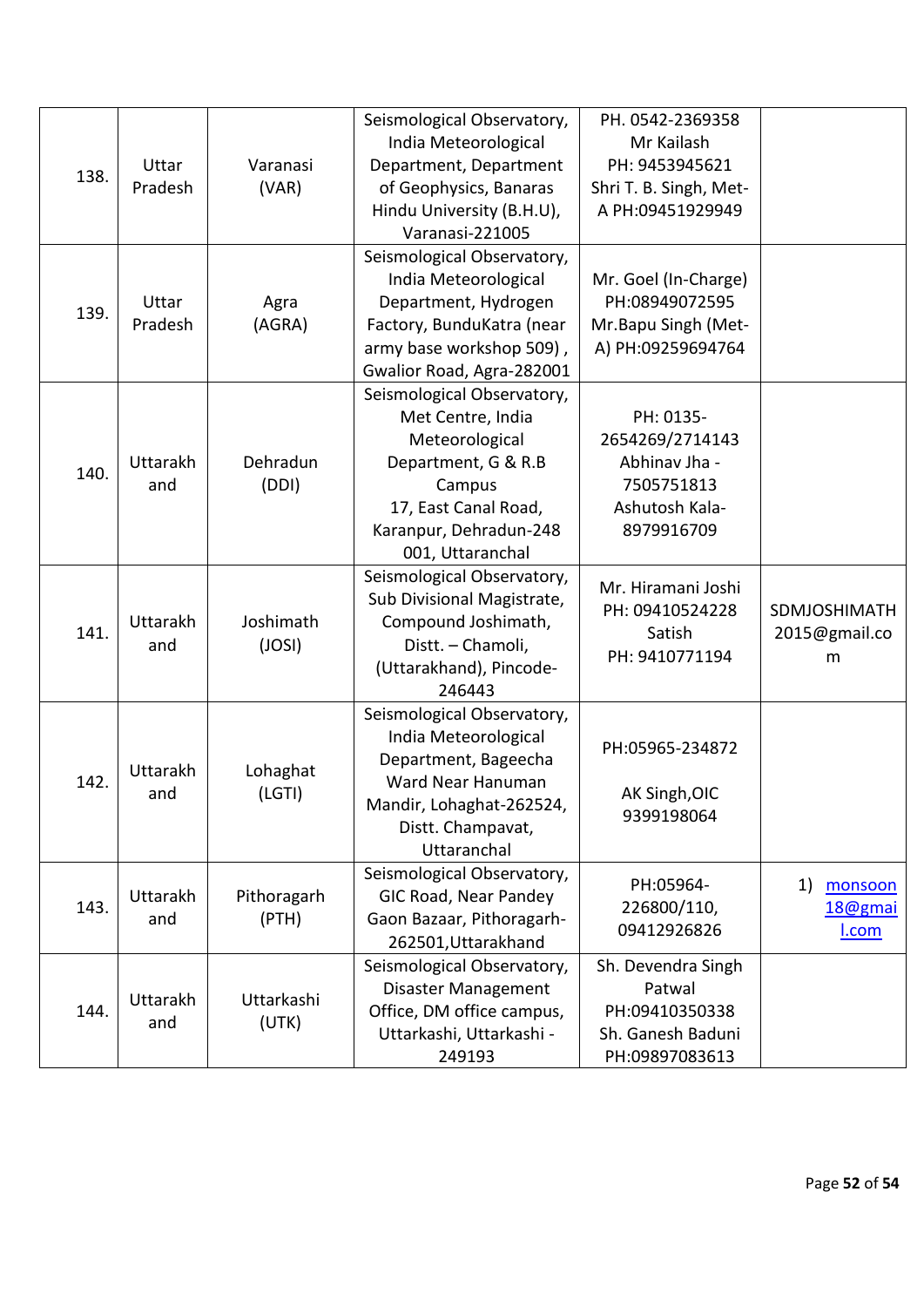| 138. | Uttar Pradesh | Varanasi (VAR) | Seismological Observatory, India Meteorological Department, Department of Geophysics, Banaras Hindu University (B.H.U), Varanasi-221005 | PH. 0542-2369358 Mr Kailash PH: 9453945621 Shri T. B. Singh, Met-A PH:09451929949 | |
|---|---|---|---|---|---|
| 139. | Uttar Pradesh | Agra (AGRA) | Seismological Observatory, India Meteorological Department, Hydrogen Factory, BunduKatra (near army base workshop 509) , Gwalior Road, Agra-282001 | Mr. Goel (In-Charge) PH:08949072595 Mr.Bapu Singh (Met-A) PH:09259694764 | |
| 140. | Uttarakhand | Dehradun (DDI) | Seismological Observatory, Met Centre, India Meteorological Department, G & R.B Campus 17, East Canal Road, Karanpur, Dehradun-248 001, Uttaranchal | PH: 0135-2654269/2714143 Abhinav Jha - 7505751813 Ashutosh Kala-8979916709 | |
| 141. | Uttarakhand | Joshimath (JOSI) | Seismological Observatory, Sub Divisional Magistrate, Compound Joshimath, Distt. – Chamoli, (Uttarakhand), Pincode-246443 | Mr. Hiramani Joshi PH: 09410524228 Satish PH: 9410771194 | SDMJOSHIMATH2015@gmail.com |
| 142. | Uttarakhand | Lohaghat (LGTI) | Seismological Observatory, India Meteorological Department, Bageecha Ward Near Hanuman Mandir, Lohaghat-262524, Distt. Champavat, Uttaranchal | PH:05965-234872 AK Singh,OIC 9399198064 | |
| 143. | Uttarakhand | Pithoragarh (PTH) | Seismological Observatory, GIC Road, Near Pandey Gaon Bazaar, Pithoragarh-262501,Uttarakhand | PH:05964-226800/110, 09412926826 | 1) monsoon18@gmail.com |
| 144. | Uttarakhand | Uttarkashi (UTK) | Seismological Observatory, Disaster Management Office, DM office campus, Uttarkashi, Uttarkashi - 249193 | Sh. Devendra Singh Patwal PH:09410350338 Sh. Ganesh Baduni PH:09897083613 | |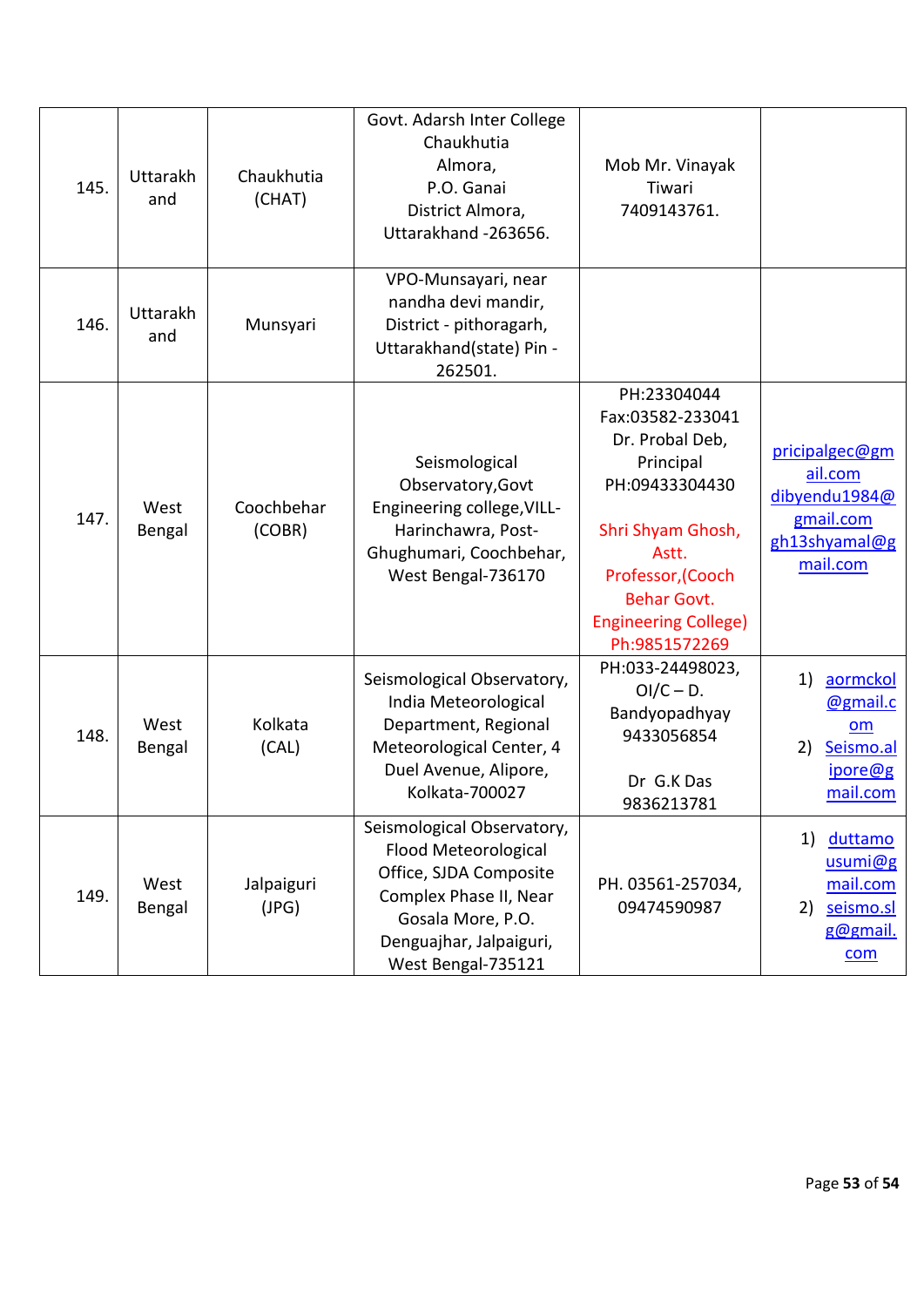| | | | | | |
|---|---|---|---|---|---|
| 145. | Uttarakhand | Chaukhutia (CHAT) | Govt. Adarsh Inter College Chaukhutia Almora, P.O. Ganai District Almora, Uttarakhand -263656. | Mob Mr. Vinayak Tiwari 7409143761. | |
| 146. | Uttarakhand | Munsyari | VPO-Munsayari, near nandha devi mandir, District - pithoragarh, Uttarakhand(state) Pin - 262501. | | |
| 147. | West Bengal | Coochbehar (COBR) | Seismological Observatory,Govt Engineering college,VILL-Harinchawra, Post-Ghughumari, Coochbehar, West Bengal-736170 | PH:23304044 Fax:03582-233041 Dr. Probal Deb, Principal PH:09433304430 Shri Shyam Ghosh, Astt. Professor,(Cooch Behar Govt. Engineering College) Ph:9851572269 | pricipalgec@gmail.com dibyendu1984@gmail.com gh13shyamal@gmail.com |
| 148. | West Bengal | Kolkata (CAL) | Seismological Observatory, India Meteorological Department, Regional Meteorological Center, 4 Duel Avenue, Alipore, Kolkata-700027 | PH:033-24498023, OI/C – D. Bandyopadhyay 9433056854 Dr G.K Das 9836213781 | 1) aormckol@gmail.com 2) Seismo.alipore@gmail.com |
| 149. | West Bengal | Jalpaiguri (JPG) | Seismological Observatory, Flood Meteorological Office, SJDA Composite Complex Phase II, Near Gosala More, P.O. Denguajhar, Jalpaiguri, West Bengal-735121 | PH. 03561-257034, 09474590987 | 1) duttamousumi@gmail.com 2) seismo.slg@gmail.com |